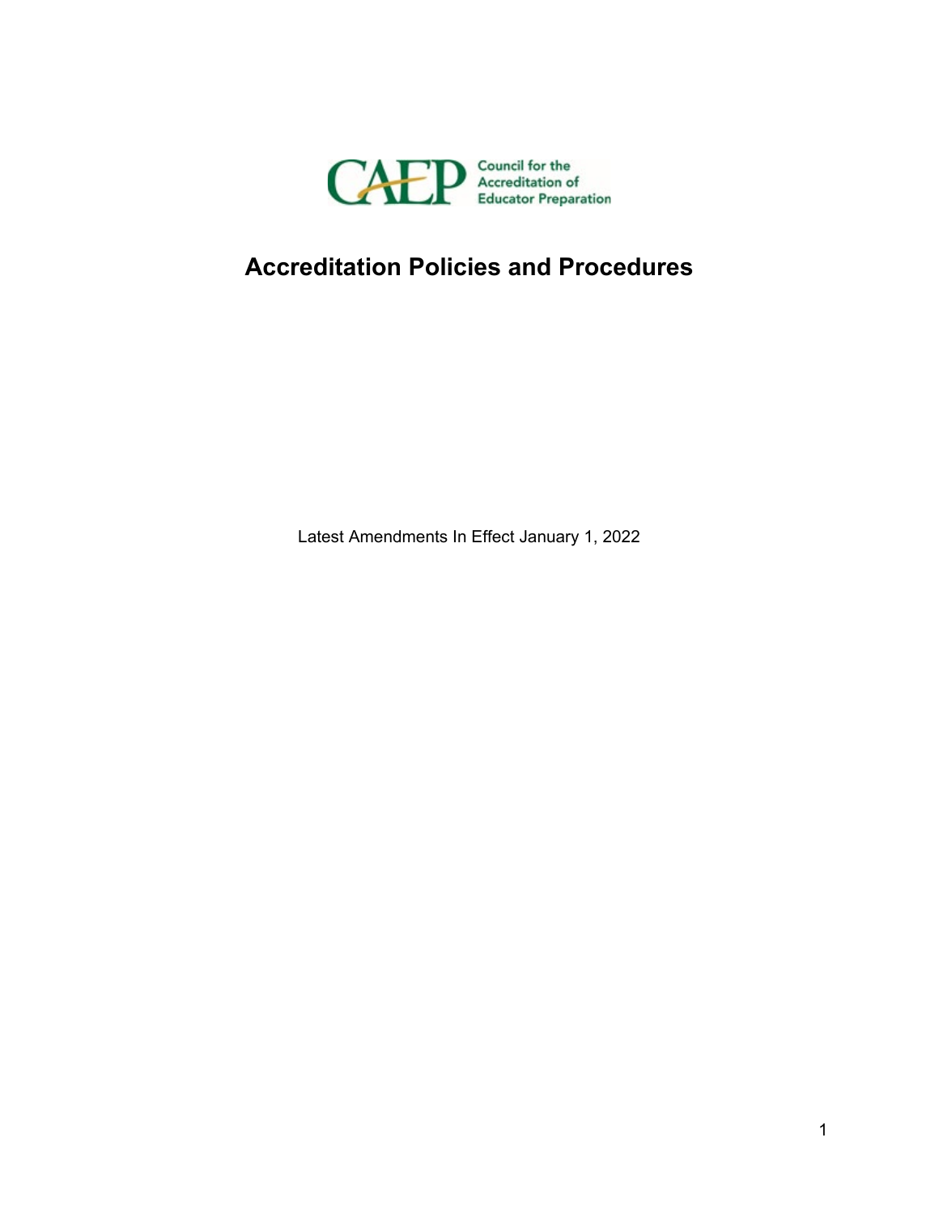CAEP Council for the Accreditation of Educator Preparation

# Accreditation Policies and Procedures

Latest Amendments In Effect January 1, 2022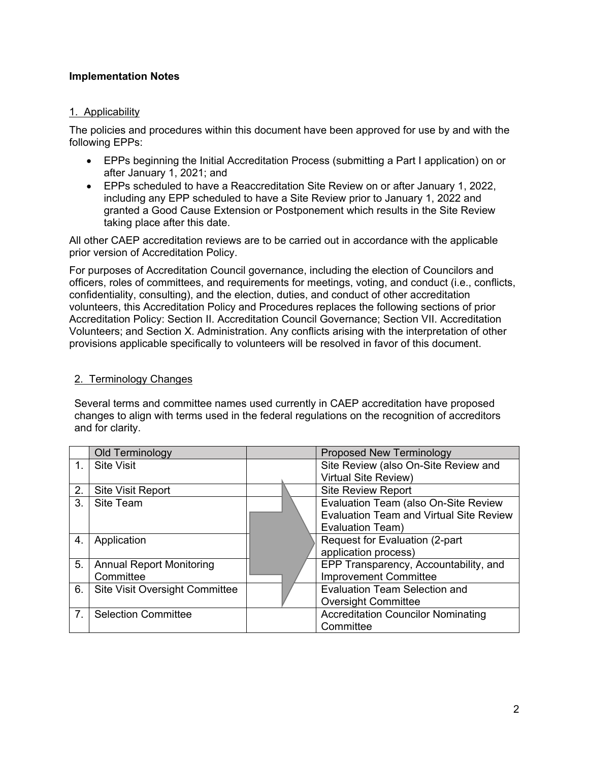**Implementation Notes**

1. Applicability

The policies and procedures within this document have been approved for use by and with the following EPPs:

- EPPs beginning the Initial Accreditation Process (submitting a Part I application) on or after January 1, 2021; and
- EPPs scheduled to have a Reaccreditation Site Review on or after January 1, 2022, including any EPP scheduled to have a Site Review prior to January 1, 2022 and granted a Good Cause Extension or Postponement which results in the Site Review taking place after this date.

All other CAEP accreditation reviews are to be carried out in accordance with the applicable prior version of Accreditation Policy.

For purposes of Accreditation Council governance, including the election of Councilors and officers, roles of committees, and requirements for meetings, voting, and conduct (i.e., conflicts, confidentiality, consulting), and the election, duties, and conduct of other accreditation volunteers, this Accreditation Policy and Procedures replaces the following sections of prior Accreditation Policy: Section II. Accreditation Council Governance; Section VII. Accreditation Volunteers; and Section X. Administration. Any conflicts arising with the interpretation of other provisions applicable specifically to volunteers will be resolved in favor of this document.

2. Terminology Changes

Several terms and committee names used currently in CAEP accreditation have proposed changes to align with terms used in the federal regulations on the recognition of accreditors and for clarity.

| | Old Terminology | | Proposed New Terminology |
|---|---|---|---|
| 1. | Site Visit | | Site Review (also On-Site Review and Virtual Site Review) |
| 2. | Site Visit Report | | Site Review Report |
| 3. | Site Team | | Evaluation Team (also On-Site Review Evaluation Team and Virtual Site Review Evaluation Team) |
| 4. | Application | | Request for Evaluation (2-part application process) |
| 5. | Annual Report Monitoring Committee | | EPP Transparency, Accountability, and Improvement Committee |
| 6. | Site Visit Oversight Committee | | Evaluation Team Selection and Oversight Committee |
| 7. | Selection Committee | | Accreditation Councilor Nominating Committee |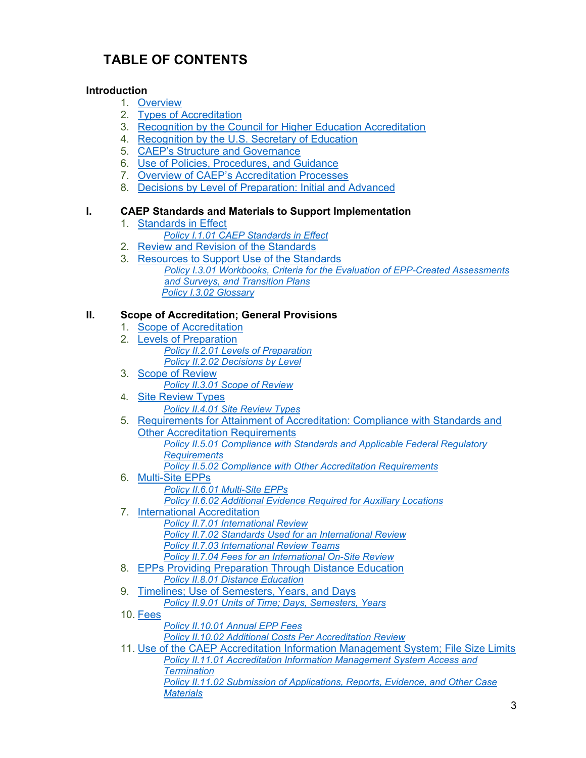# TABLE OF CONTENTS

**Introduction**

1. Overview
2. Types of Accreditation
3. Recognition by the Council for Higher Education Accreditation
4. Recognition by the U.S. Secretary of Education
5. CAEP's Structure and Governance
6. Use of Policies, Procedures, and Guidance
7. Overview of CAEP's Accreditation Processes
8. Decisions by Level of Preparation: Initial and Advanced

**I. CAEP Standards and Materials to Support Implementation**

1. Standards in Effect
   - *Policy I.1.01 CAEP Standards in Effect*
2. Review and Revision of the Standards
3. Resources to Support Use of the Standards
   - *Policy I.3.01 Workbooks, Criteria for the Evaluation of EPP-Created Assessments and Surveys, and Transition Plans*
   - *Policy I.3.02 Glossary*

**II. Scope of Accreditation; General Provisions**

1. Scope of Accreditation
2. Levels of Preparation
   - *Policy II.2.01 Levels of Preparation*
   - *Policy II.2.02 Decisions by Level*
3. Scope of Review
   - *Policy II.3.01 Scope of Review*
4. Site Review Types
   - *Policy II.4.01 Site Review Types*
5. Requirements for Attainment of Accreditation: Compliance with Standards and Other Accreditation Requirements
   - *Policy II.5.01 Compliance with Standards and Applicable Federal Regulatory Requirements*
   - *Policy II.5.02 Compliance with Other Accreditation Requirements*
6. Multi-Site EPPs
   - *Policy II.6.01 Multi-Site EPPs*
   - *Policy II.6.02 Additional Evidence Required for Auxiliary Locations*
7. International Accreditation
   - *Policy II.7.01 International Review*
   - *Policy II.7.02 Standards Used for an International Review*
   - *Policy II.7.03 International Review Teams*
   - *Policy II.7.04 Fees for an International On-Site Review*
8. EPPs Providing Preparation Through Distance Education
   - *Policy II.8.01 Distance Education*
9. Timelines; Use of Semesters, Years, and Days
   - *Policy II.9.01 Units of Time; Days, Semesters, Years*
10. Fees
    - *Policy II.10.01 Annual EPP Fees*
    - *Policy II.10.02 Additional Costs Per Accreditation Review*
11. Use of the CAEP Accreditation Information Management System; File Size Limits
    - *Policy II.11.01 Accreditation Information Management System Access and Termination*
    - *Policy II.11.02 Submission of Applications, Reports, Evidence, and Other Case Materials*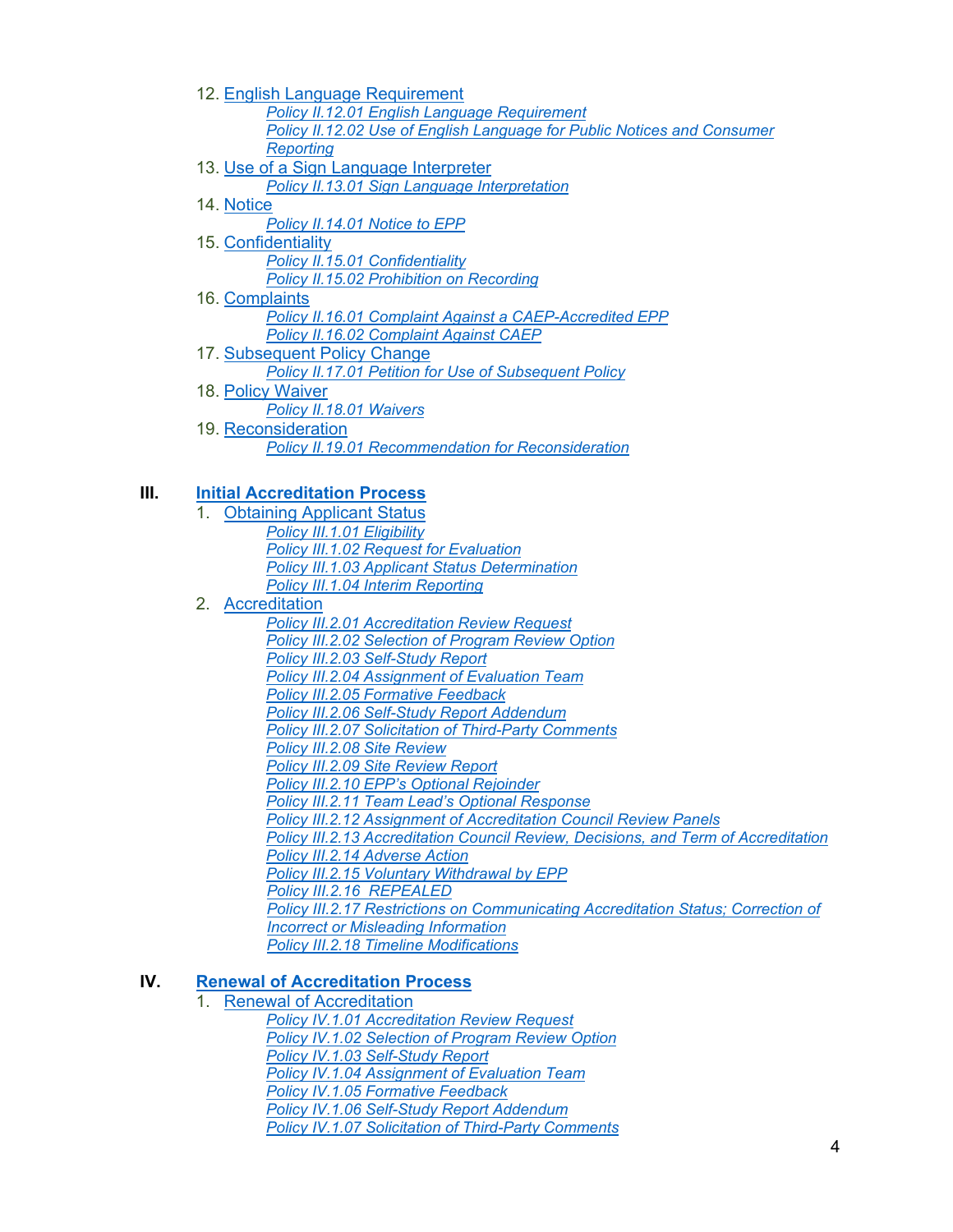12. English Language Requirement
    - *Policy II.12.01 English Language Requirement*
    - *Policy II.12.02 Use of English Language for Public Notices and Consumer Reporting*
13. Use of a Sign Language Interpreter
    - *Policy II.13.01 Sign Language Interpretation*
14. Notice
    - *Policy II.14.01 Notice to EPP*
15. Confidentiality
    - *Policy II.15.01 Confidentiality*
    - *Policy II.15.02 Prohibition on Recording*
16. Complaints
    - *Policy II.16.01 Complaint Against a CAEP-Accredited EPP*
    - *Policy II.16.02 Complaint Against CAEP*
17. Subsequent Policy Change
    - *Policy II.17.01 Petition for Use of Subsequent Policy*
18. Policy Waiver
    - *Policy II.18.01 Waivers*
19. Reconsideration
    - *Policy II.19.01 Recommendation for Reconsideration*

**III. Initial Accreditation Process**

1. Obtaining Applicant Status
    - *Policy III.1.01 Eligibility*
    - *Policy III.1.02 Request for Evaluation*
    - *Policy III.1.03 Applicant Status Determination*
    - *Policy III.1.04 Interim Reporting*
2. Accreditation
    - *Policy III.2.01 Accreditation Review Request*
    - *Policy III.2.02 Selection of Program Review Option*
    - *Policy III.2.03 Self-Study Report*
    - *Policy III.2.04 Assignment of Evaluation Team*
    - *Policy III.2.05 Formative Feedback*
    - *Policy III.2.06 Self-Study Report Addendum*
    - *Policy III.2.07 Solicitation of Third-Party Comments*
    - *Policy III.2.08 Site Review*
    - *Policy III.2.09 Site Review Report*
    - *Policy III.2.10 EPP's Optional Rejoinder*
    - *Policy III.2.11 Team Lead's Optional Response*
    - *Policy III.2.12 Assignment of Accreditation Council Review Panels*
    - *Policy III.2.13 Accreditation Council Review, Decisions, and Term of Accreditation*
    - *Policy III.2.14 Adverse Action*
    - *Policy III.2.15 Voluntary Withdrawal by EPP*
    - *Policy III.2.16 REPEALED*
    - *Policy III.2.17 Restrictions on Communicating Accreditation Status; Correction of Incorrect or Misleading Information*
    - *Policy III.2.18 Timeline Modifications*

**IV. Renewal of Accreditation Process**

1. Renewal of Accreditation
    - *Policy IV.1.01 Accreditation Review Request*
    - *Policy IV.1.02 Selection of Program Review Option*
    - *Policy IV.1.03 Self-Study Report*
    - *Policy IV.1.04 Assignment of Evaluation Team*
    - *Policy IV.1.05 Formative Feedback*
    - *Policy IV.1.06 Self-Study Report Addendum*
    - *Policy IV.1.07 Solicitation of Third-Party Comments*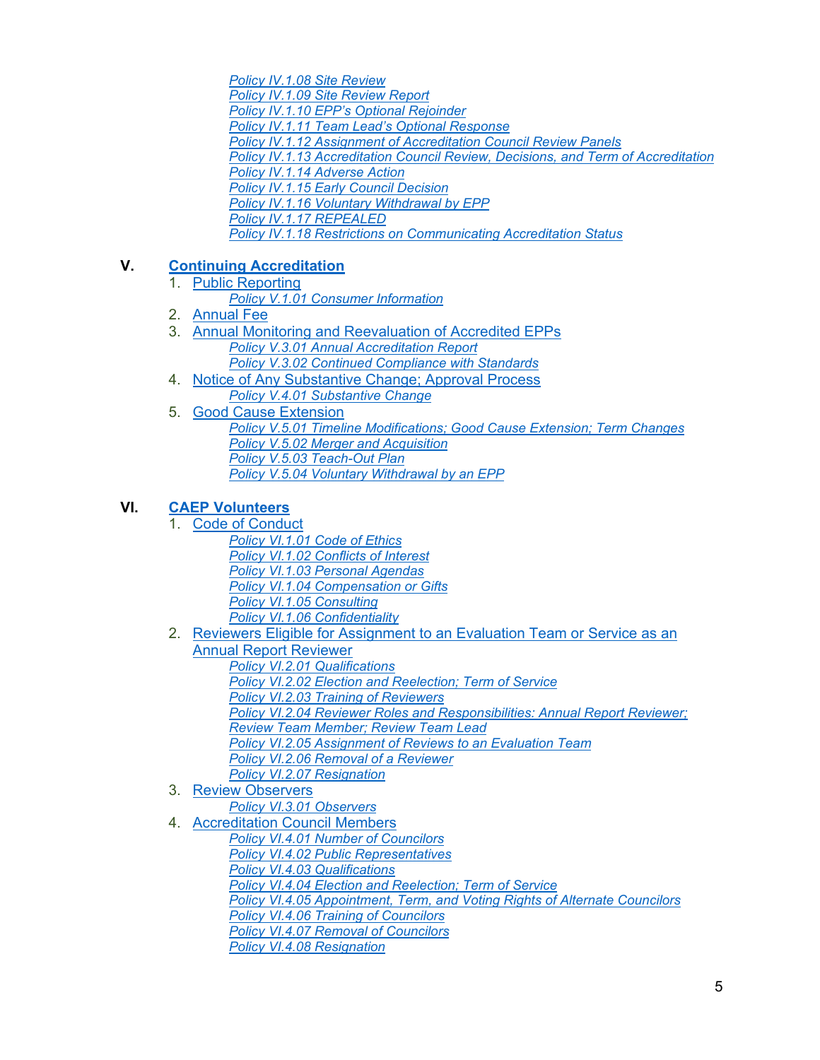*Policy IV.1.08 Site Review*
*Policy IV.1.09 Site Review Report*
*Policy IV.1.10 EPP's Optional Rejoinder*
*Policy IV.1.11 Team Lead's Optional Response*
*Policy IV.1.12 Assignment of Accreditation Council Review Panels*
*Policy IV.1.13 Accreditation Council Review, Decisions, and Term of Accreditation*
*Policy IV.1.14 Adverse Action*
*Policy IV.1.15 Early Council Decision*
*Policy IV.1.16 Voluntary Withdrawal by EPP*
*Policy IV.1.17 REPEALED*
*Policy IV.1.18 Restrictions on Communicating Accreditation Status*

**V. Continuing Accreditation**

1. Public Reporting
   *Policy V.1.01 Consumer Information*
2. Annual Fee
3. Annual Monitoring and Reevaluation of Accredited EPPs
   *Policy V.3.01 Annual Accreditation Report*
   *Policy V.3.02 Continued Compliance with Standards*
4. Notice of Any Substantive Change; Approval Process
   *Policy V.4.01 Substantive Change*
5. Good Cause Extension
   *Policy V.5.01 Timeline Modifications; Good Cause Extension; Term Changes*
   *Policy V.5.02 Merger and Acquisition*
   *Policy V.5.03 Teach-Out Plan*
   *Policy V.5.04 Voluntary Withdrawal by an EPP*

**VI. CAEP Volunteers**

1. Code of Conduct
   *Policy VI.1.01 Code of Ethics*
   *Policy VI.1.02 Conflicts of Interest*
   *Policy VI.1.03 Personal Agendas*
   *Policy VI.1.04 Compensation or Gifts*
   *Policy VI.1.05 Consulting*
   *Policy VI.1.06 Confidentiality*
2. Reviewers Eligible for Assignment to an Evaluation Team or Service as an Annual Report Reviewer
   *Policy VI.2.01 Qualifications*
   *Policy VI.2.02 Election and Reelection; Term of Service*
   *Policy VI.2.03 Training of Reviewers*
   *Policy VI.2.04 Reviewer Roles and Responsibilities: Annual Report Reviewer; Review Team Member; Review Team Lead*
   *Policy VI.2.05 Assignment of Reviews to an Evaluation Team*
   *Policy VI.2.06 Removal of a Reviewer*
   *Policy VI.2.07 Resignation*
3. Review Observers
   *Policy VI.3.01 Observers*
4. Accreditation Council Members
   *Policy VI.4.01 Number of Councilors*
   *Policy VI.4.02 Public Representatives*
   *Policy VI.4.03 Qualifications*
   *Policy VI.4.04 Election and Reelection; Term of Service*
   *Policy VI.4.05 Appointment, Term, and Voting Rights of Alternate Councilors*
   *Policy VI.4.06 Training of Councilors*
   *Policy VI.4.07 Removal of Councilors*
   *Policy VI.4.08 Resignation*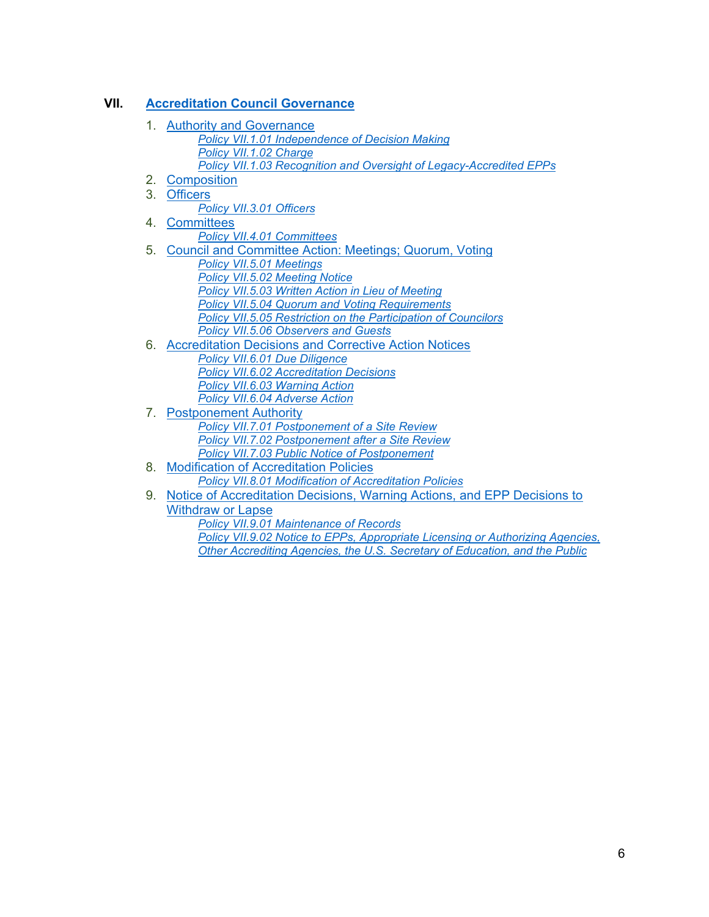## VII. Accreditation Council Governance

1. Authority and Governance
   - *Policy VII.1.01 Independence of Decision Making*
   - *Policy VII.1.02 Charge*
   - *Policy VII.1.03 Recognition and Oversight of Legacy-Accredited EPPs*
2. Composition
3. Officers
   - *Policy VII.3.01 Officers*
4. Committees
   - *Policy VII.4.01 Committees*
5. Council and Committee Action: Meetings; Quorum, Voting
   - *Policy VII.5.01 Meetings*
   - *Policy VII.5.02 Meeting Notice*
   - *Policy VII.5.03 Written Action in Lieu of Meeting*
   - *Policy VII.5.04 Quorum and Voting Requirements*
   - *Policy VII.5.05 Restriction on the Participation of Councilors*
   - *Policy VII.5.06 Observers and Guests*
6. Accreditation Decisions and Corrective Action Notices
   - *Policy VII.6.01 Due Diligence*
   - *Policy VII.6.02 Accreditation Decisions*
   - *Policy VII.6.03 Warning Action*
   - *Policy VII.6.04 Adverse Action*
7. Postponement Authority
   - *Policy VII.7.01 Postponement of a Site Review*
   - *Policy VII.7.02 Postponement after a Site Review*
   - *Policy VII.7.03 Public Notice of Postponement*
8. Modification of Accreditation Policies
   - *Policy VII.8.01 Modification of Accreditation Policies*
9. Notice of Accreditation Decisions, Warning Actions, and EPP Decisions to Withdraw or Lapse
   - *Policy VII.9.01 Maintenance of Records*
   - *Policy VII.9.02 Notice to EPPs, Appropriate Licensing or Authorizing Agencies, Other Accrediting Agencies, the U.S. Secretary of Education, and the Public*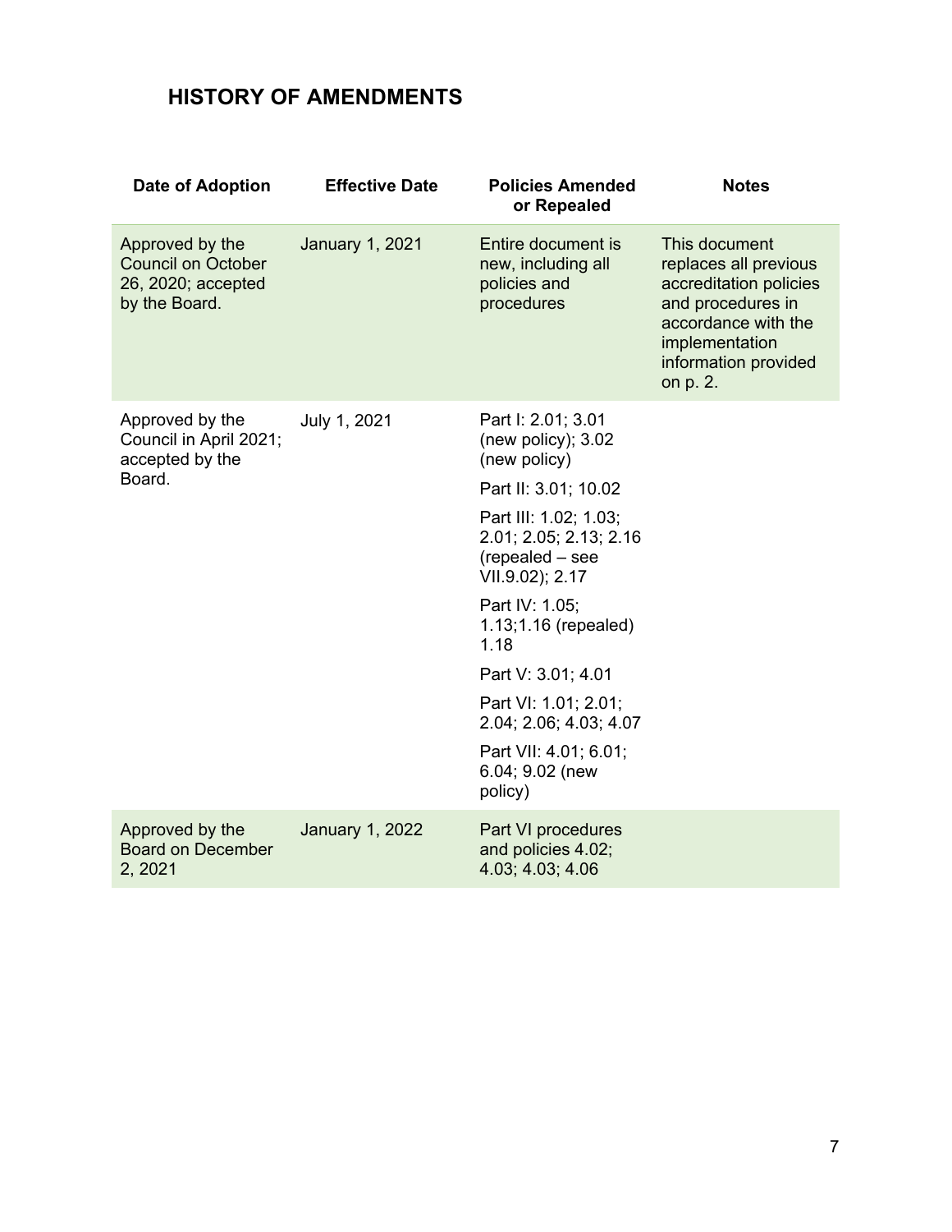## HISTORY OF AMENDMENTS

| Date of Adoption | Effective Date | Policies Amended or Repealed | Notes |
|---|---|---|---|
| Approved by the Council on October 26, 2020; accepted by the Board. | January 1, 2021 | Entire document is new, including all policies and procedures | This document replaces all previous accreditation policies and procedures in accordance with the implementation information provided on p. 2. |
| Approved by the Council in April 2021; accepted by the Board. | July 1, 2021 | Part I: 2.01; 3.01 (new policy); 3.02 (new policy) | |
| | | Part II: 3.01; 10.02 | |
| | | Part III: 1.02; 1.03; 2.01; 2.05; 2.13; 2.16 (repealed – see VII.9.02); 2.17 | |
| | | Part IV: 1.05; 1.13;1.16 (repealed) 1.18 | |
| | | Part V: 3.01; 4.01 | |
| | | Part VI: 1.01; 2.01; 2.04; 2.06; 4.03; 4.07 | |
| | | Part VII: 4.01; 6.01; 6.04; 9.02 (new policy) | |
| Approved by the Board on December 2, 2021 | January 1, 2022 | Part VI procedures and policies 4.02; 4.03; 4.03; 4.06 | |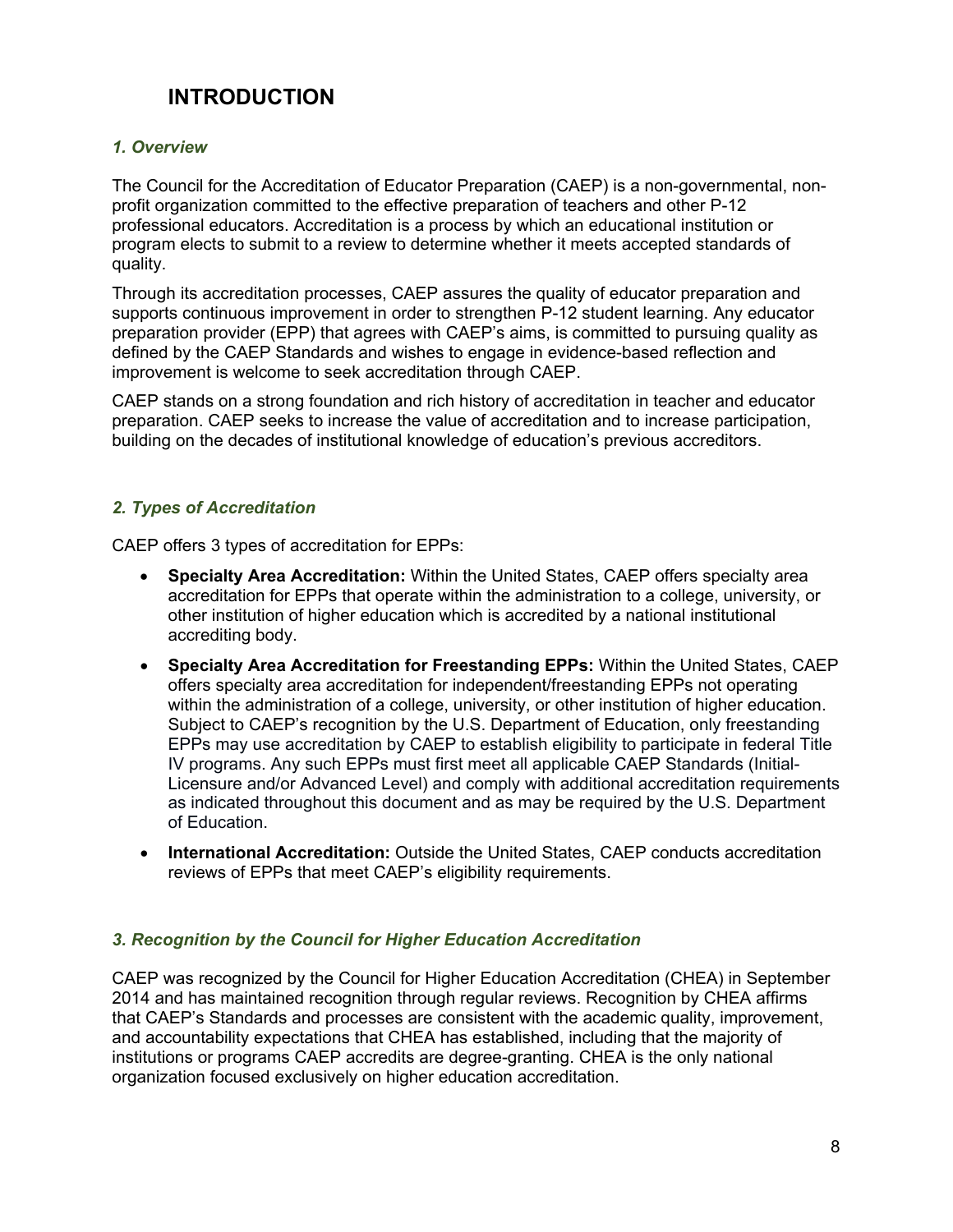# INTRODUCTION

### *1. Overview*

The Council for the Accreditation of Educator Preparation (CAEP) is a non-governmental, non-profit organization committed to the effective preparation of teachers and other P-12 professional educators. Accreditation is a process by which an educational institution or program elects to submit to a review to determine whether it meets accepted standards of quality.

Through its accreditation processes, CAEP assures the quality of educator preparation and supports continuous improvement in order to strengthen P-12 student learning. Any educator preparation provider (EPP) that agrees with CAEP's aims, is committed to pursuing quality as defined by the CAEP Standards and wishes to engage in evidence-based reflection and improvement is welcome to seek accreditation through CAEP.

CAEP stands on a strong foundation and rich history of accreditation in teacher and educator preparation. CAEP seeks to increase the value of accreditation and to increase participation, building on the decades of institutional knowledge of education's previous accreditors.

### *2. Types of Accreditation*

CAEP offers 3 types of accreditation for EPPs:

- **Specialty Area Accreditation:** Within the United States, CAEP offers specialty area accreditation for EPPs that operate within the administration to a college, university, or other institution of higher education which is accredited by a national institutional accrediting body.
- **Specialty Area Accreditation for Freestanding EPPs:** Within the United States, CAEP offers specialty area accreditation for independent/freestanding EPPs not operating within the administration of a college, university, or other institution of higher education. Subject to CAEP's recognition by the U.S. Department of Education, only freestanding EPPs may use accreditation by CAEP to establish eligibility to participate in federal Title IV programs. Any such EPPs must first meet all applicable CAEP Standards (Initial-Licensure and/or Advanced Level) and comply with additional accreditation requirements as indicated throughout this document and as may be required by the U.S. Department of Education.
- **International Accreditation:** Outside the United States, CAEP conducts accreditation reviews of EPPs that meet CAEP's eligibility requirements.

### *3. Recognition by the Council for Higher Education Accreditation*

CAEP was recognized by the Council for Higher Education Accreditation (CHEA) in September 2014 and has maintained recognition through regular reviews. Recognition by CHEA affirms that CAEP's Standards and processes are consistent with the academic quality, improvement, and accountability expectations that CHEA has established, including that the majority of institutions or programs CAEP accredits are degree-granting. CHEA is the only national organization focused exclusively on higher education accreditation.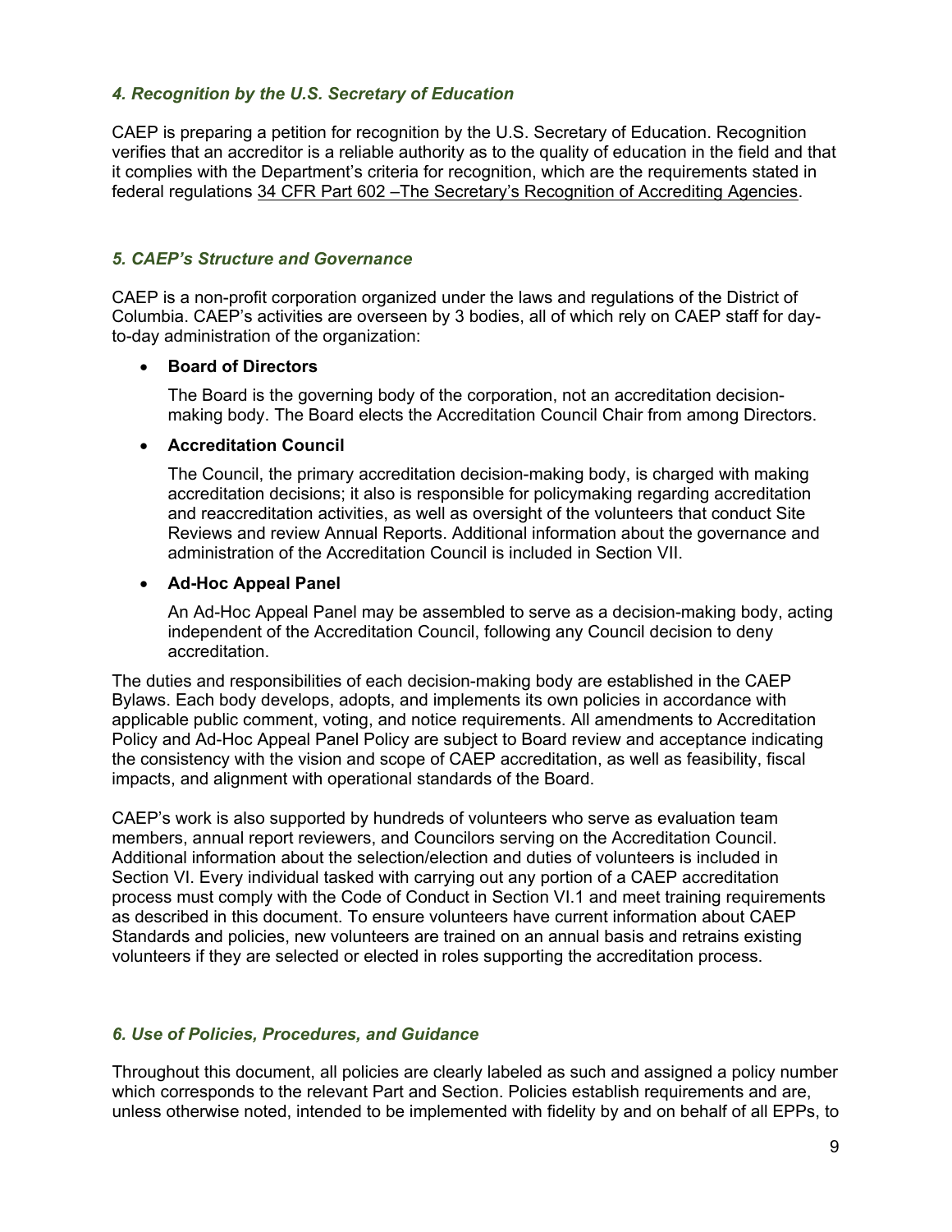### *4. Recognition by the U.S. Secretary of Education*

CAEP is preparing a petition for recognition by the U.S. Secretary of Education. Recognition verifies that an accreditor is a reliable authority as to the quality of education in the field and that it complies with the Department's criteria for recognition, which are the requirements stated in federal regulations 34 CFR Part 602 –The Secretary's Recognition of Accrediting Agencies.

### *5. CAEP's Structure and Governance*

CAEP is a non-profit corporation organized under the laws and regulations of the District of Columbia. CAEP's activities are overseen by 3 bodies, all of which rely on CAEP staff for day-to-day administration of the organization:

- **Board of Directors**

  The Board is the governing body of the corporation, not an accreditation decision-making body. The Board elects the Accreditation Council Chair from among Directors.

- **Accreditation Council**

  The Council, the primary accreditation decision-making body, is charged with making accreditation decisions; it also is responsible for policymaking regarding accreditation and reaccreditation activities, as well as oversight of the volunteers that conduct Site Reviews and review Annual Reports. Additional information about the governance and administration of the Accreditation Council is included in Section VII.

- **Ad-Hoc Appeal Panel**

  An Ad-Hoc Appeal Panel may be assembled to serve as a decision-making body, acting independent of the Accreditation Council, following any Council decision to deny accreditation.

The duties and responsibilities of each decision-making body are established in the CAEP Bylaws. Each body develops, adopts, and implements its own policies in accordance with applicable public comment, voting, and notice requirements. All amendments to Accreditation Policy and Ad-Hoc Appeal Panel Policy are subject to Board review and acceptance indicating the consistency with the vision and scope of CAEP accreditation, as well as feasibility, fiscal impacts, and alignment with operational standards of the Board.

CAEP's work is also supported by hundreds of volunteers who serve as evaluation team members, annual report reviewers, and Councilors serving on the Accreditation Council. Additional information about the selection/election and duties of volunteers is included in Section VI. Every individual tasked with carrying out any portion of a CAEP accreditation process must comply with the Code of Conduct in Section VI.1 and meet training requirements as described in this document. To ensure volunteers have current information about CAEP Standards and policies, new volunteers are trained on an annual basis and retrains existing volunteers if they are selected or elected in roles supporting the accreditation process.

### *6. Use of Policies, Procedures, and Guidance*

Throughout this document, all policies are clearly labeled as such and assigned a policy number which corresponds to the relevant Part and Section. Policies establish requirements and are, unless otherwise noted, intended to be implemented with fidelity by and on behalf of all EPPs, to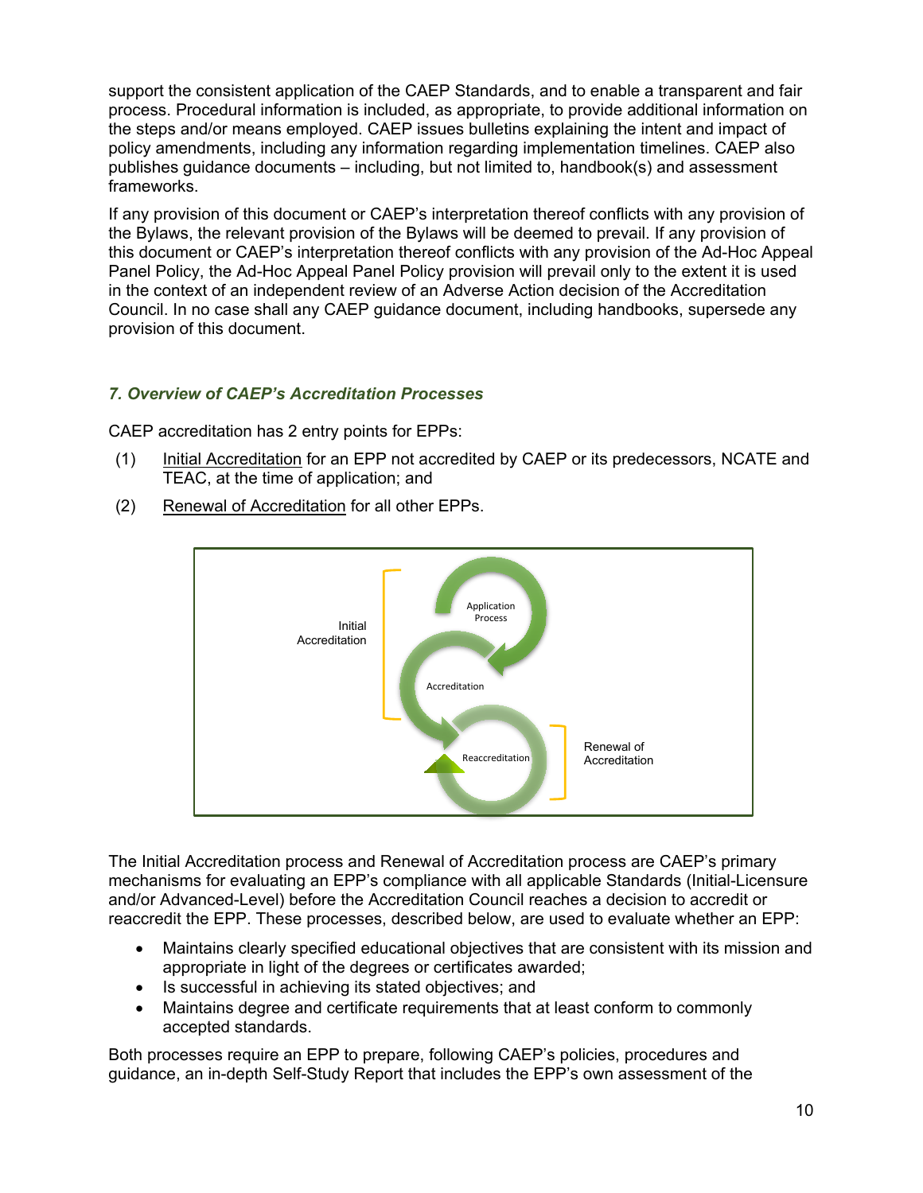support the consistent application of the CAEP Standards, and to enable a transparent and fair process. Procedural information is included, as appropriate, to provide additional information on the steps and/or means employed. CAEP issues bulletins explaining the intent and impact of policy amendments, including any information regarding implementation timelines. CAEP also publishes guidance documents – including, but not limited to, handbook(s) and assessment frameworks.

If any provision of this document or CAEP's interpretation thereof conflicts with any provision of the Bylaws, the relevant provision of the Bylaws will be deemed to prevail. If any provision of this document or CAEP's interpretation thereof conflicts with any provision of the Ad-Hoc Appeal Panel Policy, the Ad-Hoc Appeal Panel Policy provision will prevail only to the extent it is used in the context of an independent review of an Adverse Action decision of the Accreditation Council. In no case shall any CAEP guidance document, including handbooks, supersede any provision of this document.

### *7. Overview of CAEP's Accreditation Processes*

CAEP accreditation has 2 entry points for EPPs:

(1) Initial Accreditation for an EPP not accredited by CAEP or its predecessors, NCATE and TEAC, at the time of application; and

(2) Renewal of Accreditation for all other EPPs.

Initial Accreditation — Application Process → Accreditation → Reaccreditation

Renewal of Accreditation — Reaccreditation

The Initial Accreditation process and Renewal of Accreditation process are CAEP's primary mechanisms for evaluating an EPP's compliance with all applicable Standards (Initial-Licensure and/or Advanced-Level) before the Accreditation Council reaches a decision to accredit or reaccredit the EPP. These processes, described below, are used to evaluate whether an EPP:

- Maintains clearly specified educational objectives that are consistent with its mission and appropriate in light of the degrees or certificates awarded;
- Is successful in achieving its stated objectives; and
- Maintains degree and certificate requirements that at least conform to commonly accepted standards.

Both processes require an EPP to prepare, following CAEP's policies, procedures and guidance, an in-depth Self-Study Report that includes the EPP's own assessment of the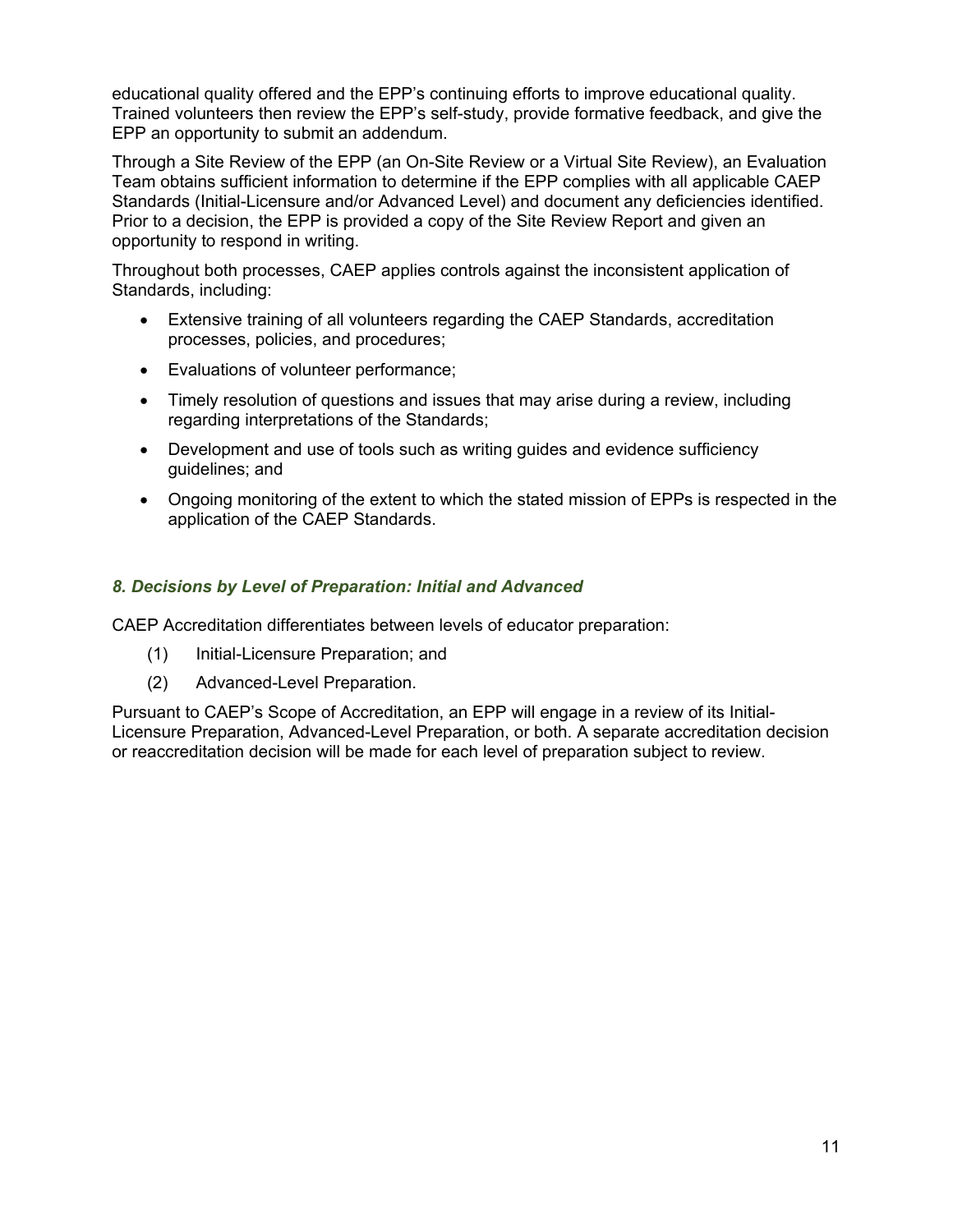educational quality offered and the EPP's continuing efforts to improve educational quality. Trained volunteers then review the EPP's self-study, provide formative feedback, and give the EPP an opportunity to submit an addendum.

Through a Site Review of the EPP (an On-Site Review or a Virtual Site Review), an Evaluation Team obtains sufficient information to determine if the EPP complies with all applicable CAEP Standards (Initial-Licensure and/or Advanced Level) and document any deficiencies identified. Prior to a decision, the EPP is provided a copy of the Site Review Report and given an opportunity to respond in writing.

Throughout both processes, CAEP applies controls against the inconsistent application of Standards, including:

- Extensive training of all volunteers regarding the CAEP Standards, accreditation processes, policies, and procedures;
- Evaluations of volunteer performance;
- Timely resolution of questions and issues that may arise during a review, including regarding interpretations of the Standards;
- Development and use of tools such as writing guides and evidence sufficiency guidelines; and
- Ongoing monitoring of the extent to which the stated mission of EPPs is respected in the application of the CAEP Standards.

### *8. Decisions by Level of Preparation: Initial and Advanced*

CAEP Accreditation differentiates between levels of educator preparation:

(1) Initial-Licensure Preparation; and

(2) Advanced-Level Preparation.

Pursuant to CAEP's Scope of Accreditation, an EPP will engage in a review of its Initial-Licensure Preparation, Advanced-Level Preparation, or both. A separate accreditation decision or reaccreditation decision will be made for each level of preparation subject to review.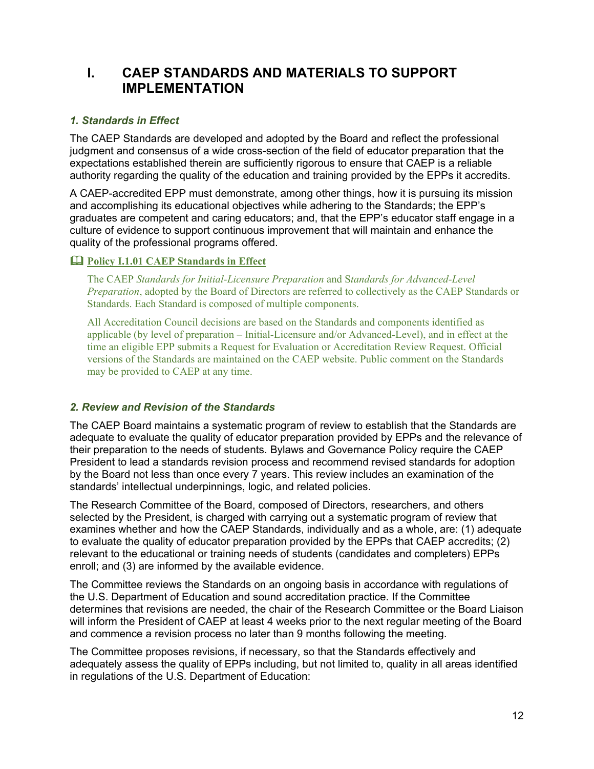# I. CAEP STANDARDS AND MATERIALS TO SUPPORT IMPLEMENTATION

### *1. Standards in Effect*

The CAEP Standards are developed and adopted by the Board and reflect the professional judgment and consensus of a wide cross-section of the field of educator preparation that the expectations established therein are sufficiently rigorous to ensure that CAEP is a reliable authority regarding the quality of the education and training provided by the EPPs it accredits.

A CAEP-accredited EPP must demonstrate, among other things, how it is pursuing its mission and accomplishing its educational objectives while adhering to the Standards; the EPP's graduates are competent and caring educators; and, that the EPP's educator staff engage in a culture of evidence to support continuous improvement that will maintain and enhance the quality of the professional programs offered.

📖 **Policy I.1.01 CAEP Standards in Effect**

> The CAEP *Standards for Initial-Licensure Preparation* and S*tandards for Advanced-Level Preparation*, adopted by the Board of Directors are referred to collectively as the CAEP Standards or Standards. Each Standard is composed of multiple components.
>
> All Accreditation Council decisions are based on the Standards and components identified as applicable (by level of preparation – Initial-Licensure and/or Advanced-Level), and in effect at the time an eligible EPP submits a Request for Evaluation or Accreditation Review Request. Official versions of the Standards are maintained on the CAEP website. Public comment on the Standards may be provided to CAEP at any time.

### *2. Review and Revision of the Standards*

The CAEP Board maintains a systematic program of review to establish that the Standards are adequate to evaluate the quality of educator preparation provided by EPPs and the relevance of their preparation to the needs of students. Bylaws and Governance Policy require the CAEP President to lead a standards revision process and recommend revised standards for adoption by the Board not less than once every 7 years. This review includes an examination of the standards' intellectual underpinnings, logic, and related policies.

The Research Committee of the Board, composed of Directors, researchers, and others selected by the President, is charged with carrying out a systematic program of review that examines whether and how the CAEP Standards, individually and as a whole, are: (1) adequate to evaluate the quality of educator preparation provided by the EPPs that CAEP accredits; (2) relevant to the educational or training needs of students (candidates and completers) EPPs enroll; and (3) are informed by the available evidence.

The Committee reviews the Standards on an ongoing basis in accordance with regulations of the U.S. Department of Education and sound accreditation practice. If the Committee determines that revisions are needed, the chair of the Research Committee or the Board Liaison will inform the President of CAEP at least 4 weeks prior to the next regular meeting of the Board and commence a revision process no later than 9 months following the meeting.

The Committee proposes revisions, if necessary, so that the Standards effectively and adequately assess the quality of EPPs including, but not limited to, quality in all areas identified in regulations of the U.S. Department of Education: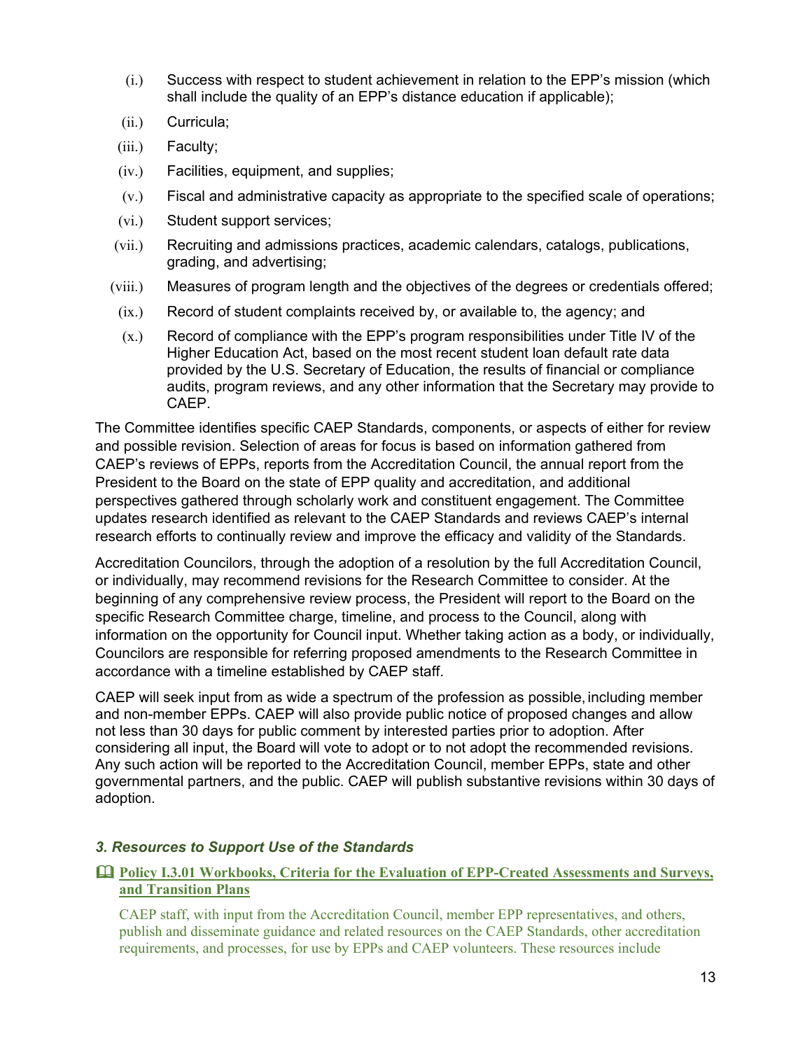(i.) Success with respect to student achievement in relation to the EPP's mission (which shall include the quality of an EPP's distance education if applicable);

(ii.) Curricula;

(iii.) Faculty;

(iv.) Facilities, equipment, and supplies;

(v.) Fiscal and administrative capacity as appropriate to the specified scale of operations;

(vi.) Student support services;

(vii.) Recruiting and admissions practices, academic calendars, catalogs, publications, grading, and advertising;

(viii.) Measures of program length and the objectives of the degrees or credentials offered;

(ix.) Record of student complaints received by, or available to, the agency; and

(x.) Record of compliance with the EPP's program responsibilities under Title IV of the Higher Education Act, based on the most recent student loan default rate data provided by the U.S. Secretary of Education, the results of financial or compliance audits, program reviews, and any other information that the Secretary may provide to CAEP.

The Committee identifies specific CAEP Standards, components, or aspects of either for review and possible revision. Selection of areas for focus is based on information gathered from CAEP's reviews of EPPs, reports from the Accreditation Council, the annual report from the President to the Board on the state of EPP quality and accreditation, and additional perspectives gathered through scholarly work and constituent engagement. The Committee updates research identified as relevant to the CAEP Standards and reviews CAEP's internal research efforts to continually review and improve the efficacy and validity of the Standards.

Accreditation Councilors, through the adoption of a resolution by the full Accreditation Council, or individually, may recommend revisions for the Research Committee to consider. At the beginning of any comprehensive review process, the President will report to the Board on the specific Research Committee charge, timeline, and process to the Council, along with information on the opportunity for Council input. Whether taking action as a body, or individually, Councilors are responsible for referring proposed amendments to the Research Committee in accordance with a timeline established by CAEP staff.

CAEP will seek input from as wide a spectrum of the profession as possible, including member and non-member EPPs. CAEP will also provide public notice of proposed changes and allow not less than 30 days for public comment by interested parties prior to adoption. After considering all input, the Board will vote to adopt or to not adopt the recommended revisions. Any such action will be reported to the Accreditation Council, member EPPs, state and other governmental partners, and the public. CAEP will publish substantive revisions within 30 days of adoption.

### *3. Resources to Support Use of the Standards*

📖 **Policy I.3.01 Workbooks, Criteria for the Evaluation of EPP-Created Assessments and Surveys, and Transition Plans**

CAEP staff, with input from the Accreditation Council, member EPP representatives, and others, publish and disseminate guidance and related resources on the CAEP Standards, other accreditation requirements, and processes, for use by EPPs and CAEP volunteers. These resources include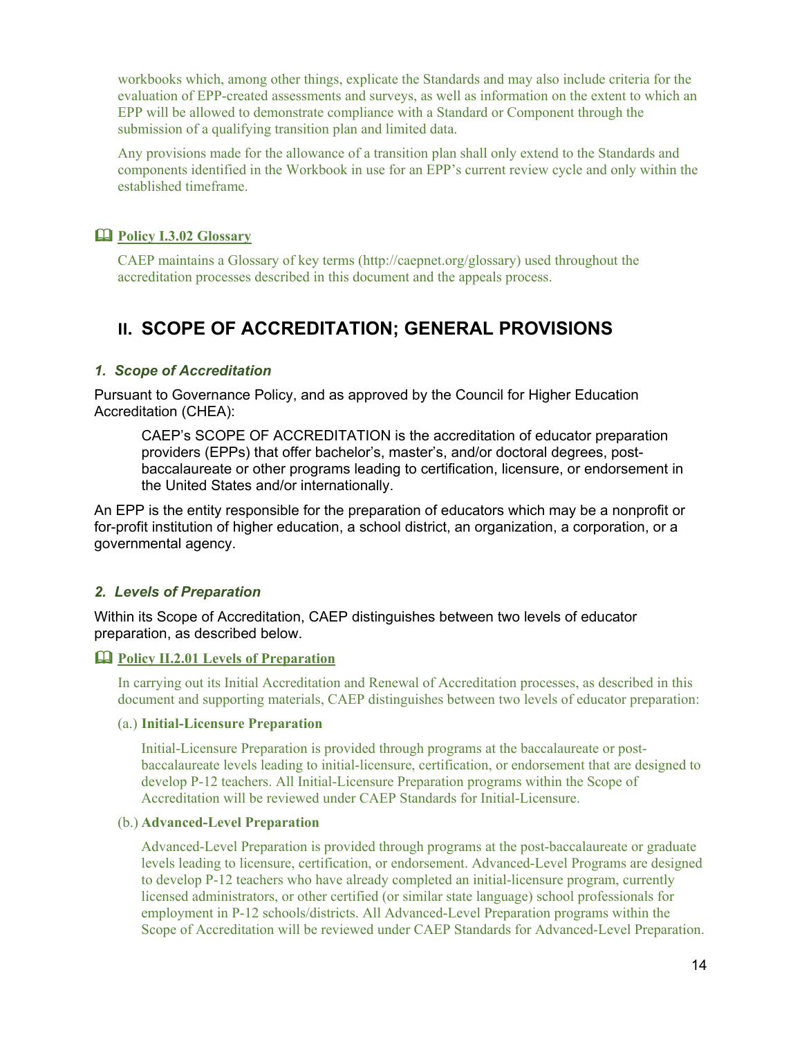workbooks which, among other things, explicate the Standards and may also include criteria for the evaluation of EPP-created assessments and surveys, as well as information on the extent to which an EPP will be allowed to demonstrate compliance with a Standard or Component through the submission of a qualifying transition plan and limited data.

Any provisions made for the allowance of a transition plan shall only extend to the Standards and components identified in the Workbook in use for an EPP's current review cycle and only within the established timeframe.

**Policy I.3.02 Glossary**

CAEP maintains a Glossary of key terms (http://caepnet.org/glossary) used throughout the accreditation processes described in this document and the appeals process.

## II. SCOPE OF ACCREDITATION; GENERAL PROVISIONS

### *1. Scope of Accreditation*

Pursuant to Governance Policy, and as approved by the Council for Higher Education Accreditation (CHEA):

> CAEP's SCOPE OF ACCREDITATION is the accreditation of educator preparation providers (EPPs) that offer bachelor's, master's, and/or doctoral degrees, post-baccalaureate or other programs leading to certification, licensure, or endorsement in the United States and/or internationally.

An EPP is the entity responsible for the preparation of educators which may be a nonprofit or for-profit institution of higher education, a school district, an organization, a corporation, or a governmental agency.

### *2. Levels of Preparation*

Within its Scope of Accreditation, CAEP distinguishes between two levels of educator preparation, as described below.

**Policy II.2.01 Levels of Preparation**

In carrying out its Initial Accreditation and Renewal of Accreditation processes, as described in this document and supporting materials, CAEP distinguishes between two levels of educator preparation:

(a.) **Initial-Licensure Preparation**

Initial-Licensure Preparation is provided through programs at the baccalaureate or post-baccalaureate levels leading to initial-licensure, certification, or endorsement that are designed to develop P-12 teachers. All Initial-Licensure Preparation programs within the Scope of Accreditation will be reviewed under CAEP Standards for Initial-Licensure.

(b.) **Advanced-Level Preparation**

Advanced-Level Preparation is provided through programs at the post-baccalaureate or graduate levels leading to licensure, certification, or endorsement. Advanced-Level Programs are designed to develop P-12 teachers who have already completed an initial-licensure program, currently licensed administrators, or other certified (or similar state language) school professionals for employment in P-12 schools/districts. All Advanced-Level Preparation programs within the Scope of Accreditation will be reviewed under CAEP Standards for Advanced-Level Preparation.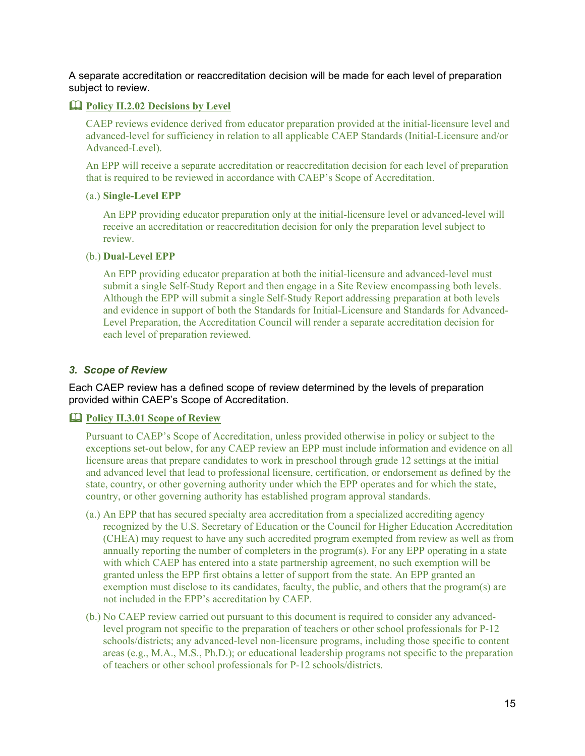A separate accreditation or reaccreditation decision will be made for each level of preparation subject to review.

📖 **Policy II.2.02 Decisions by Level**

CAEP reviews evidence derived from educator preparation provided at the initial-licensure level and advanced-level for sufficiency in relation to all applicable CAEP Standards (Initial-Licensure and/or Advanced-Level).

An EPP will receive a separate accreditation or reaccreditation decision for each level of preparation that is required to be reviewed in accordance with CAEP's Scope of Accreditation.

(a.) **Single-Level EPP**

An EPP providing educator preparation only at the initial-licensure level or advanced-level will receive an accreditation or reaccreditation decision for only the preparation level subject to review.

(b.) **Dual-Level EPP**

An EPP providing educator preparation at both the initial-licensure and advanced-level must submit a single Self-Study Report and then engage in a Site Review encompassing both levels. Although the EPP will submit a single Self-Study Report addressing preparation at both levels and evidence in support of both the Standards for Initial-Licensure and Standards for Advanced-Level Preparation, the Accreditation Council will render a separate accreditation decision for each level of preparation reviewed.

### *3. Scope of Review*

Each CAEP review has a defined scope of review determined by the levels of preparation provided within CAEP's Scope of Accreditation.

📖 **Policy II.3.01 Scope of Review**

Pursuant to CAEP's Scope of Accreditation, unless provided otherwise in policy or subject to the exceptions set-out below, for any CAEP review an EPP must include information and evidence on all licensure areas that prepare candidates to work in preschool through grade 12 settings at the initial and advanced level that lead to professional licensure, certification, or endorsement as defined by the state, country, or other governing authority under which the EPP operates and for which the state, country, or other governing authority has established program approval standards.

(a.) An EPP that has secured specialty area accreditation from a specialized accrediting agency recognized by the U.S. Secretary of Education or the Council for Higher Education Accreditation (CHEA) may request to have any such accredited program exempted from review as well as from annually reporting the number of completers in the program(s). For any EPP operating in a state with which CAEP has entered into a state partnership agreement, no such exemption will be granted unless the EPP first obtains a letter of support from the state. An EPP granted an exemption must disclose to its candidates, faculty, the public, and others that the program(s) are not included in the EPP's accreditation by CAEP.

(b.) No CAEP review carried out pursuant to this document is required to consider any advanced-level program not specific to the preparation of teachers or other school professionals for P-12 schools/districts; any advanced-level non-licensure programs, including those specific to content areas (e.g., M.A., M.S., Ph.D.); or educational leadership programs not specific to the preparation of teachers or other school professionals for P-12 schools/districts.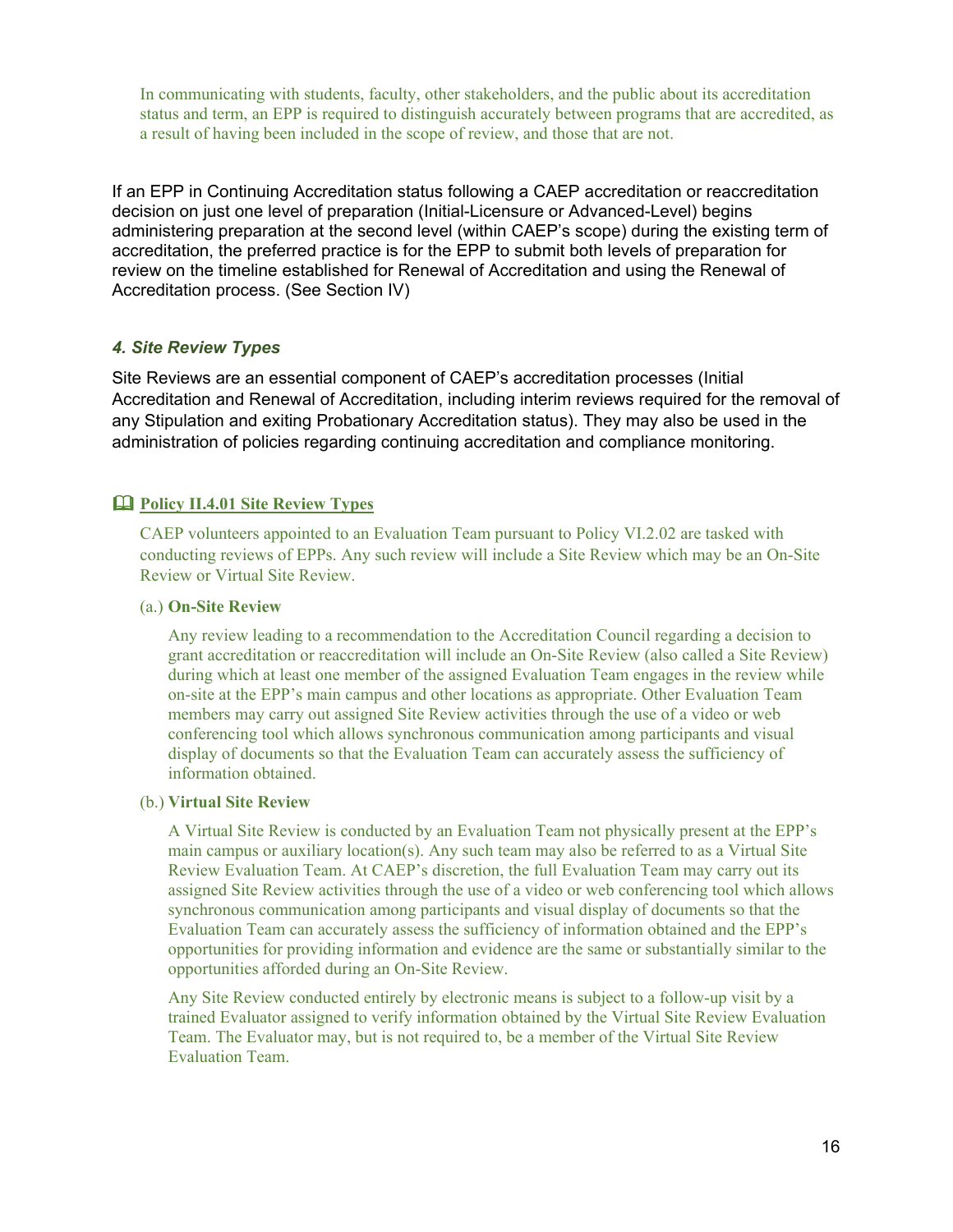In communicating with students, faculty, other stakeholders, and the public about its accreditation status and term, an EPP is required to distinguish accurately between programs that are accredited, as a result of having been included in the scope of review, and those that are not.

If an EPP in Continuing Accreditation status following a CAEP accreditation or reaccreditation decision on just one level of preparation (Initial-Licensure or Advanced-Level) begins administering preparation at the second level (within CAEP's scope) during the existing term of accreditation, the preferred practice is for the EPP to submit both levels of preparation for review on the timeline established for Renewal of Accreditation and using the Renewal of Accreditation process. (See Section IV)

### *4. Site Review Types*

Site Reviews are an essential component of CAEP's accreditation processes (Initial Accreditation and Renewal of Accreditation, including interim reviews required for the removal of any Stipulation and exiting Probationary Accreditation status). They may also be used in the administration of policies regarding continuing accreditation and compliance monitoring.

#### Policy II.4.01 Site Review Types

CAEP volunteers appointed to an Evaluation Team pursuant to Policy VI.2.02 are tasked with conducting reviews of EPPs. Any such review will include a Site Review which may be an On-Site Review or Virtual Site Review.

(a.) **On-Site Review**

Any review leading to a recommendation to the Accreditation Council regarding a decision to grant accreditation or reaccreditation will include an On-Site Review (also called a Site Review) during which at least one member of the assigned Evaluation Team engages in the review while on-site at the EPP's main campus and other locations as appropriate. Other Evaluation Team members may carry out assigned Site Review activities through the use of a video or web conferencing tool which allows synchronous communication among participants and visual display of documents so that the Evaluation Team can accurately assess the sufficiency of information obtained.

(b.) **Virtual Site Review**

A Virtual Site Review is conducted by an Evaluation Team not physically present at the EPP's main campus or auxiliary location(s). Any such team may also be referred to as a Virtual Site Review Evaluation Team. At CAEP's discretion, the full Evaluation Team may carry out its assigned Site Review activities through the use of a video or web conferencing tool which allows synchronous communication among participants and visual display of documents so that the Evaluation Team can accurately assess the sufficiency of information obtained and the EPP's opportunities for providing information and evidence are the same or substantially similar to the opportunities afforded during an On-Site Review.

Any Site Review conducted entirely by electronic means is subject to a follow-up visit by a trained Evaluator assigned to verify information obtained by the Virtual Site Review Evaluation Team. The Evaluator may, but is not required to, be a member of the Virtual Site Review Evaluation Team.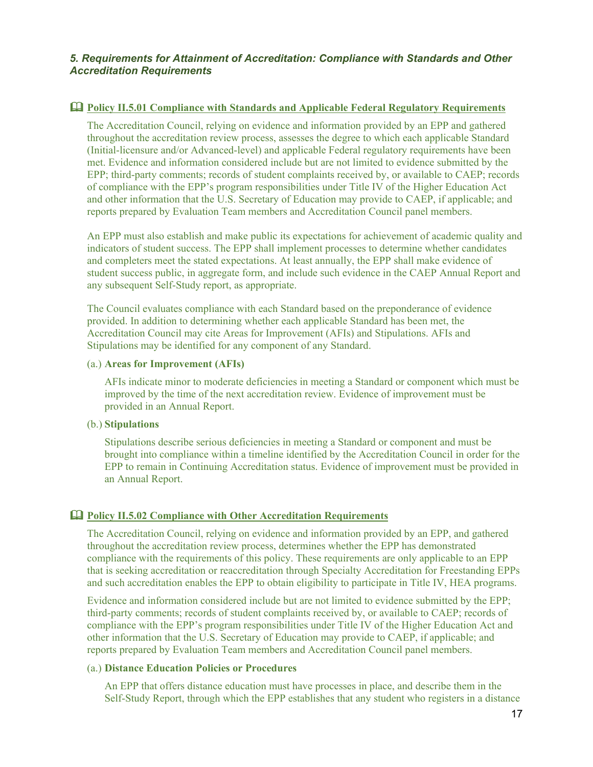### *5. Requirements for Attainment of Accreditation: Compliance with Standards and Other Accreditation Requirements*

#### 🕮 Policy II.5.01 Compliance with Standards and Applicable Federal Regulatory Requirements

The Accreditation Council, relying on evidence and information provided by an EPP and gathered throughout the accreditation review process, assesses the degree to which each applicable Standard (Initial-licensure and/or Advanced-level) and applicable Federal regulatory requirements have been met. Evidence and information considered include but are not limited to evidence submitted by the EPP; third-party comments; records of student complaints received by, or available to CAEP; records of compliance with the EPP's program responsibilities under Title IV of the Higher Education Act and other information that the U.S. Secretary of Education may provide to CAEP, if applicable; and reports prepared by Evaluation Team members and Accreditation Council panel members.

An EPP must also establish and make public its expectations for achievement of academic quality and indicators of student success. The EPP shall implement processes to determine whether candidates and completers meet the stated expectations. At least annually, the EPP shall make evidence of student success public, in aggregate form, and include such evidence in the CAEP Annual Report and any subsequent Self-Study report, as appropriate.

The Council evaluates compliance with each Standard based on the preponderance of evidence provided. In addition to determining whether each applicable Standard has been met, the Accreditation Council may cite Areas for Improvement (AFIs) and Stipulations. AFIs and Stipulations may be identified for any component of any Standard.

(a.) **Areas for Improvement (AFIs)**

AFIs indicate minor to moderate deficiencies in meeting a Standard or component which must be improved by the time of the next accreditation review. Evidence of improvement must be provided in an Annual Report.

(b.) **Stipulations**

Stipulations describe serious deficiencies in meeting a Standard or component and must be brought into compliance within a timeline identified by the Accreditation Council in order for the EPP to remain in Continuing Accreditation status. Evidence of improvement must be provided in an Annual Report.

#### 🕮 Policy II.5.02 Compliance with Other Accreditation Requirements

The Accreditation Council, relying on evidence and information provided by an EPP, and gathered throughout the accreditation review process, determines whether the EPP has demonstrated compliance with the requirements of this policy. These requirements are only applicable to an EPP that is seeking accreditation or reaccreditation through Specialty Accreditation for Freestanding EPPs and such accreditation enables the EPP to obtain eligibility to participate in Title IV, HEA programs.

Evidence and information considered include but are not limited to evidence submitted by the EPP; third-party comments; records of student complaints received by, or available to CAEP; records of compliance with the EPP's program responsibilities under Title IV of the Higher Education Act and other information that the U.S. Secretary of Education may provide to CAEP, if applicable; and reports prepared by Evaluation Team members and Accreditation Council panel members.

(a.) **Distance Education Policies or Procedures**

An EPP that offers distance education must have processes in place, and describe them in the Self-Study Report, through which the EPP establishes that any student who registers in a distance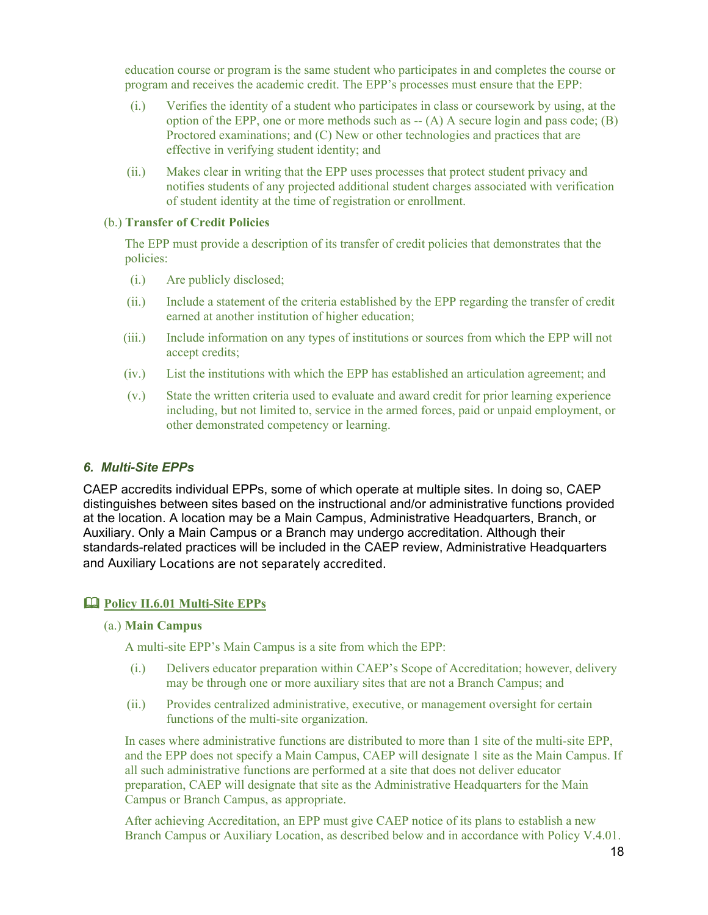education course or program is the same student who participates in and completes the course or program and receives the academic credit. The EPP's processes must ensure that the EPP:

(i.) Verifies the identity of a student who participates in class or coursework by using, at the option of the EPP, one or more methods such as -- (A) A secure login and pass code; (B) Proctored examinations; and (C) New or other technologies and practices that are effective in verifying student identity; and

(ii.) Makes clear in writing that the EPP uses processes that protect student privacy and notifies students of any projected additional student charges associated with verification of student identity at the time of registration or enrollment.

(b.) **Transfer of Credit Policies**

The EPP must provide a description of its transfer of credit policies that demonstrates that the policies:

(i.) Are publicly disclosed;

(ii.) Include a statement of the criteria established by the EPP regarding the transfer of credit earned at another institution of higher education;

(iii.) Include information on any types of institutions or sources from which the EPP will not accept credits;

(iv.) List the institutions with which the EPP has established an articulation agreement; and

(v.) State the written criteria used to evaluate and award credit for prior learning experience including, but not limited to, service in the armed forces, paid or unpaid employment, or other demonstrated competency or learning.

### *6. Multi-Site EPPs*

CAEP accredits individual EPPs, some of which operate at multiple sites. In doing so, CAEP distinguishes between sites based on the instructional and/or administrative functions provided at the location. A location may be a Main Campus, Administrative Headquarters, Branch, or Auxiliary. Only a Main Campus or a Branch may undergo accreditation. Although their standards-related practices will be included in the CAEP review, Administrative Headquarters and Auxiliary Locations are not separately accredited.

#### 🕮 Policy II.6.01 Multi-Site EPPs

(a.) **Main Campus**

A multi-site EPP's Main Campus is a site from which the EPP:

(i.) Delivers educator preparation within CAEP's Scope of Accreditation; however, delivery may be through one or more auxiliary sites that are not a Branch Campus; and

(ii.) Provides centralized administrative, executive, or management oversight for certain functions of the multi-site organization.

In cases where administrative functions are distributed to more than 1 site of the multi-site EPP, and the EPP does not specify a Main Campus, CAEP will designate 1 site as the Main Campus. If all such administrative functions are performed at a site that does not deliver educator preparation, CAEP will designate that site as the Administrative Headquarters for the Main Campus or Branch Campus, as appropriate.

After achieving Accreditation, an EPP must give CAEP notice of its plans to establish a new Branch Campus or Auxiliary Location, as described below and in accordance with Policy V.4.01.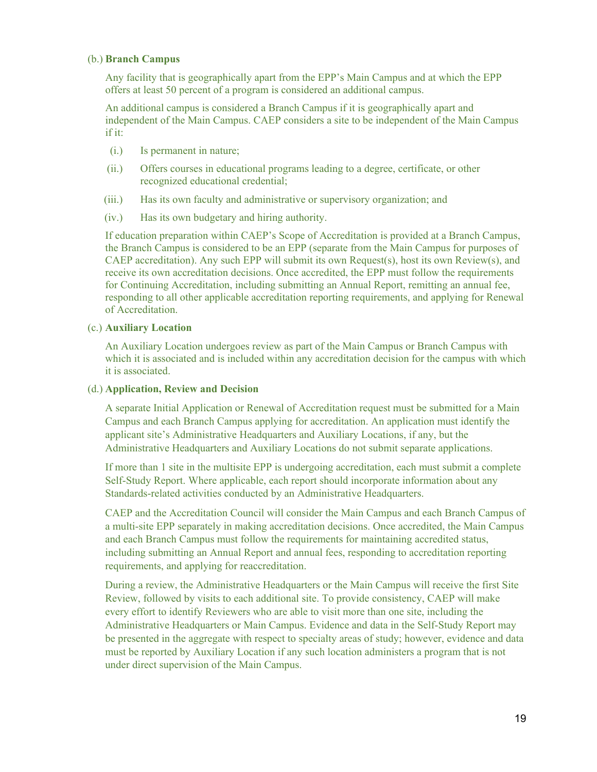(b.) **Branch Campus**

Any facility that is geographically apart from the EPP's Main Campus and at which the EPP offers at least 50 percent of a program is considered an additional campus.

An additional campus is considered a Branch Campus if it is geographically apart and independent of the Main Campus. CAEP considers a site to be independent of the Main Campus if it:

(i.) Is permanent in nature;

(ii.) Offers courses in educational programs leading to a degree, certificate, or other recognized educational credential;

(iii.) Has its own faculty and administrative or supervisory organization; and

(iv.) Has its own budgetary and hiring authority.

If education preparation within CAEP's Scope of Accreditation is provided at a Branch Campus, the Branch Campus is considered to be an EPP (separate from the Main Campus for purposes of CAEP accreditation). Any such EPP will submit its own Request(s), host its own Review(s), and receive its own accreditation decisions. Once accredited, the EPP must follow the requirements for Continuing Accreditation, including submitting an Annual Report, remitting an annual fee, responding to all other applicable accreditation reporting requirements, and applying for Renewal of Accreditation.

(c.) **Auxiliary Location**

An Auxiliary Location undergoes review as part of the Main Campus or Branch Campus with which it is associated and is included within any accreditation decision for the campus with which it is associated.

(d.) **Application, Review and Decision**

A separate Initial Application or Renewal of Accreditation request must be submitted for a Main Campus and each Branch Campus applying for accreditation. An application must identify the applicant site's Administrative Headquarters and Auxiliary Locations, if any, but the Administrative Headquarters and Auxiliary Locations do not submit separate applications.

If more than 1 site in the multisite EPP is undergoing accreditation, each must submit a complete Self-Study Report. Where applicable, each report should incorporate information about any Standards-related activities conducted by an Administrative Headquarters.

CAEP and the Accreditation Council will consider the Main Campus and each Branch Campus of a multi-site EPP separately in making accreditation decisions. Once accredited, the Main Campus and each Branch Campus must follow the requirements for maintaining accredited status, including submitting an Annual Report and annual fees, responding to accreditation reporting requirements, and applying for reaccreditation.

During a review, the Administrative Headquarters or the Main Campus will receive the first Site Review, followed by visits to each additional site. To provide consistency, CAEP will make every effort to identify Reviewers who are able to visit more than one site, including the Administrative Headquarters or Main Campus. Evidence and data in the Self-Study Report may be presented in the aggregate with respect to specialty areas of study; however, evidence and data must be reported by Auxiliary Location if any such location administers a program that is not under direct supervision of the Main Campus.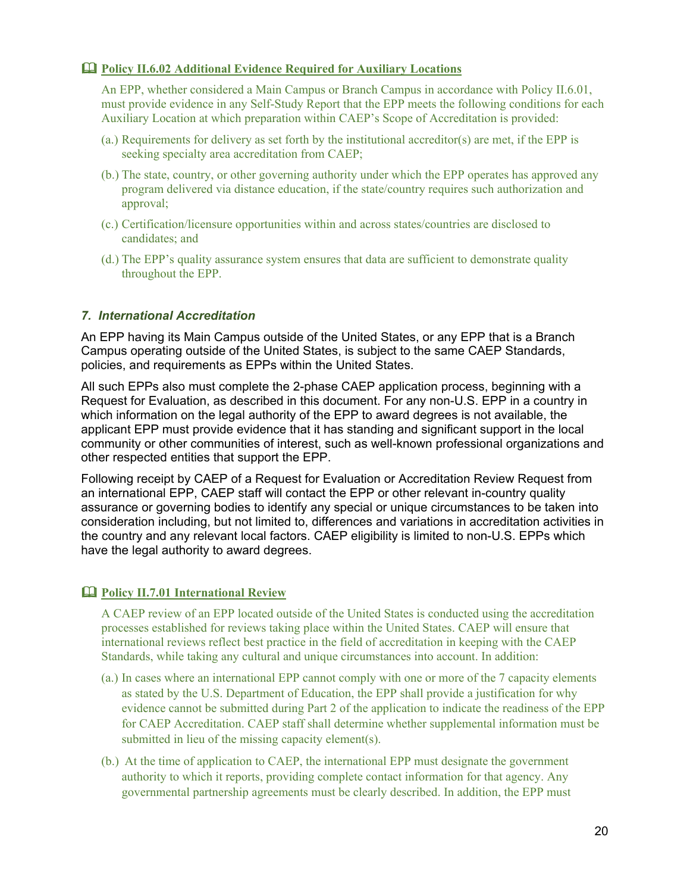### 📖 Policy II.6.02 Additional Evidence Required for Auxiliary Locations

An EPP, whether considered a Main Campus or Branch Campus in accordance with Policy II.6.01, must provide evidence in any Self-Study Report that the EPP meets the following conditions for each Auxiliary Location at which preparation within CAEP's Scope of Accreditation is provided:

(a.) Requirements for delivery as set forth by the institutional accreditor(s) are met, if the EPP is seeking specialty area accreditation from CAEP;

(b.) The state, country, or other governing authority under which the EPP operates has approved any program delivered via distance education, if the state/country requires such authorization and approval;

(c.) Certification/licensure opportunities within and across states/countries are disclosed to candidates; and

(d.) The EPP's quality assurance system ensures that data are sufficient to demonstrate quality throughout the EPP.

## *7. International Accreditation*

An EPP having its Main Campus outside of the United States, or any EPP that is a Branch Campus operating outside of the United States, is subject to the same CAEP Standards, policies, and requirements as EPPs within the United States.

All such EPPs also must complete the 2-phase CAEP application process, beginning with a Request for Evaluation, as described in this document. For any non-U.S. EPP in a country in which information on the legal authority of the EPP to award degrees is not available, the applicant EPP must provide evidence that it has standing and significant support in the local community or other communities of interest, such as well-known professional organizations and other respected entities that support the EPP.

Following receipt by CAEP of a Request for Evaluation or Accreditation Review Request from an international EPP, CAEP staff will contact the EPP or other relevant in-country quality assurance or governing bodies to identify any special or unique circumstances to be taken into consideration including, but not limited to, differences and variations in accreditation activities in the country and any relevant local factors. CAEP eligibility is limited to non-U.S. EPPs which have the legal authority to award degrees.

### 📖 Policy II.7.01 International Review

A CAEP review of an EPP located outside of the United States is conducted using the accreditation processes established for reviews taking place within the United States. CAEP will ensure that international reviews reflect best practice in the field of accreditation in keeping with the CAEP Standards, while taking any cultural and unique circumstances into account. In addition:

(a.) In cases where an international EPP cannot comply with one or more of the 7 capacity elements as stated by the U.S. Department of Education, the EPP shall provide a justification for why evidence cannot be submitted during Part 2 of the application to indicate the readiness of the EPP for CAEP Accreditation. CAEP staff shall determine whether supplemental information must be submitted in lieu of the missing capacity element(s).

(b.) At the time of application to CAEP, the international EPP must designate the government authority to which it reports, providing complete contact information for that agency. Any governmental partnership agreements must be clearly described. In addition, the EPP must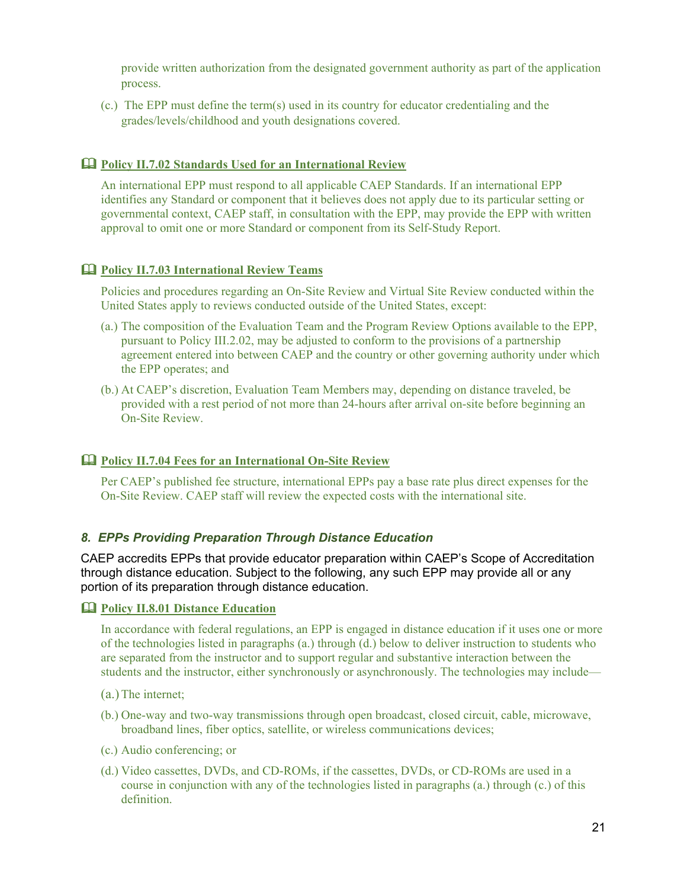provide written authorization from the designated government authority as part of the application process.

(c.) The EPP must define the term(s) used in its country for educator credentialing and the grades/levels/childhood and youth designations covered.

### 🕮 Policy II.7.02 Standards Used for an International Review

An international EPP must respond to all applicable CAEP Standards. If an international EPP identifies any Standard or component that it believes does not apply due to its particular setting or governmental context, CAEP staff, in consultation with the EPP, may provide the EPP with written approval to omit one or more Standard or component from its Self-Study Report.

### 🕮 Policy II.7.03 International Review Teams

Policies and procedures regarding an On-Site Review and Virtual Site Review conducted within the United States apply to reviews conducted outside of the United States, except:

(a.) The composition of the Evaluation Team and the Program Review Options available to the EPP, pursuant to Policy III.2.02, may be adjusted to conform to the provisions of a partnership agreement entered into between CAEP and the country or other governing authority under which the EPP operates; and

(b.) At CAEP's discretion, Evaluation Team Members may, depending on distance traveled, be provided with a rest period of not more than 24-hours after arrival on-site before beginning an On-Site Review.

### 🕮 Policy II.7.04 Fees for an International On-Site Review

Per CAEP's published fee structure, international EPPs pay a base rate plus direct expenses for the On-Site Review. CAEP staff will review the expected costs with the international site.

## *8. EPPs Providing Preparation Through Distance Education*

CAEP accredits EPPs that provide educator preparation within CAEP's Scope of Accreditation through distance education. Subject to the following, any such EPP may provide all or any portion of its preparation through distance education.

### 🕮 Policy II.8.01 Distance Education

In accordance with federal regulations, an EPP is engaged in distance education if it uses one or more of the technologies listed in paragraphs (a.) through (d.) below to deliver instruction to students who are separated from the instructor and to support regular and substantive interaction between the students and the instructor, either synchronously or asynchronously. The technologies may include—

(a.) The internet;

(b.) One-way and two-way transmissions through open broadcast, closed circuit, cable, microwave, broadband lines, fiber optics, satellite, or wireless communications devices;

(c.) Audio conferencing; or

(d.) Video cassettes, DVDs, and CD-ROMs, if the cassettes, DVDs, or CD-ROMs are used in a course in conjunction with any of the technologies listed in paragraphs (a.) through (c.) of this definition.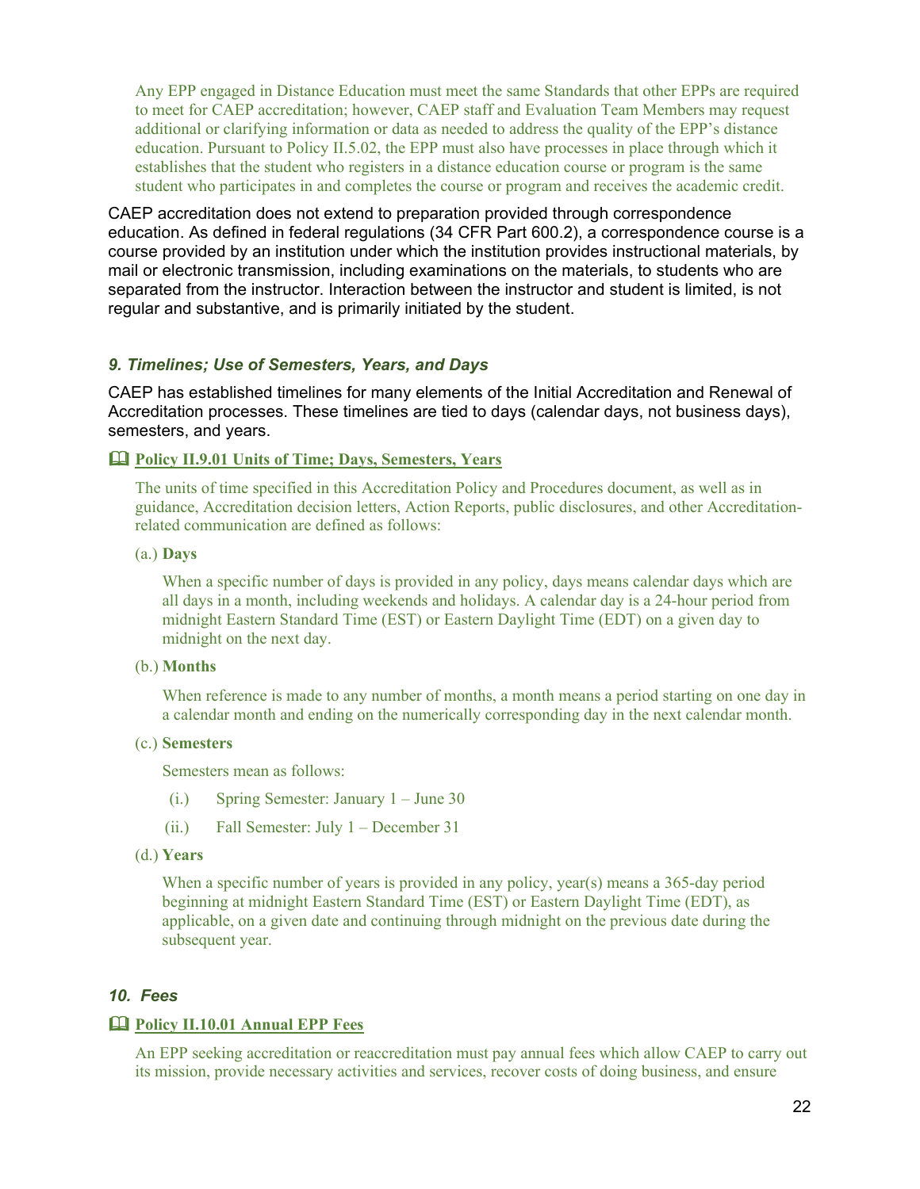Any EPP engaged in Distance Education must meet the same Standards that other EPPs are required to meet for CAEP accreditation; however, CAEP staff and Evaluation Team Members may request additional or clarifying information or data as needed to address the quality of the EPP's distance education. Pursuant to Policy II.5.02, the EPP must also have processes in place through which it establishes that the student who registers in a distance education course or program is the same student who participates in and completes the course or program and receives the academic credit.

CAEP accreditation does not extend to preparation provided through correspondence education. As defined in federal regulations (34 CFR Part 600.2), a correspondence course is a course provided by an institution under which the institution provides instructional materials, by mail or electronic transmission, including examinations on the materials, to students who are separated from the instructor. Interaction between the instructor and student is limited, is not regular and substantive, and is primarily initiated by the student.

### *9. Timelines; Use of Semesters, Years, and Days*

CAEP has established timelines for many elements of the Initial Accreditation and Renewal of Accreditation processes. These timelines are tied to days (calendar days, not business days), semesters, and years.

#### 🕮 Policy II.9.01 Units of Time; Days, Semesters, Years

The units of time specified in this Accreditation Policy and Procedures document, as well as in guidance, Accreditation decision letters, Action Reports, public disclosures, and other Accreditation-related communication are defined as follows:

(a.) **Days**

When a specific number of days is provided in any policy, days means calendar days which are all days in a month, including weekends and holidays. A calendar day is a 24-hour period from midnight Eastern Standard Time (EST) or Eastern Daylight Time (EDT) on a given day to midnight on the next day.

(b.) **Months**

When reference is made to any number of months, a month means a period starting on one day in a calendar month and ending on the numerically corresponding day in the next calendar month.

(c.) **Semesters**

Semesters mean as follows:

(i.) Spring Semester: January 1 – June 30

(ii.) Fall Semester: July 1 – December 31

(d.) **Years**

When a specific number of years is provided in any policy, year(s) means a 365-day period beginning at midnight Eastern Standard Time (EST) or Eastern Daylight Time (EDT), as applicable, on a given date and continuing through midnight on the previous date during the subsequent year.

### *10. Fees*

#### 🕮 Policy II.10.01 Annual EPP Fees

An EPP seeking accreditation or reaccreditation must pay annual fees which allow CAEP to carry out its mission, provide necessary activities and services, recover costs of doing business, and ensure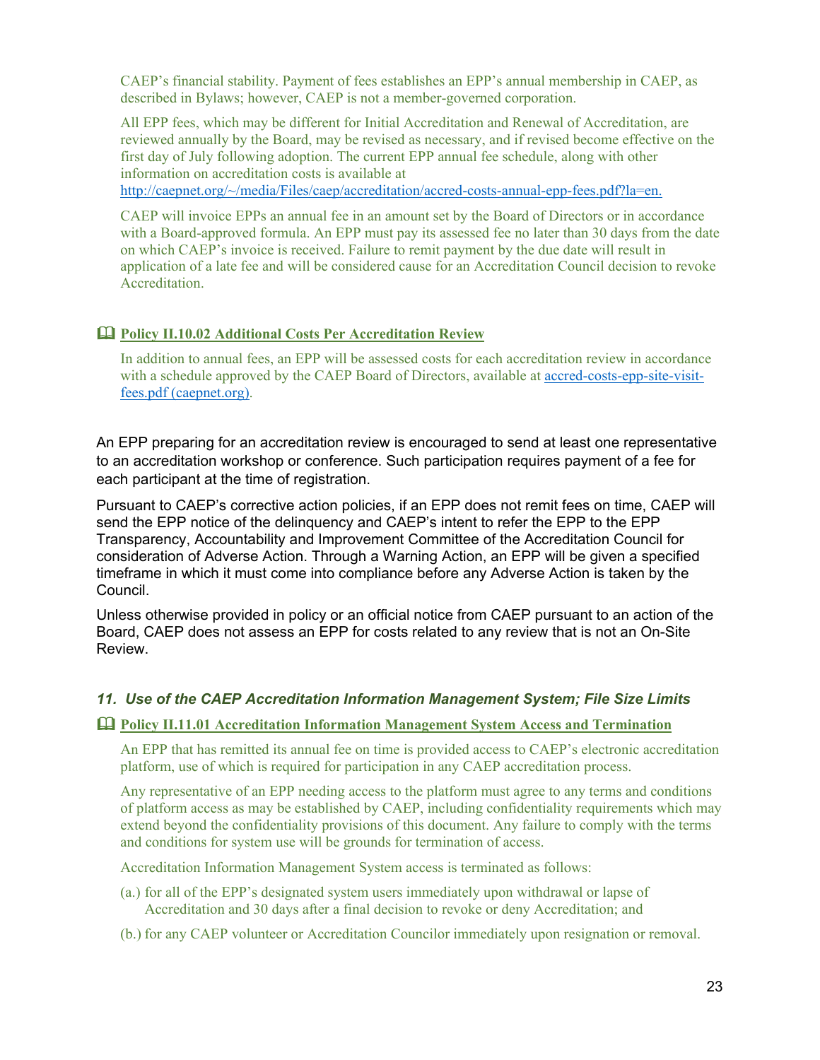CAEP's financial stability. Payment of fees establishes an EPP's annual membership in CAEP, as described in Bylaws; however, CAEP is not a member-governed corporation.

All EPP fees, which may be different for Initial Accreditation and Renewal of Accreditation, are reviewed annually by the Board, may be revised as necessary, and if revised become effective on the first day of July following adoption. The current EPP annual fee schedule, along with other information on accreditation costs is available at [http://caepnet.org/~/media/Files/caep/accreditation/accred-costs-annual-epp-fees.pdf?la=en.](http://caepnet.org/~/media/Files/caep/accreditation/accred-costs-annual-epp-fees.pdf?la=en)

CAEP will invoice EPPs an annual fee in an amount set by the Board of Directors or in accordance with a Board-approved formula. An EPP must pay its assessed fee no later than 30 days from the date on which CAEP's invoice is received. Failure to remit payment by the due date will result in application of a late fee and will be considered cause for an Accreditation Council decision to revoke Accreditation.

📖 **Policy II.10.02 Additional Costs Per Accreditation Review**

In addition to annual fees, an EPP will be assessed costs for each accreditation review in accordance with a schedule approved by the CAEP Board of Directors, available at accred-costs-epp-site-visit-fees.pdf (caepnet.org).

An EPP preparing for an accreditation review is encouraged to send at least one representative to an accreditation workshop or conference. Such participation requires payment of a fee for each participant at the time of registration.

Pursuant to CAEP's corrective action policies, if an EPP does not remit fees on time, CAEP will send the EPP notice of the delinquency and CAEP's intent to refer the EPP to the EPP Transparency, Accountability and Improvement Committee of the Accreditation Council for consideration of Adverse Action. Through a Warning Action, an EPP will be given a specified timeframe in which it must come into compliance before any Adverse Action is taken by the Council.

Unless otherwise provided in policy or an official notice from CAEP pursuant to an action of the Board, CAEP does not assess an EPP for costs related to any review that is not an On-Site Review.

### *11. Use of the CAEP Accreditation Information Management System; File Size Limits*

📖 **Policy II.11.01 Accreditation Information Management System Access and Termination**

An EPP that has remitted its annual fee on time is provided access to CAEP's electronic accreditation platform, use of which is required for participation in any CAEP accreditation process.

Any representative of an EPP needing access to the platform must agree to any terms and conditions of platform access as may be established by CAEP, including confidentiality requirements which may extend beyond the confidentiality provisions of this document. Any failure to comply with the terms and conditions for system use will be grounds for termination of access.

Accreditation Information Management System access is terminated as follows:

(a.) for all of the EPP's designated system users immediately upon withdrawal or lapse of Accreditation and 30 days after a final decision to revoke or deny Accreditation; and

(b.) for any CAEP volunteer or Accreditation Councilor immediately upon resignation or removal.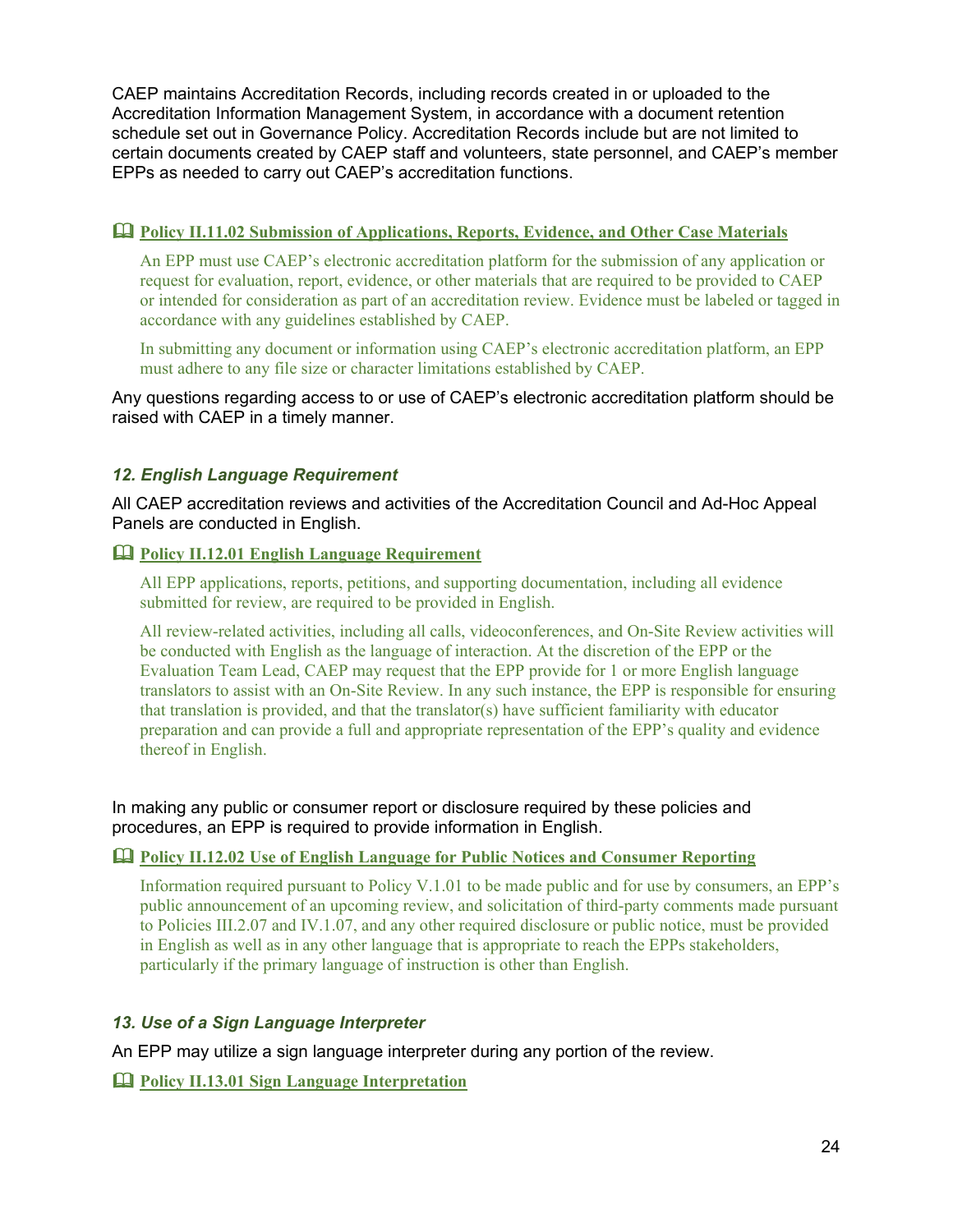CAEP maintains Accreditation Records, including records created in or uploaded to the Accreditation Information Management System, in accordance with a document retention schedule set out in Governance Policy. Accreditation Records include but are not limited to certain documents created by CAEP staff and volunteers, state personnel, and CAEP's member EPPs as needed to carry out CAEP's accreditation functions.

🕮 **Policy II.11.02 Submission of Applications, Reports, Evidence, and Other Case Materials**

> An EPP must use CAEP's electronic accreditation platform for the submission of any application or request for evaluation, report, evidence, or other materials that are required to be provided to CAEP or intended for consideration as part of an accreditation review. Evidence must be labeled or tagged in accordance with any guidelines established by CAEP.
>
> In submitting any document or information using CAEP's electronic accreditation platform, an EPP must adhere to any file size or character limitations established by CAEP.

Any questions regarding access to or use of CAEP's electronic accreditation platform should be raised with CAEP in a timely manner.

### *12. English Language Requirement*

All CAEP accreditation reviews and activities of the Accreditation Council and Ad-Hoc Appeal Panels are conducted in English.

🕮 **Policy II.12.01 English Language Requirement**

> All EPP applications, reports, petitions, and supporting documentation, including all evidence submitted for review, are required to be provided in English.
>
> All review-related activities, including all calls, videoconferences, and On-Site Review activities will be conducted with English as the language of interaction. At the discretion of the EPP or the Evaluation Team Lead, CAEP may request that the EPP provide for 1 or more English language translators to assist with an On-Site Review. In any such instance, the EPP is responsible for ensuring that translation is provided, and that the translator(s) have sufficient familiarity with educator preparation and can provide a full and appropriate representation of the EPP's quality and evidence thereof in English.

In making any public or consumer report or disclosure required by these policies and procedures, an EPP is required to provide information in English.

🕮 **Policy II.12.02 Use of English Language for Public Notices and Consumer Reporting**

> Information required pursuant to Policy V.1.01 to be made public and for use by consumers, an EPP's public announcement of an upcoming review, and solicitation of third-party comments made pursuant to Policies III.2.07 and IV.1.07, and any other required disclosure or public notice, must be provided in English as well as in any other language that is appropriate to reach the EPPs stakeholders, particularly if the primary language of instruction is other than English.

### *13. Use of a Sign Language Interpreter*

An EPP may utilize a sign language interpreter during any portion of the review.

🕮 **Policy II.13.01 Sign Language Interpretation**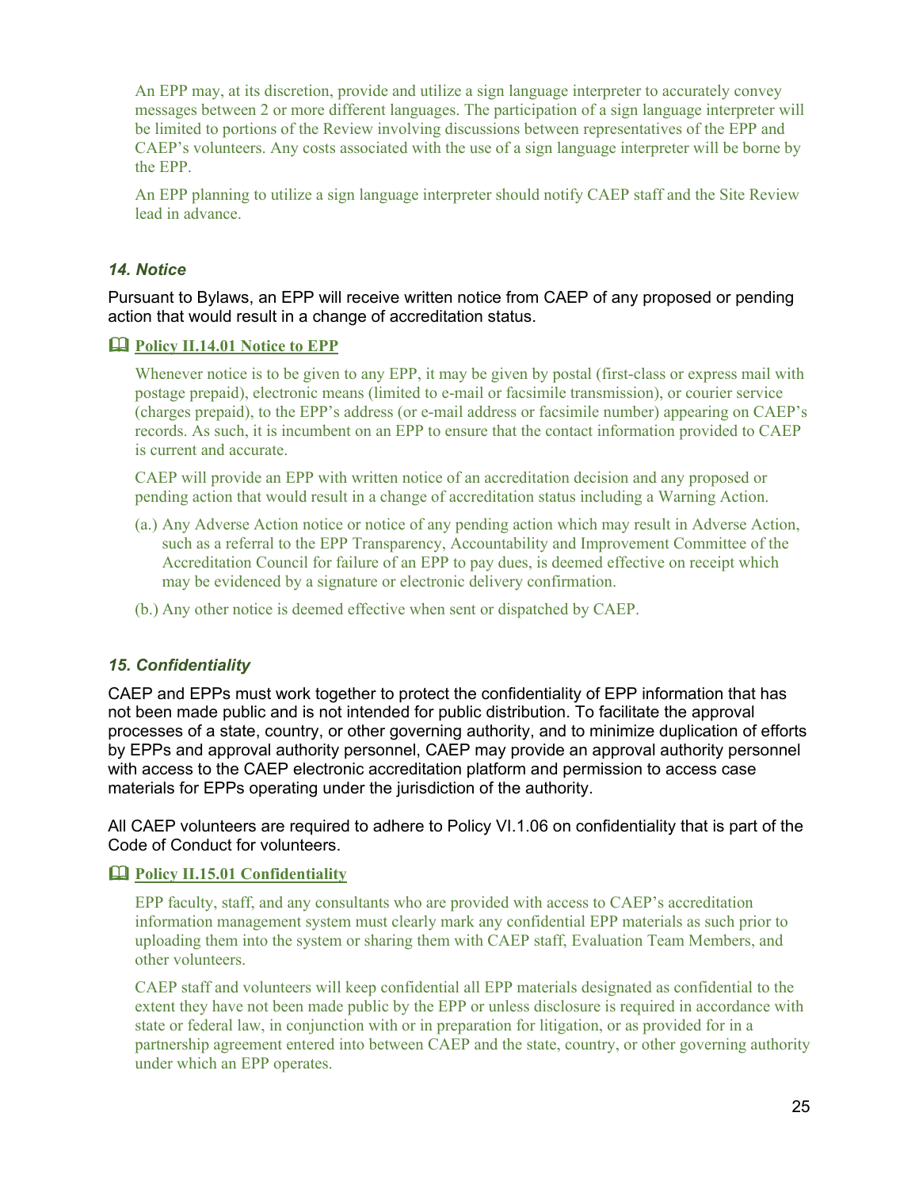An EPP may, at its discretion, provide and utilize a sign language interpreter to accurately convey messages between 2 or more different languages. The participation of a sign language interpreter will be limited to portions of the Review involving discussions between representatives of the EPP and CAEP's volunteers. Any costs associated with the use of a sign language interpreter will be borne by the EPP.

An EPP planning to utilize a sign language interpreter should notify CAEP staff and the Site Review lead in advance.

### *14. Notice*

Pursuant to Bylaws, an EPP will receive written notice from CAEP of any proposed or pending action that would result in a change of accreditation status.

**Policy II.14.01 Notice to EPP**

Whenever notice is to be given to any EPP, it may be given by postal (first-class or express mail with postage prepaid), electronic means (limited to e-mail or facsimile transmission), or courier service (charges prepaid), to the EPP's address (or e-mail address or facsimile number) appearing on CAEP's records. As such, it is incumbent on an EPP to ensure that the contact information provided to CAEP is current and accurate.

CAEP will provide an EPP with written notice of an accreditation decision and any proposed or pending action that would result in a change of accreditation status including a Warning Action.

(a.) Any Adverse Action notice or notice of any pending action which may result in Adverse Action, such as a referral to the EPP Transparency, Accountability and Improvement Committee of the Accreditation Council for failure of an EPP to pay dues, is deemed effective on receipt which may be evidenced by a signature or electronic delivery confirmation.

(b.) Any other notice is deemed effective when sent or dispatched by CAEP.

### *15. Confidentiality*

CAEP and EPPs must work together to protect the confidentiality of EPP information that has not been made public and is not intended for public distribution. To facilitate the approval processes of a state, country, or other governing authority, and to minimize duplication of efforts by EPPs and approval authority personnel, CAEP may provide an approval authority personnel with access to the CAEP electronic accreditation platform and permission to access case materials for EPPs operating under the jurisdiction of the authority.

All CAEP volunteers are required to adhere to Policy VI.1.06 on confidentiality that is part of the Code of Conduct for volunteers.

**Policy II.15.01 Confidentiality**

EPP faculty, staff, and any consultants who are provided with access to CAEP's accreditation information management system must clearly mark any confidential EPP materials as such prior to uploading them into the system or sharing them with CAEP staff, Evaluation Team Members, and other volunteers.

CAEP staff and volunteers will keep confidential all EPP materials designated as confidential to the extent they have not been made public by the EPP or unless disclosure is required in accordance with state or federal law, in conjunction with or in preparation for litigation, or as provided for in a partnership agreement entered into between CAEP and the state, country, or other governing authority under which an EPP operates.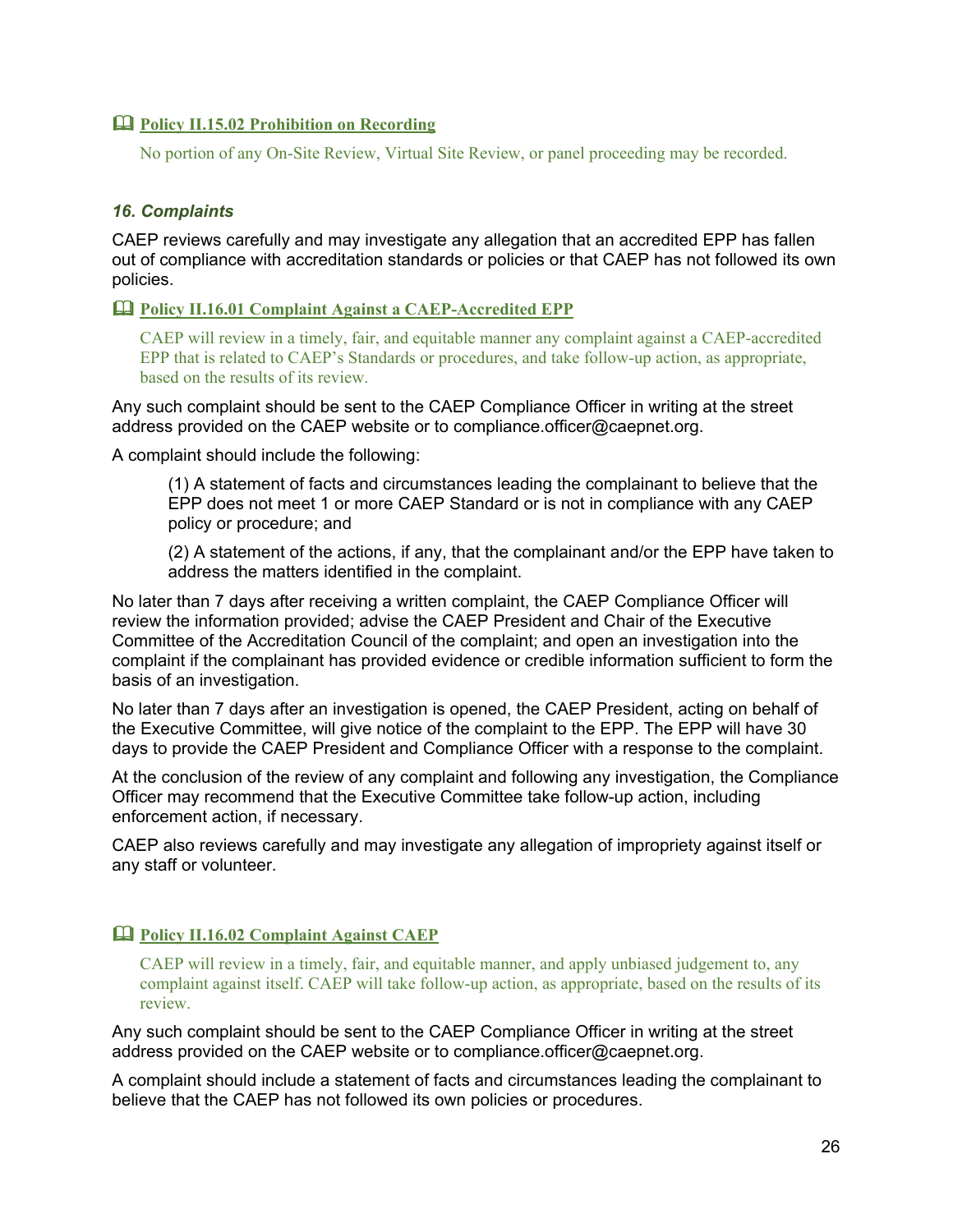#### 🕮 Policy II.15.02 Prohibition on Recording

No portion of any On-Site Review, Virtual Site Review, or panel proceeding may be recorded.

### *16. Complaints*

CAEP reviews carefully and may investigate any allegation that an accredited EPP has fallen out of compliance with accreditation standards or policies or that CAEP has not followed its own policies.

#### 🕮 Policy II.16.01 Complaint Against a CAEP-Accredited EPP

CAEP will review in a timely, fair, and equitable manner any complaint against a CAEP-accredited EPP that is related to CAEP's Standards or procedures, and take follow-up action, as appropriate, based on the results of its review.

Any such complaint should be sent to the CAEP Compliance Officer in writing at the street address provided on the CAEP website or to compliance.officer@caepnet.org.

A complaint should include the following:

(1) A statement of facts and circumstances leading the complainant to believe that the EPP does not meet 1 or more CAEP Standard or is not in compliance with any CAEP policy or procedure; and

(2) A statement of the actions, if any, that the complainant and/or the EPP have taken to address the matters identified in the complaint.

No later than 7 days after receiving a written complaint, the CAEP Compliance Officer will review the information provided; advise the CAEP President and Chair of the Executive Committee of the Accreditation Council of the complaint; and open an investigation into the complaint if the complainant has provided evidence or credible information sufficient to form the basis of an investigation.

No later than 7 days after an investigation is opened, the CAEP President, acting on behalf of the Executive Committee, will give notice of the complaint to the EPP. The EPP will have 30 days to provide the CAEP President and Compliance Officer with a response to the complaint.

At the conclusion of the review of any complaint and following any investigation, the Compliance Officer may recommend that the Executive Committee take follow-up action, including enforcement action, if necessary.

CAEP also reviews carefully and may investigate any allegation of impropriety against itself or any staff or volunteer.

#### 🕮 Policy II.16.02 Complaint Against CAEP

CAEP will review in a timely, fair, and equitable manner, and apply unbiased judgement to, any complaint against itself. CAEP will take follow-up action, as appropriate, based on the results of its review.

Any such complaint should be sent to the CAEP Compliance Officer in writing at the street address provided on the CAEP website or to compliance.officer@caepnet.org.

A complaint should include a statement of facts and circumstances leading the complainant to believe that the CAEP has not followed its own policies or procedures.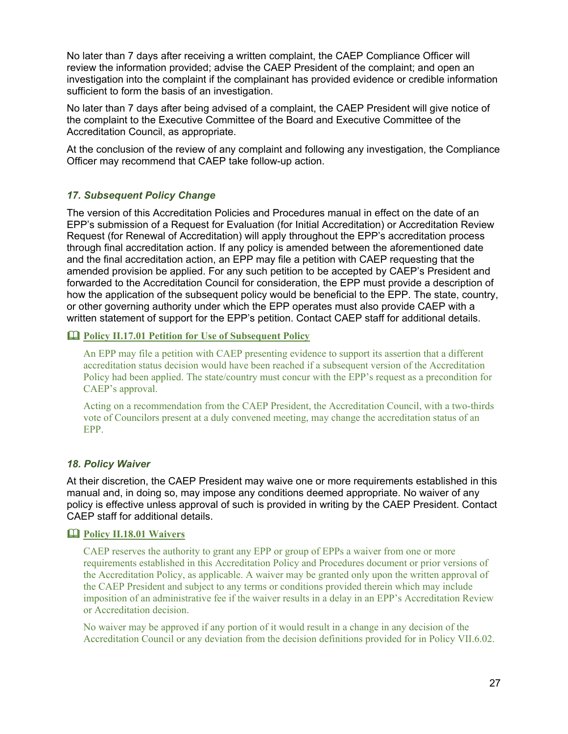No later than 7 days after receiving a written complaint, the CAEP Compliance Officer will review the information provided; advise the CAEP President of the complaint; and open an investigation into the complaint if the complainant has provided evidence or credible information sufficient to form the basis of an investigation.

No later than 7 days after being advised of a complaint, the CAEP President will give notice of the complaint to the Executive Committee of the Board and Executive Committee of the Accreditation Council, as appropriate.

At the conclusion of the review of any complaint and following any investigation, the Compliance Officer may recommend that CAEP take follow-up action.

### *17. Subsequent Policy Change*

The version of this Accreditation Policies and Procedures manual in effect on the date of an EPP's submission of a Request for Evaluation (for Initial Accreditation) or Accreditation Review Request (for Renewal of Accreditation) will apply throughout the EPP's accreditation process through final accreditation action. If any policy is amended between the aforementioned date and the final accreditation action, an EPP may file a petition with CAEP requesting that the amended provision be applied. For any such petition to be accepted by CAEP's President and forwarded to the Accreditation Council for consideration, the EPP must provide a description of how the application of the subsequent policy would be beneficial to the EPP. The state, country, or other governing authority under which the EPP operates must also provide CAEP with a written statement of support for the EPP's petition. Contact CAEP staff for additional details.

#### Policy II.17.01 Petition for Use of Subsequent Policy

An EPP may file a petition with CAEP presenting evidence to support its assertion that a different accreditation status decision would have been reached if a subsequent version of the Accreditation Policy had been applied. The state/country must concur with the EPP's request as a precondition for CAEP's approval.

Acting on a recommendation from the CAEP President, the Accreditation Council, with a two-thirds vote of Councilors present at a duly convened meeting, may change the accreditation status of an EPP.

### *18. Policy Waiver*

At their discretion, the CAEP President may waive one or more requirements established in this manual and, in doing so, may impose any conditions deemed appropriate. No waiver of any policy is effective unless approval of such is provided in writing by the CAEP President. Contact CAEP staff for additional details.

#### Policy II.18.01 Waivers

CAEP reserves the authority to grant any EPP or group of EPPs a waiver from one or more requirements established in this Accreditation Policy and Procedures document or prior versions of the Accreditation Policy, as applicable. A waiver may be granted only upon the written approval of the CAEP President and subject to any terms or conditions provided therein which may include imposition of an administrative fee if the waiver results in a delay in an EPP's Accreditation Review or Accreditation decision.

No waiver may be approved if any portion of it would result in a change in any decision of the Accreditation Council or any deviation from the decision definitions provided for in Policy VII.6.02.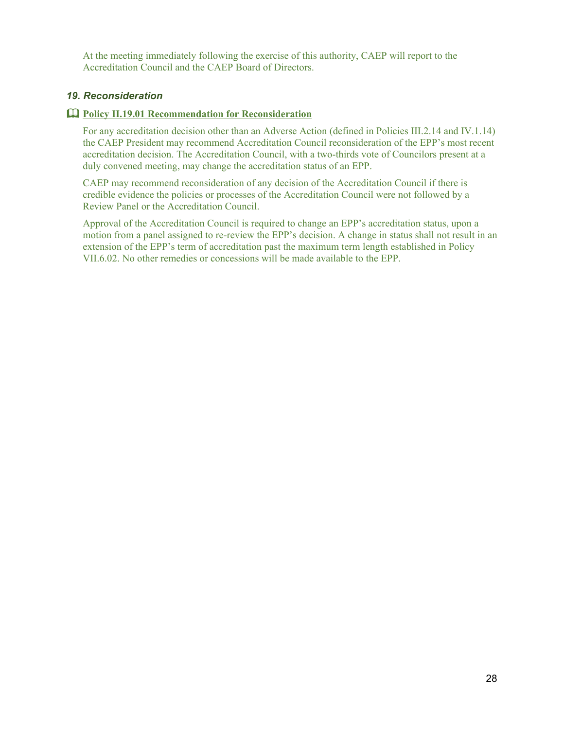At the meeting immediately following the exercise of this authority, CAEP will report to the Accreditation Council and the CAEP Board of Directors.

### *19. Reconsideration*

📖 **Policy II.19.01 Recommendation for Reconsideration**

For any accreditation decision other than an Adverse Action (defined in Policies III.2.14 and IV.1.14) the CAEP President may recommend Accreditation Council reconsideration of the EPP's most recent accreditation decision. The Accreditation Council, with a two-thirds vote of Councilors present at a duly convened meeting, may change the accreditation status of an EPP.

CAEP may recommend reconsideration of any decision of the Accreditation Council if there is credible evidence the policies or processes of the Accreditation Council were not followed by a Review Panel or the Accreditation Council.

Approval of the Accreditation Council is required to change an EPP's accreditation status, upon a motion from a panel assigned to re-review the EPP's decision. A change in status shall not result in an extension of the EPP's term of accreditation past the maximum term length established in Policy VII.6.02. No other remedies or concessions will be made available to the EPP.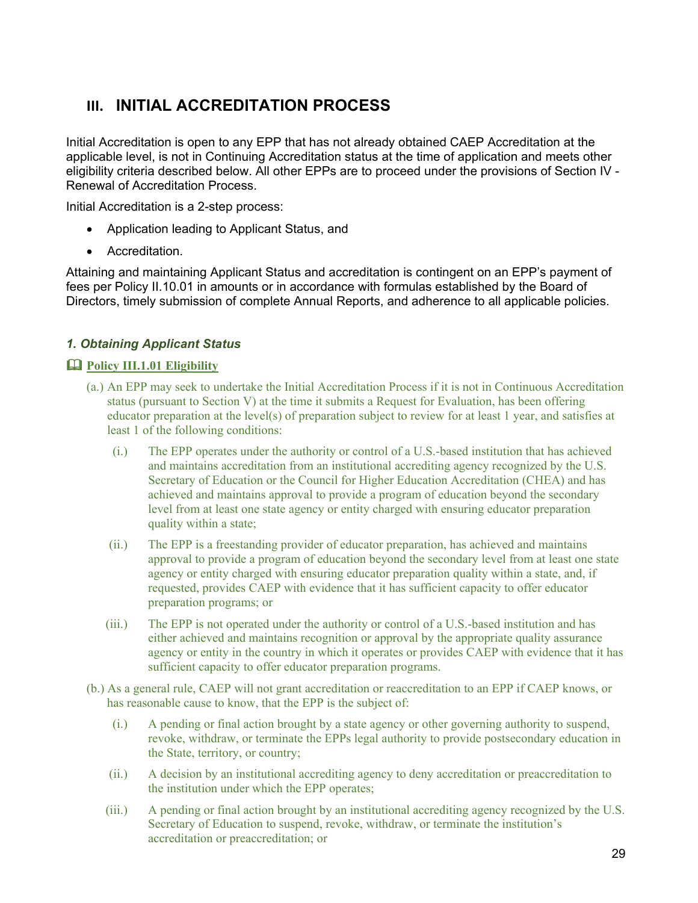## III. INITIAL ACCREDITATION PROCESS

Initial Accreditation is open to any EPP that has not already obtained CAEP Accreditation at the applicable level, is not in Continuing Accreditation status at the time of application and meets other eligibility criteria described below. All other EPPs are to proceed under the provisions of Section IV - Renewal of Accreditation Process.

Initial Accreditation is a 2-step process:

- Application leading to Applicant Status, and
- Accreditation.

Attaining and maintaining Applicant Status and accreditation is contingent on an EPP's payment of fees per Policy II.10.01 in amounts or in accordance with formulas established by the Board of Directors, timely submission of complete Annual Reports, and adherence to all applicable policies.

### *1. Obtaining Applicant Status*

**Policy III.1.01 Eligibility**

(a.) An EPP may seek to undertake the Initial Accreditation Process if it is not in Continuous Accreditation status (pursuant to Section V) at the time it submits a Request for Evaluation, has been offering educator preparation at the level(s) of preparation subject to review for at least 1 year, and satisfies at least 1 of the following conditions:

(i.) The EPP operates under the authority or control of a U.S.-based institution that has achieved and maintains accreditation from an institutional accrediting agency recognized by the U.S. Secretary of Education or the Council for Higher Education Accreditation (CHEA) and has achieved and maintains approval to provide a program of education beyond the secondary level from at least one state agency or entity charged with ensuring educator preparation quality within a state;

(ii.) The EPP is a freestanding provider of educator preparation, has achieved and maintains approval to provide a program of education beyond the secondary level from at least one state agency or entity charged with ensuring educator preparation quality within a state, and, if requested, provides CAEP with evidence that it has sufficient capacity to offer educator preparation programs; or

(iii.) The EPP is not operated under the authority or control of a U.S.-based institution and has either achieved and maintains recognition or approval by the appropriate quality assurance agency or entity in the country in which it operates or provides CAEP with evidence that it has sufficient capacity to offer educator preparation programs.

(b.) As a general rule, CAEP will not grant accreditation or reaccreditation to an EPP if CAEP knows, or has reasonable cause to know, that the EPP is the subject of:

(i.) A pending or final action brought by a state agency or other governing authority to suspend, revoke, withdraw, or terminate the EPPs legal authority to provide postsecondary education in the State, territory, or country;

(ii.) A decision by an institutional accrediting agency to deny accreditation or preaccreditation to the institution under which the EPP operates;

(iii.) A pending or final action brought by an institutional accrediting agency recognized by the U.S. Secretary of Education to suspend, revoke, withdraw, or terminate the institution's accreditation or preaccreditation; or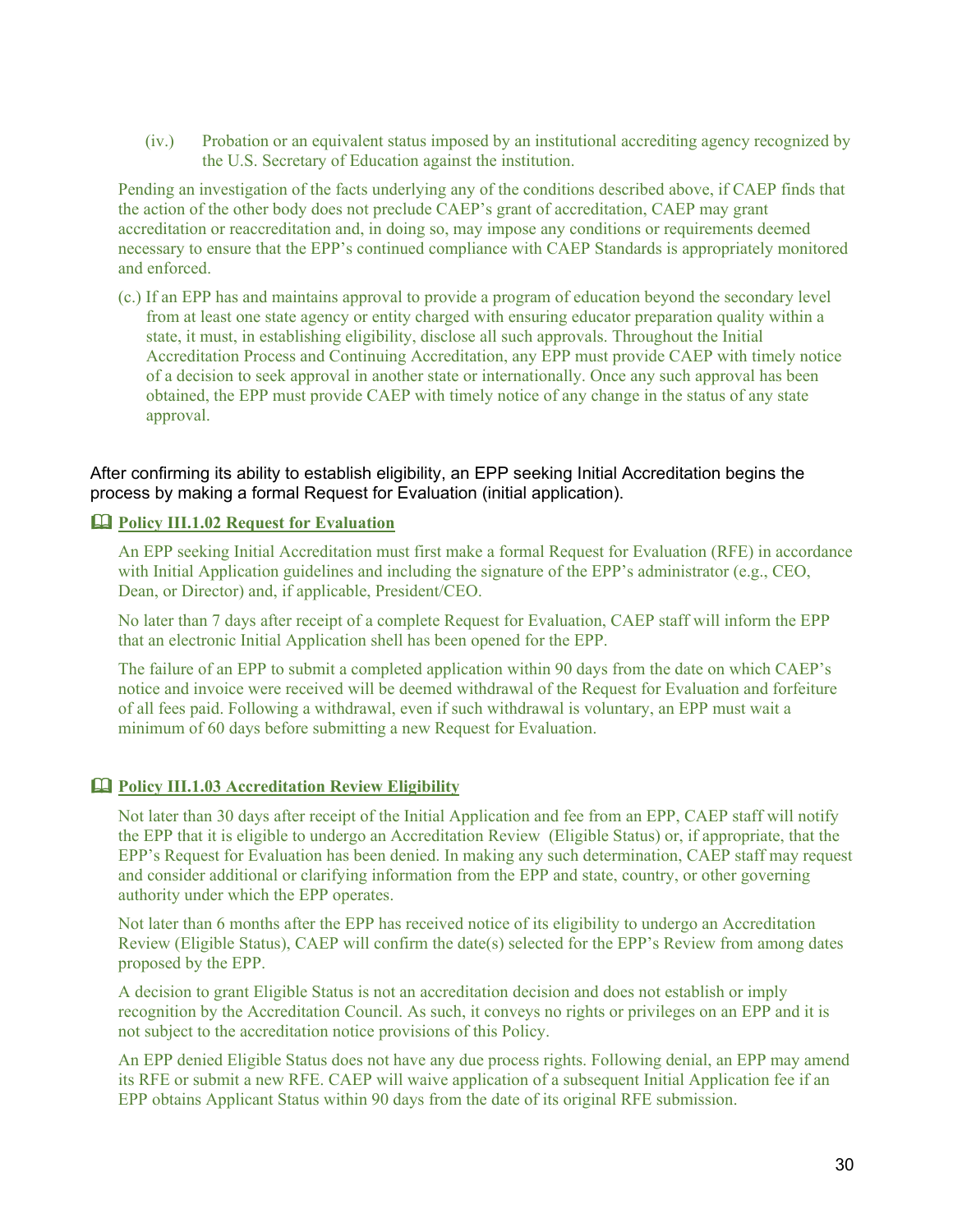(iv.) Probation or an equivalent status imposed by an institutional accrediting agency recognized by the U.S. Secretary of Education against the institution.

Pending an investigation of the facts underlying any of the conditions described above, if CAEP finds that the action of the other body does not preclude CAEP's grant of accreditation, CAEP may grant accreditation or reaccreditation and, in doing so, may impose any conditions or requirements deemed necessary to ensure that the EPP's continued compliance with CAEP Standards is appropriately monitored and enforced.

(c.) If an EPP has and maintains approval to provide a program of education beyond the secondary level from at least one state agency or entity charged with ensuring educator preparation quality within a state, it must, in establishing eligibility, disclose all such approvals. Throughout the Initial Accreditation Process and Continuing Accreditation, any EPP must provide CAEP with timely notice of a decision to seek approval in another state or internationally. Once any such approval has been obtained, the EPP must provide CAEP with timely notice of any change in the status of any state approval.

After confirming its ability to establish eligibility, an EPP seeking Initial Accreditation begins the process by making a formal Request for Evaluation (initial application).

### 🕮 Policy III.1.02 Request for Evaluation

An EPP seeking Initial Accreditation must first make a formal Request for Evaluation (RFE) in accordance with Initial Application guidelines and including the signature of the EPP's administrator (e.g., CEO, Dean, or Director) and, if applicable, President/CEO.

No later than 7 days after receipt of a complete Request for Evaluation, CAEP staff will inform the EPP that an electronic Initial Application shell has been opened for the EPP.

The failure of an EPP to submit a completed application within 90 days from the date on which CAEP's notice and invoice were received will be deemed withdrawal of the Request for Evaluation and forfeiture of all fees paid. Following a withdrawal, even if such withdrawal is voluntary, an EPP must wait a minimum of 60 days before submitting a new Request for Evaluation.

### 🕮 Policy III.1.03 Accreditation Review Eligibility

Not later than 30 days after receipt of the Initial Application and fee from an EPP, CAEP staff will notify the EPP that it is eligible to undergo an Accreditation Review (Eligible Status) or, if appropriate, that the EPP's Request for Evaluation has been denied. In making any such determination, CAEP staff may request and consider additional or clarifying information from the EPP and state, country, or other governing authority under which the EPP operates.

Not later than 6 months after the EPP has received notice of its eligibility to undergo an Accreditation Review (Eligible Status), CAEP will confirm the date(s) selected for the EPP's Review from among dates proposed by the EPP.

A decision to grant Eligible Status is not an accreditation decision and does not establish or imply recognition by the Accreditation Council. As such, it conveys no rights or privileges on an EPP and it is not subject to the accreditation notice provisions of this Policy.

An EPP denied Eligible Status does not have any due process rights. Following denial, an EPP may amend its RFE or submit a new RFE. CAEP will waive application of a subsequent Initial Application fee if an EPP obtains Applicant Status within 90 days from the date of its original RFE submission.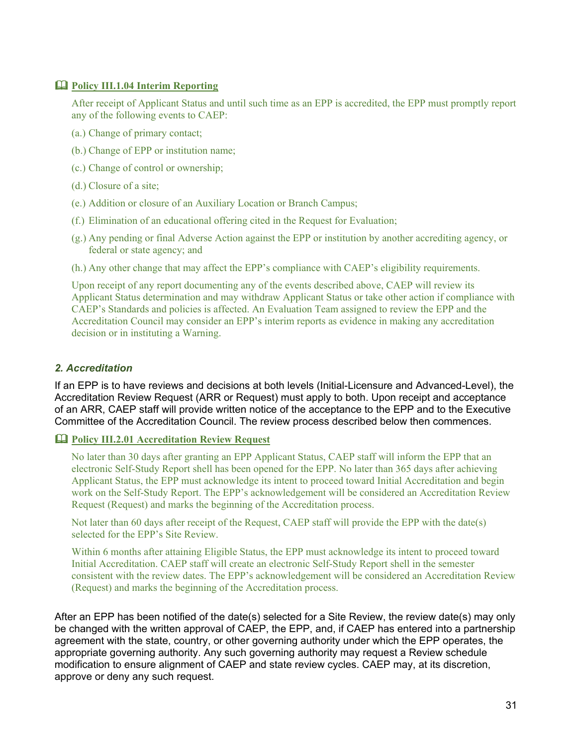📖 **Policy III.1.04 Interim Reporting**

After receipt of Applicant Status and until such time as an EPP is accredited, the EPP must promptly report any of the following events to CAEP:

(a.) Change of primary contact;

(b.) Change of EPP or institution name;

(c.) Change of control or ownership;

(d.) Closure of a site;

(e.) Addition or closure of an Auxiliary Location or Branch Campus;

(f.) Elimination of an educational offering cited in the Request for Evaluation;

(g.) Any pending or final Adverse Action against the EPP or institution by another accrediting agency, or federal or state agency; and

(h.) Any other change that may affect the EPP's compliance with CAEP's eligibility requirements.

Upon receipt of any report documenting any of the events described above, CAEP will review its Applicant Status determination and may withdraw Applicant Status or take other action if compliance with CAEP's Standards and policies is affected. An Evaluation Team assigned to review the EPP and the Accreditation Council may consider an EPP's interim reports as evidence in making any accreditation decision or in instituting a Warning.

### *2. Accreditation*

If an EPP is to have reviews and decisions at both levels (Initial-Licensure and Advanced-Level), the Accreditation Review Request (ARR or Request) must apply to both. Upon receipt and acceptance of an ARR, CAEP staff will provide written notice of the acceptance to the EPP and to the Executive Committee of the Accreditation Council. The review process described below then commences.

📖 **Policy III.2.01 Accreditation Review Request**

No later than 30 days after granting an EPP Applicant Status, CAEP staff will inform the EPP that an electronic Self-Study Report shell has been opened for the EPP. No later than 365 days after achieving Applicant Status, the EPP must acknowledge its intent to proceed toward Initial Accreditation and begin work on the Self-Study Report. The EPP's acknowledgement will be considered an Accreditation Review Request (Request) and marks the beginning of the Accreditation process.

Not later than 60 days after receipt of the Request, CAEP staff will provide the EPP with the date(s) selected for the EPP's Site Review.

Within 6 months after attaining Eligible Status, the EPP must acknowledge its intent to proceed toward Initial Accreditation. CAEP staff will create an electronic Self-Study Report shell in the semester consistent with the review dates. The EPP's acknowledgement will be considered an Accreditation Review (Request) and marks the beginning of the Accreditation process.

After an EPP has been notified of the date(s) selected for a Site Review, the review date(s) may only be changed with the written approval of CAEP, the EPP, and, if CAEP has entered into a partnership agreement with the state, country, or other governing authority under which the EPP operates, the appropriate governing authority. Any such governing authority may request a Review schedule modification to ensure alignment of CAEP and state review cycles. CAEP may, at its discretion, approve or deny any such request.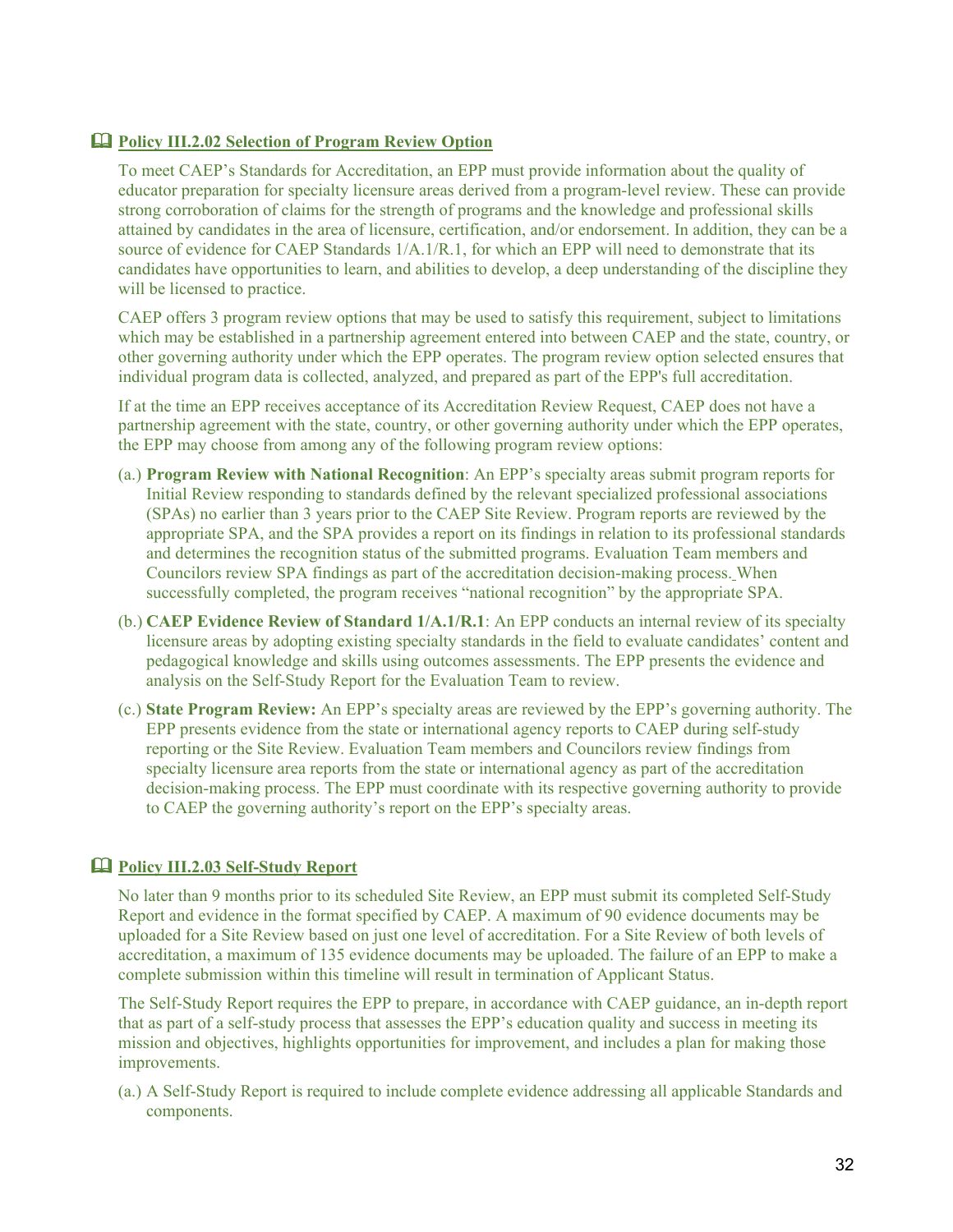### 🕮 Policy III.2.02 Selection of Program Review Option

To meet CAEP's Standards for Accreditation, an EPP must provide information about the quality of educator preparation for specialty licensure areas derived from a program-level review. These can provide strong corroboration of claims for the strength of programs and the knowledge and professional skills attained by candidates in the area of licensure, certification, and/or endorsement. In addition, they can be a source of evidence for CAEP Standards 1/A.1/R.1, for which an EPP will need to demonstrate that its candidates have opportunities to learn, and abilities to develop, a deep understanding of the discipline they will be licensed to practice.

CAEP offers 3 program review options that may be used to satisfy this requirement, subject to limitations which may be established in a partnership agreement entered into between CAEP and the state, country, or other governing authority under which the EPP operates. The program review option selected ensures that individual program data is collected, analyzed, and prepared as part of the EPP's full accreditation.

If at the time an EPP receives acceptance of its Accreditation Review Request, CAEP does not have a partnership agreement with the state, country, or other governing authority under which the EPP operates, the EPP may choose from among any of the following program review options:

(a.) **Program Review with National Recognition**: An EPP's specialty areas submit program reports for Initial Review responding to standards defined by the relevant specialized professional associations (SPAs) no earlier than 3 years prior to the CAEP Site Review. Program reports are reviewed by the appropriate SPA, and the SPA provides a report on its findings in relation to its professional standards and determines the recognition status of the submitted programs. Evaluation Team members and Councilors review SPA findings as part of the accreditation decision-making process. When successfully completed, the program receives "national recognition" by the appropriate SPA.

(b.) **CAEP Evidence Review of Standard 1/A.1/R.1**: An EPP conducts an internal review of its specialty licensure areas by adopting existing specialty standards in the field to evaluate candidates' content and pedagogical knowledge and skills using outcomes assessments. The EPP presents the evidence and analysis on the Self-Study Report for the Evaluation Team to review.

(c.) **State Program Review:** An EPP's specialty areas are reviewed by the EPP's governing authority. The EPP presents evidence from the state or international agency reports to CAEP during self-study reporting or the Site Review. Evaluation Team members and Councilors review findings from specialty licensure area reports from the state or international agency as part of the accreditation decision-making process. The EPP must coordinate with its respective governing authority to provide to CAEP the governing authority's report on the EPP's specialty areas.

### 🕮 Policy III.2.03 Self-Study Report

No later than 9 months prior to its scheduled Site Review, an EPP must submit its completed Self-Study Report and evidence in the format specified by CAEP. A maximum of 90 evidence documents may be uploaded for a Site Review based on just one level of accreditation. For a Site Review of both levels of accreditation, a maximum of 135 evidence documents may be uploaded. The failure of an EPP to make a complete submission within this timeline will result in termination of Applicant Status.

The Self-Study Report requires the EPP to prepare, in accordance with CAEP guidance, an in-depth report that as part of a self-study process that assesses the EPP's education quality and success in meeting its mission and objectives, highlights opportunities for improvement, and includes a plan for making those improvements.

(a.) A Self-Study Report is required to include complete evidence addressing all applicable Standards and components.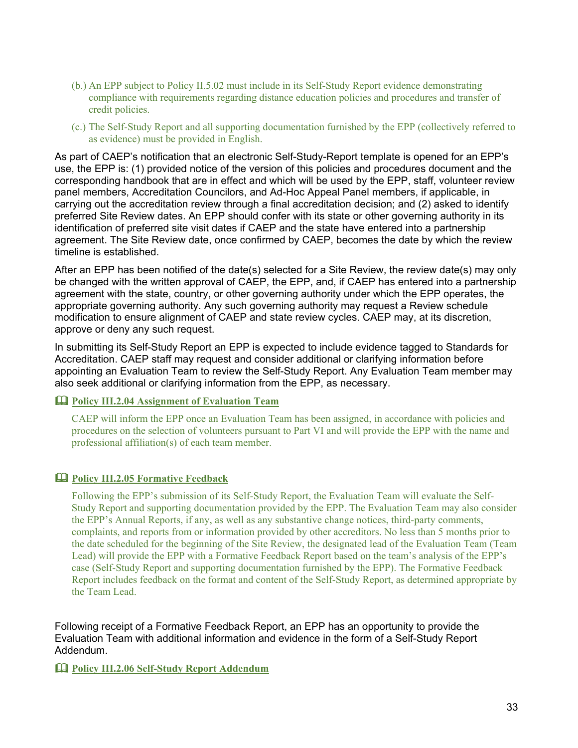(b.) An EPP subject to Policy II.5.02 must include in its Self-Study Report evidence demonstrating compliance with requirements regarding distance education policies and procedures and transfer of credit policies.

(c.) The Self-Study Report and all supporting documentation furnished by the EPP (collectively referred to as evidence) must be provided in English.

As part of CAEP's notification that an electronic Self-Study-Report template is opened for an EPP's use, the EPP is: (1) provided notice of the version of this policies and procedures document and the corresponding handbook that are in effect and which will be used by the EPP, staff, volunteer review panel members, Accreditation Councilors, and Ad-Hoc Appeal Panel members, if applicable, in carrying out the accreditation review through a final accreditation decision; and (2) asked to identify preferred Site Review dates. An EPP should confer with its state or other governing authority in its identification of preferred site visit dates if CAEP and the state have entered into a partnership agreement. The Site Review date, once confirmed by CAEP, becomes the date by which the review timeline is established.

After an EPP has been notified of the date(s) selected for a Site Review, the review date(s) may only be changed with the written approval of CAEP, the EPP, and, if CAEP has entered into a partnership agreement with the state, country, or other governing authority under which the EPP operates, the appropriate governing authority. Any such governing authority may request a Review schedule modification to ensure alignment of CAEP and state review cycles. CAEP may, at its discretion, approve or deny any such request.

In submitting its Self-Study Report an EPP is expected to include evidence tagged to Standards for Accreditation. CAEP staff may request and consider additional or clarifying information before appointing an Evaluation Team to review the Self-Study Report. Any Evaluation Team member may also seek additional or clarifying information from the EPP, as necessary.

### 🕮 Policy III.2.04 Assignment of Evaluation Team

CAEP will inform the EPP once an Evaluation Team has been assigned, in accordance with policies and procedures on the selection of volunteers pursuant to Part VI and will provide the EPP with the name and professional affiliation(s) of each team member.

### 🕮 Policy III.2.05 Formative Feedback

Following the EPP's submission of its Self-Study Report, the Evaluation Team will evaluate the Self-Study Report and supporting documentation provided by the EPP. The Evaluation Team may also consider the EPP's Annual Reports, if any, as well as any substantive change notices, third-party comments, complaints, and reports from or information provided by other accreditors. No less than 5 months prior to the date scheduled for the beginning of the Site Review, the designated lead of the Evaluation Team (Team Lead) will provide the EPP with a Formative Feedback Report based on the team's analysis of the EPP's case (Self-Study Report and supporting documentation furnished by the EPP). The Formative Feedback Report includes feedback on the format and content of the Self-Study Report, as determined appropriate by the Team Lead.

Following receipt of a Formative Feedback Report, an EPP has an opportunity to provide the Evaluation Team with additional information and evidence in the form of a Self-Study Report Addendum.

### 🕮 Policy III.2.06 Self-Study Report Addendum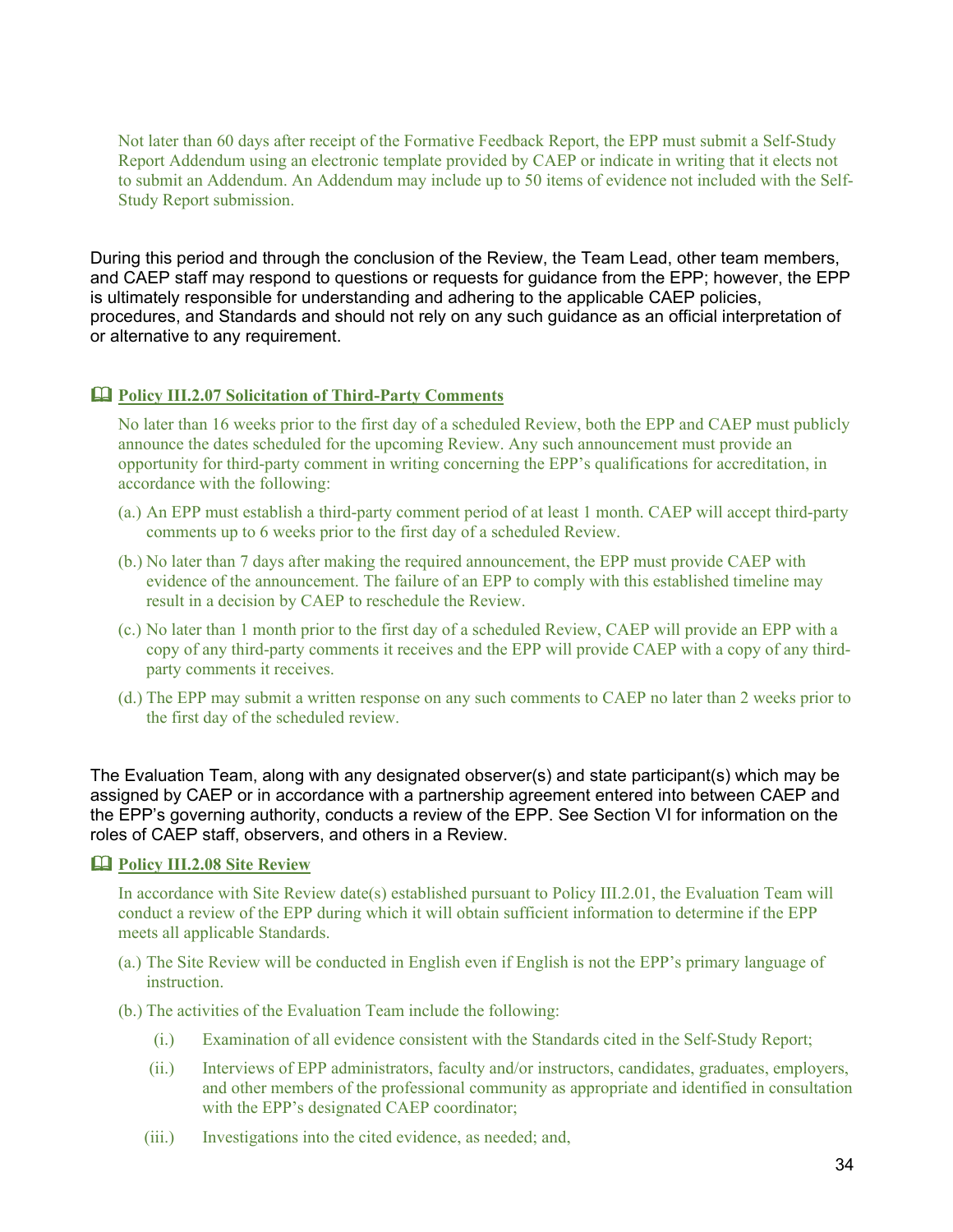Not later than 60 days after receipt of the Formative Feedback Report, the EPP must submit a Self-Study Report Addendum using an electronic template provided by CAEP or indicate in writing that it elects not to submit an Addendum. An Addendum may include up to 50 items of evidence not included with the Self-Study Report submission.

During this period and through the conclusion of the Review, the Team Lead, other team members, and CAEP staff may respond to questions or requests for guidance from the EPP; however, the EPP is ultimately responsible for understanding and adhering to the applicable CAEP policies, procedures, and Standards and should not rely on any such guidance as an official interpretation of or alternative to any requirement.

**Policy III.2.07 Solicitation of Third-Party Comments**

No later than 16 weeks prior to the first day of a scheduled Review, both the EPP and CAEP must publicly announce the dates scheduled for the upcoming Review. Any such announcement must provide an opportunity for third-party comment in writing concerning the EPP's qualifications for accreditation, in accordance with the following:

(a.) An EPP must establish a third-party comment period of at least 1 month. CAEP will accept third-party comments up to 6 weeks prior to the first day of a scheduled Review.

(b.) No later than 7 days after making the required announcement, the EPP must provide CAEP with evidence of the announcement. The failure of an EPP to comply with this established timeline may result in a decision by CAEP to reschedule the Review.

(c.) No later than 1 month prior to the first day of a scheduled Review, CAEP will provide an EPP with a copy of any third-party comments it receives and the EPP will provide CAEP with a copy of any third-party comments it receives.

(d.) The EPP may submit a written response on any such comments to CAEP no later than 2 weeks prior to the first day of the scheduled review.

The Evaluation Team, along with any designated observer(s) and state participant(s) which may be assigned by CAEP or in accordance with a partnership agreement entered into between CAEP and the EPP's governing authority, conducts a review of the EPP. See Section VI for information on the roles of CAEP staff, observers, and others in a Review.

**Policy III.2.08 Site Review**

In accordance with Site Review date(s) established pursuant to Policy III.2.01, the Evaluation Team will conduct a review of the EPP during which it will obtain sufficient information to determine if the EPP meets all applicable Standards.

(a.) The Site Review will be conducted in English even if English is not the EPP's primary language of instruction.

(b.) The activities of the Evaluation Team include the following:

(i.) Examination of all evidence consistent with the Standards cited in the Self-Study Report;

(ii.) Interviews of EPP administrators, faculty and/or instructors, candidates, graduates, employers, and other members of the professional community as appropriate and identified in consultation with the EPP's designated CAEP coordinator;

(iii.) Investigations into the cited evidence, as needed; and,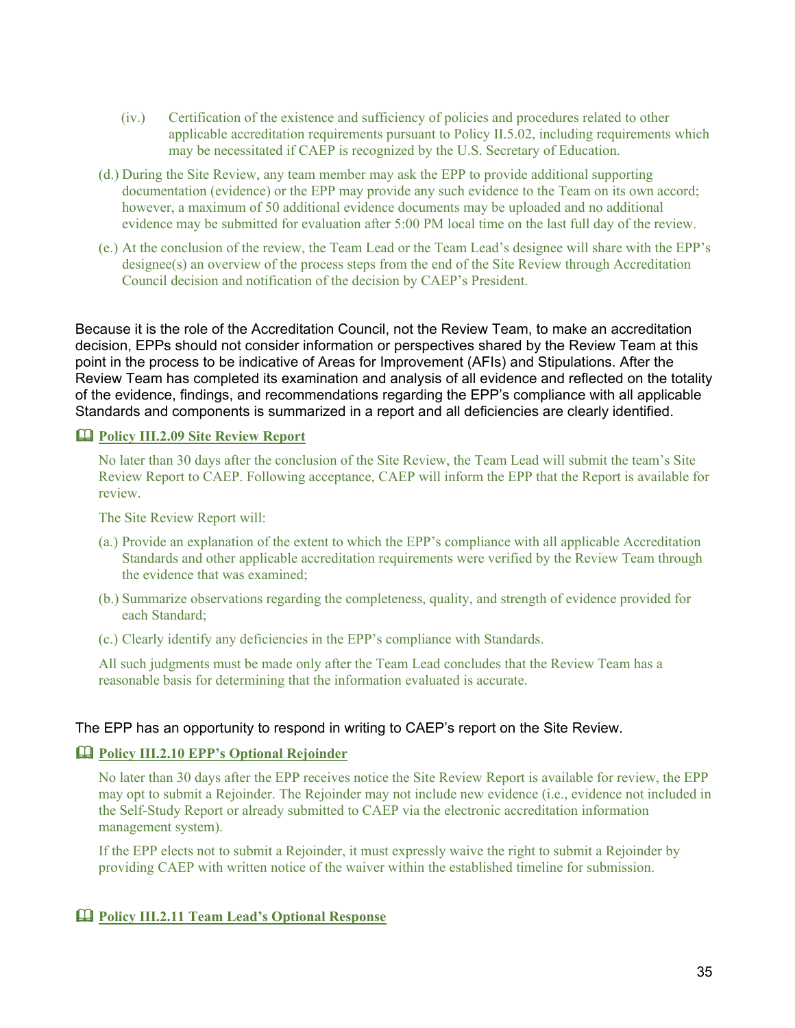(iv.) Certification of the existence and sufficiency of policies and procedures related to other applicable accreditation requirements pursuant to Policy II.5.02, including requirements which may be necessitated if CAEP is recognized by the U.S. Secretary of Education.

(d.) During the Site Review, any team member may ask the EPP to provide additional supporting documentation (evidence) or the EPP may provide any such evidence to the Team on its own accord; however, a maximum of 50 additional evidence documents may be uploaded and no additional evidence may be submitted for evaluation after 5:00 PM local time on the last full day of the review.

(e.) At the conclusion of the review, the Team Lead or the Team Lead's designee will share with the EPP's designee(s) an overview of the process steps from the end of the Site Review through Accreditation Council decision and notification of the decision by CAEP's President.

Because it is the role of the Accreditation Council, not the Review Team, to make an accreditation decision, EPPs should not consider information or perspectives shared by the Review Team at this point in the process to be indicative of Areas for Improvement (AFIs) and Stipulations. After the Review Team has completed its examination and analysis of all evidence and reflected on the totality of the evidence, findings, and recommendations regarding the EPP's compliance with all applicable Standards and components is summarized in a report and all deficiencies are clearly identified.

**Policy III.2.09 Site Review Report**

No later than 30 days after the conclusion of the Site Review, the Team Lead will submit the team's Site Review Report to CAEP. Following acceptance, CAEP will inform the EPP that the Report is available for review.

The Site Review Report will:

(a.) Provide an explanation of the extent to which the EPP's compliance with all applicable Accreditation Standards and other applicable accreditation requirements were verified by the Review Team through the evidence that was examined;

(b.) Summarize observations regarding the completeness, quality, and strength of evidence provided for each Standard;

(c.) Clearly identify any deficiencies in the EPP's compliance with Standards.

All such judgments must be made only after the Team Lead concludes that the Review Team has a reasonable basis for determining that the information evaluated is accurate.

The EPP has an opportunity to respond in writing to CAEP's report on the Site Review.

**Policy III.2.10 EPP's Optional Rejoinder**

No later than 30 days after the EPP receives notice the Site Review Report is available for review, the EPP may opt to submit a Rejoinder. The Rejoinder may not include new evidence (i.e., evidence not included in the Self-Study Report or already submitted to CAEP via the electronic accreditation information management system).

If the EPP elects not to submit a Rejoinder, it must expressly waive the right to submit a Rejoinder by providing CAEP with written notice of the waiver within the established timeline for submission.

**Policy III.2.11 Team Lead's Optional Response**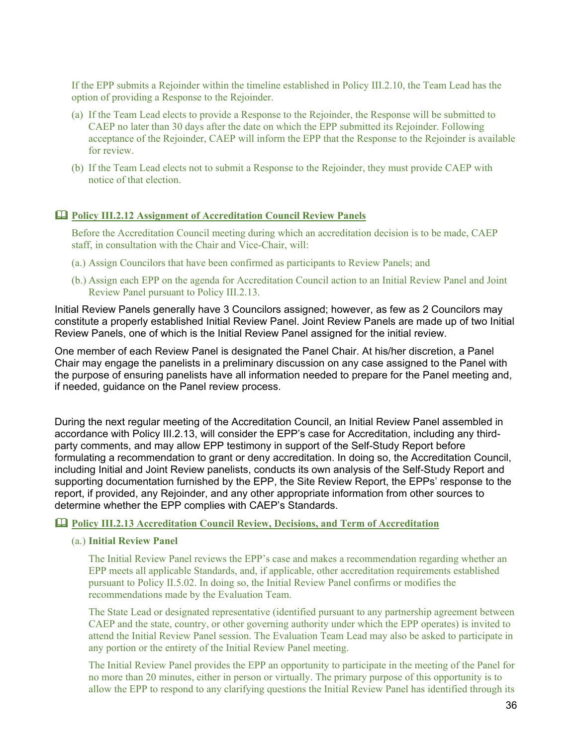If the EPP submits a Rejoinder within the timeline established in Policy III.2.10, the Team Lead has the option of providing a Response to the Rejoinder.

(a) If the Team Lead elects to provide a Response to the Rejoinder, the Response will be submitted to CAEP no later than 30 days after the date on which the EPP submitted its Rejoinder. Following acceptance of the Rejoinder, CAEP will inform the EPP that the Response to the Rejoinder is available for review.

(b) If the Team Lead elects not to submit a Response to the Rejoinder, they must provide CAEP with notice of that election.

### **Policy III.2.12 Assignment of Accreditation Council Review Panels**

Before the Accreditation Council meeting during which an accreditation decision is to be made, CAEP staff, in consultation with the Chair and Vice-Chair, will:

(a.) Assign Councilors that have been confirmed as participants to Review Panels; and

(b.) Assign each EPP on the agenda for Accreditation Council action to an Initial Review Panel and Joint Review Panel pursuant to Policy III.2.13.

Initial Review Panels generally have 3 Councilors assigned; however, as few as 2 Councilors may constitute a properly established Initial Review Panel. Joint Review Panels are made up of two Initial Review Panels, one of which is the Initial Review Panel assigned for the initial review.

One member of each Review Panel is designated the Panel Chair. At his/her discretion, a Panel Chair may engage the panelists in a preliminary discussion on any case assigned to the Panel with the purpose of ensuring panelists have all information needed to prepare for the Panel meeting and, if needed, guidance on the Panel review process.

During the next regular meeting of the Accreditation Council, an Initial Review Panel assembled in accordance with Policy III.2.13, will consider the EPP's case for Accreditation, including any third-party comments, and may allow EPP testimony in support of the Self-Study Report before formulating a recommendation to grant or deny accreditation. In doing so, the Accreditation Council, including Initial and Joint Review panelists, conducts its own analysis of the Self-Study Report and supporting documentation furnished by the EPP, the Site Review Report, the EPPs' response to the report, if provided, any Rejoinder, and any other appropriate information from other sources to determine whether the EPP complies with CAEP's Standards.

### **Policy III.2.13 Accreditation Council Review, Decisions, and Term of Accreditation**

(a.) **Initial Review Panel**

The Initial Review Panel reviews the EPP's case and makes a recommendation regarding whether an EPP meets all applicable Standards, and, if applicable, other accreditation requirements established pursuant to Policy II.5.02. In doing so, the Initial Review Panel confirms or modifies the recommendations made by the Evaluation Team.

The State Lead or designated representative (identified pursuant to any partnership agreement between CAEP and the state, country, or other governing authority under which the EPP operates) is invited to attend the Initial Review Panel session. The Evaluation Team Lead may also be asked to participate in any portion or the entirety of the Initial Review Panel meeting.

The Initial Review Panel provides the EPP an opportunity to participate in the meeting of the Panel for no more than 20 minutes, either in person or virtually. The primary purpose of this opportunity is to allow the EPP to respond to any clarifying questions the Initial Review Panel has identified through its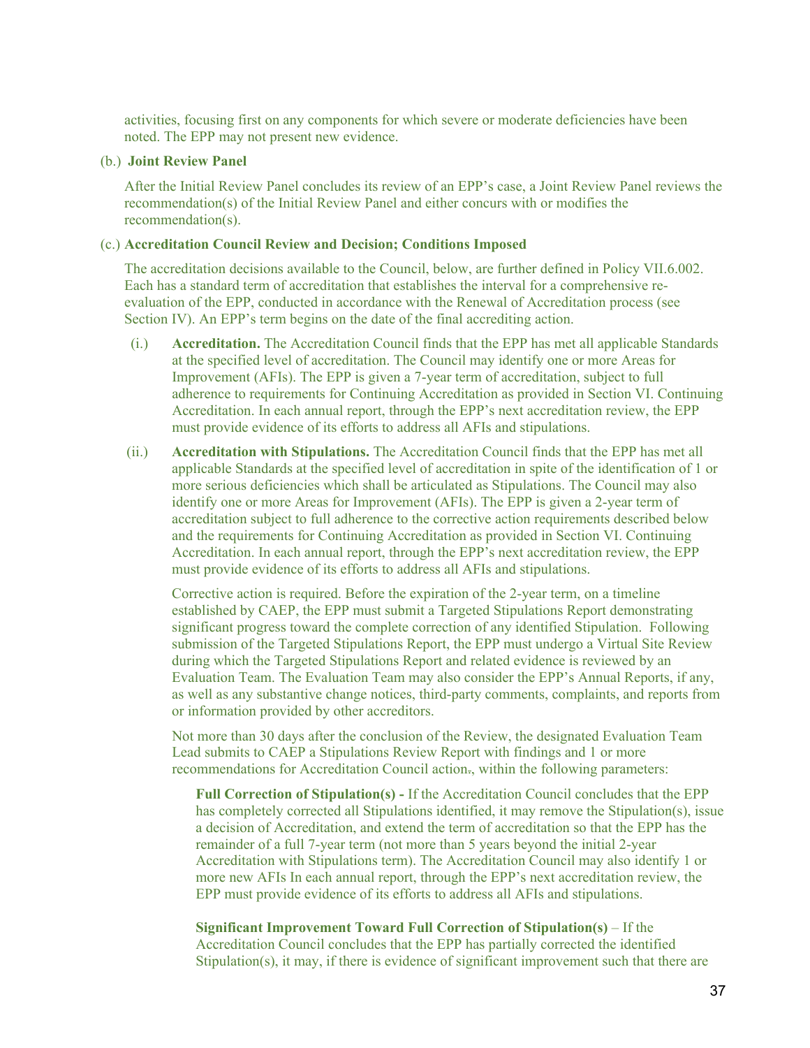activities, focusing first on any components for which severe or moderate deficiencies have been noted. The EPP may not present new evidence.

(b.) **Joint Review Panel**

After the Initial Review Panel concludes its review of an EPP's case, a Joint Review Panel reviews the recommendation(s) of the Initial Review Panel and either concurs with or modifies the recommendation(s).

(c.) **Accreditation Council Review and Decision; Conditions Imposed**

The accreditation decisions available to the Council, below, are further defined in Policy VII.6.002. Each has a standard term of accreditation that establishes the interval for a comprehensive re-evaluation of the EPP, conducted in accordance with the Renewal of Accreditation process (see Section IV). An EPP's term begins on the date of the final accrediting action.

(i.) **Accreditation.** The Accreditation Council finds that the EPP has met all applicable Standards at the specified level of accreditation. The Council may identify one or more Areas for Improvement (AFIs). The EPP is given a 7-year term of accreditation, subject to full adherence to requirements for Continuing Accreditation as provided in Section VI. Continuing Accreditation. In each annual report, through the EPP's next accreditation review, the EPP must provide evidence of its efforts to address all AFIs and stipulations.

(ii.) **Accreditation with Stipulations.** The Accreditation Council finds that the EPP has met all applicable Standards at the specified level of accreditation in spite of the identification of 1 or more serious deficiencies which shall be articulated as Stipulations. The Council may also identify one or more Areas for Improvement (AFIs). The EPP is given a 2-year term of accreditation subject to full adherence to the corrective action requirements described below and the requirements for Continuing Accreditation as provided in Section VI. Continuing Accreditation. In each annual report, through the EPP's next accreditation review, the EPP must provide evidence of its efforts to address all AFIs and stipulations.

Corrective action is required. Before the expiration of the 2-year term, on a timeline established by CAEP, the EPP must submit a Targeted Stipulations Report demonstrating significant progress toward the complete correction of any identified Stipulation. Following submission of the Targeted Stipulations Report, the EPP must undergo a Virtual Site Review during which the Targeted Stipulations Report and related evidence is reviewed by an Evaluation Team. The Evaluation Team may also consider the EPP's Annual Reports, if any, as well as any substantive change notices, third-party comments, complaints, and reports from or information provided by other accreditors.

Not more than 30 days after the conclusion of the Review, the designated Evaluation Team Lead submits to CAEP a Stipulations Review Report with findings and 1 or more recommendations for Accreditation Council action., within the following parameters:

**Full Correction of Stipulation(s) -** If the Accreditation Council concludes that the EPP has completely corrected all Stipulations identified, it may remove the Stipulation(s), issue a decision of Accreditation, and extend the term of accreditation so that the EPP has the remainder of a full 7-year term (not more than 5 years beyond the initial 2-year Accreditation with Stipulations term). The Accreditation Council may also identify 1 or more new AFIs In each annual report, through the EPP's next accreditation review, the EPP must provide evidence of its efforts to address all AFIs and stipulations.

**Significant Improvement Toward Full Correction of Stipulation(s)** – If the Accreditation Council concludes that the EPP has partially corrected the identified Stipulation(s), it may, if there is evidence of significant improvement such that there are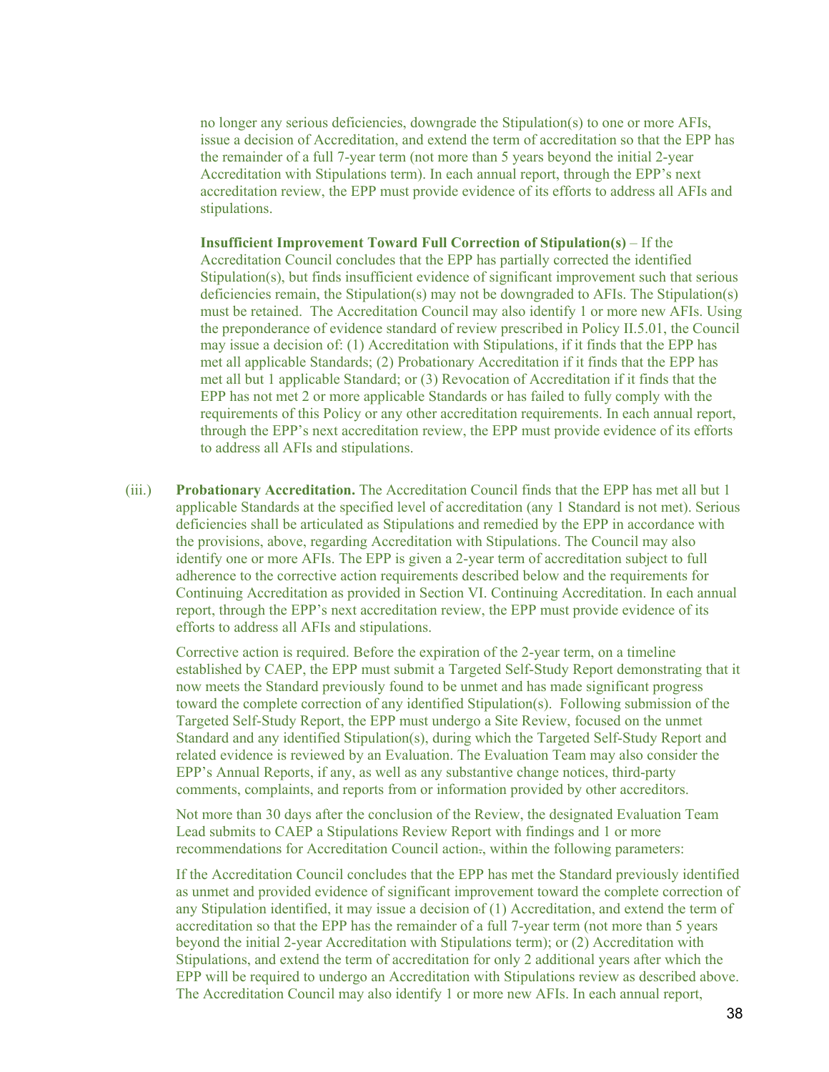no longer any serious deficiencies, downgrade the Stipulation(s) to one or more AFIs, issue a decision of Accreditation, and extend the term of accreditation so that the EPP has the remainder of a full 7-year term (not more than 5 years beyond the initial 2-year Accreditation with Stipulations term). In each annual report, through the EPP's next accreditation review, the EPP must provide evidence of its efforts to address all AFIs and stipulations.

**Insufficient Improvement Toward Full Correction of Stipulation(s)** – If the Accreditation Council concludes that the EPP has partially corrected the identified Stipulation(s), but finds insufficient evidence of significant improvement such that serious deficiencies remain, the Stipulation(s) may not be downgraded to AFIs. The Stipulation(s) must be retained. The Accreditation Council may also identify 1 or more new AFIs. Using the preponderance of evidence standard of review prescribed in Policy II.5.01, the Council may issue a decision of: (1) Accreditation with Stipulations, if it finds that the EPP has met all applicable Standards; (2) Probationary Accreditation if it finds that the EPP has met all but 1 applicable Standard; or (3) Revocation of Accreditation if it finds that the EPP has not met 2 or more applicable Standards or has failed to fully comply with the requirements of this Policy or any other accreditation requirements. In each annual report, through the EPP's next accreditation review, the EPP must provide evidence of its efforts to address all AFIs and stipulations.

(iii.) **Probationary Accreditation.** The Accreditation Council finds that the EPP has met all but 1 applicable Standards at the specified level of accreditation (any 1 Standard is not met). Serious deficiencies shall be articulated as Stipulations and remedied by the EPP in accordance with the provisions, above, regarding Accreditation with Stipulations. The Council may also identify one or more AFIs. The EPP is given a 2-year term of accreditation subject to full adherence to the corrective action requirements described below and the requirements for Continuing Accreditation as provided in Section VI. Continuing Accreditation. In each annual report, through the EPP's next accreditation review, the EPP must provide evidence of its efforts to address all AFIs and stipulations.

Corrective action is required. Before the expiration of the 2-year term, on a timeline established by CAEP, the EPP must submit a Targeted Self-Study Report demonstrating that it now meets the Standard previously found to be unmet and has made significant progress toward the complete correction of any identified Stipulation(s). Following submission of the Targeted Self-Study Report, the EPP must undergo a Site Review, focused on the unmet Standard and any identified Stipulation(s), during which the Targeted Self-Study Report and related evidence is reviewed by an Evaluation. The Evaluation Team may also consider the EPP's Annual Reports, if any, as well as any substantive change notices, third-party comments, complaints, and reports from or information provided by other accreditors.

Not more than 30 days after the conclusion of the Review, the designated Evaluation Team Lead submits to CAEP a Stipulations Review Report with findings and 1 or more recommendations for Accreditation Council action., within the following parameters:

If the Accreditation Council concludes that the EPP has met the Standard previously identified as unmet and provided evidence of significant improvement toward the complete correction of any Stipulation identified, it may issue a decision of (1) Accreditation, and extend the term of accreditation so that the EPP has the remainder of a full 7-year term (not more than 5 years beyond the initial 2-year Accreditation with Stipulations term); or (2) Accreditation with Stipulations, and extend the term of accreditation for only 2 additional years after which the EPP will be required to undergo an Accreditation with Stipulations review as described above. The Accreditation Council may also identify 1 or more new AFIs. In each annual report,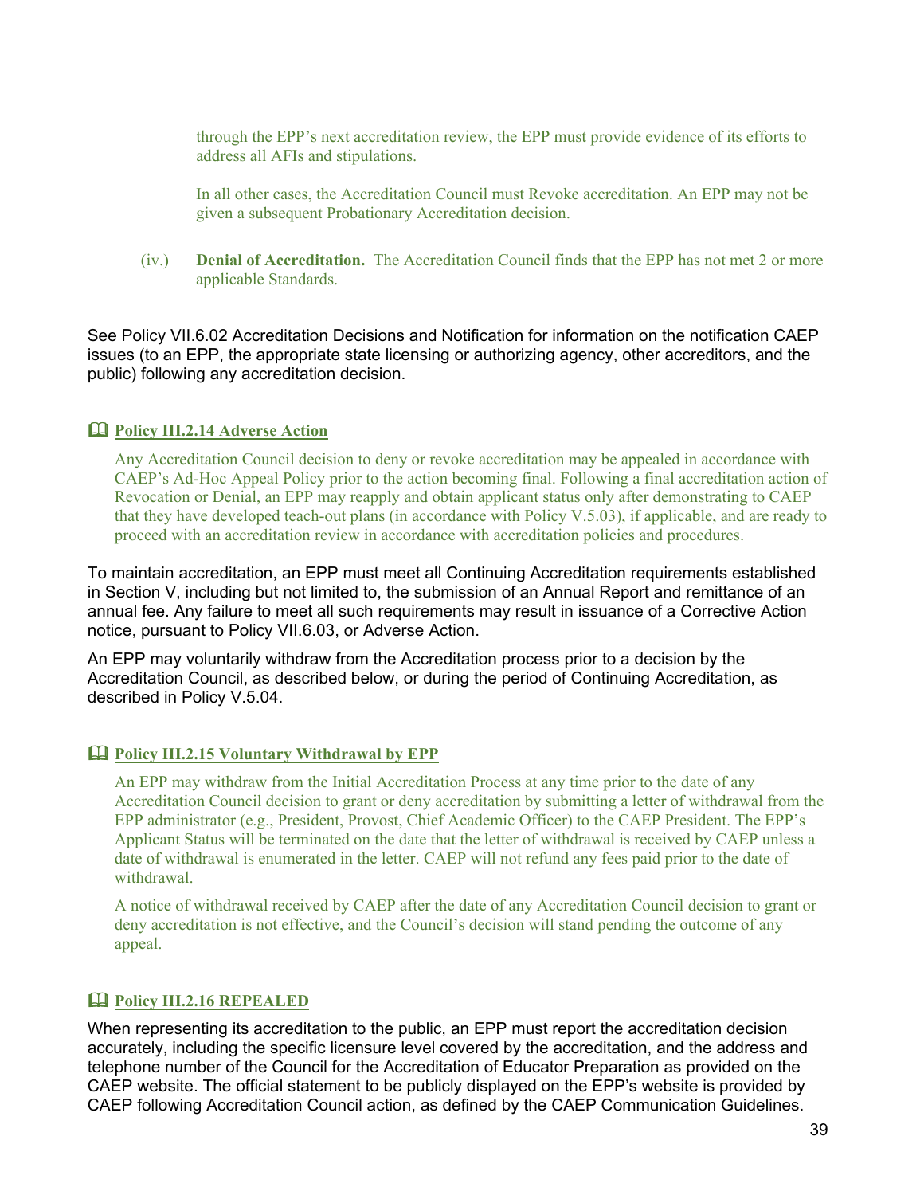through the EPP's next accreditation review, the EPP must provide evidence of its efforts to address all AFIs and stipulations.

In all other cases, the Accreditation Council must Revoke accreditation. An EPP may not be given a subsequent Probationary Accreditation decision.

(iv.) **Denial of Accreditation.** The Accreditation Council finds that the EPP has not met 2 or more applicable Standards.

See Policy VII.6.02 Accreditation Decisions and Notification for information on the notification CAEP issues (to an EPP, the appropriate state licensing or authorizing agency, other accreditors, and the public) following any accreditation decision.

### 🕮 Policy III.2.14 Adverse Action

Any Accreditation Council decision to deny or revoke accreditation may be appealed in accordance with CAEP's Ad-Hoc Appeal Policy prior to the action becoming final. Following a final accreditation action of Revocation or Denial, an EPP may reapply and obtain applicant status only after demonstrating to CAEP that they have developed teach-out plans (in accordance with Policy V.5.03), if applicable, and are ready to proceed with an accreditation review in accordance with accreditation policies and procedures.

To maintain accreditation, an EPP must meet all Continuing Accreditation requirements established in Section V, including but not limited to, the submission of an Annual Report and remittance of an annual fee. Any failure to meet all such requirements may result in issuance of a Corrective Action notice, pursuant to Policy VII.6.03, or Adverse Action.

An EPP may voluntarily withdraw from the Accreditation process prior to a decision by the Accreditation Council, as described below, or during the period of Continuing Accreditation, as described in Policy V.5.04.

### 🕮 Policy III.2.15 Voluntary Withdrawal by EPP

An EPP may withdraw from the Initial Accreditation Process at any time prior to the date of any Accreditation Council decision to grant or deny accreditation by submitting a letter of withdrawal from the EPP administrator (e.g., President, Provost, Chief Academic Officer) to the CAEP President. The EPP's Applicant Status will be terminated on the date that the letter of withdrawal is received by CAEP unless a date of withdrawal is enumerated in the letter. CAEP will not refund any fees paid prior to the date of withdrawal.

A notice of withdrawal received by CAEP after the date of any Accreditation Council decision to grant or deny accreditation is not effective, and the Council's decision will stand pending the outcome of any appeal.

### 🕮 Policy III.2.16 REPEALED

When representing its accreditation to the public, an EPP must report the accreditation decision accurately, including the specific licensure level covered by the accreditation, and the address and telephone number of the Council for the Accreditation of Educator Preparation as provided on the CAEP website. The official statement to be publicly displayed on the EPP's website is provided by CAEP following Accreditation Council action, as defined by the CAEP Communication Guidelines.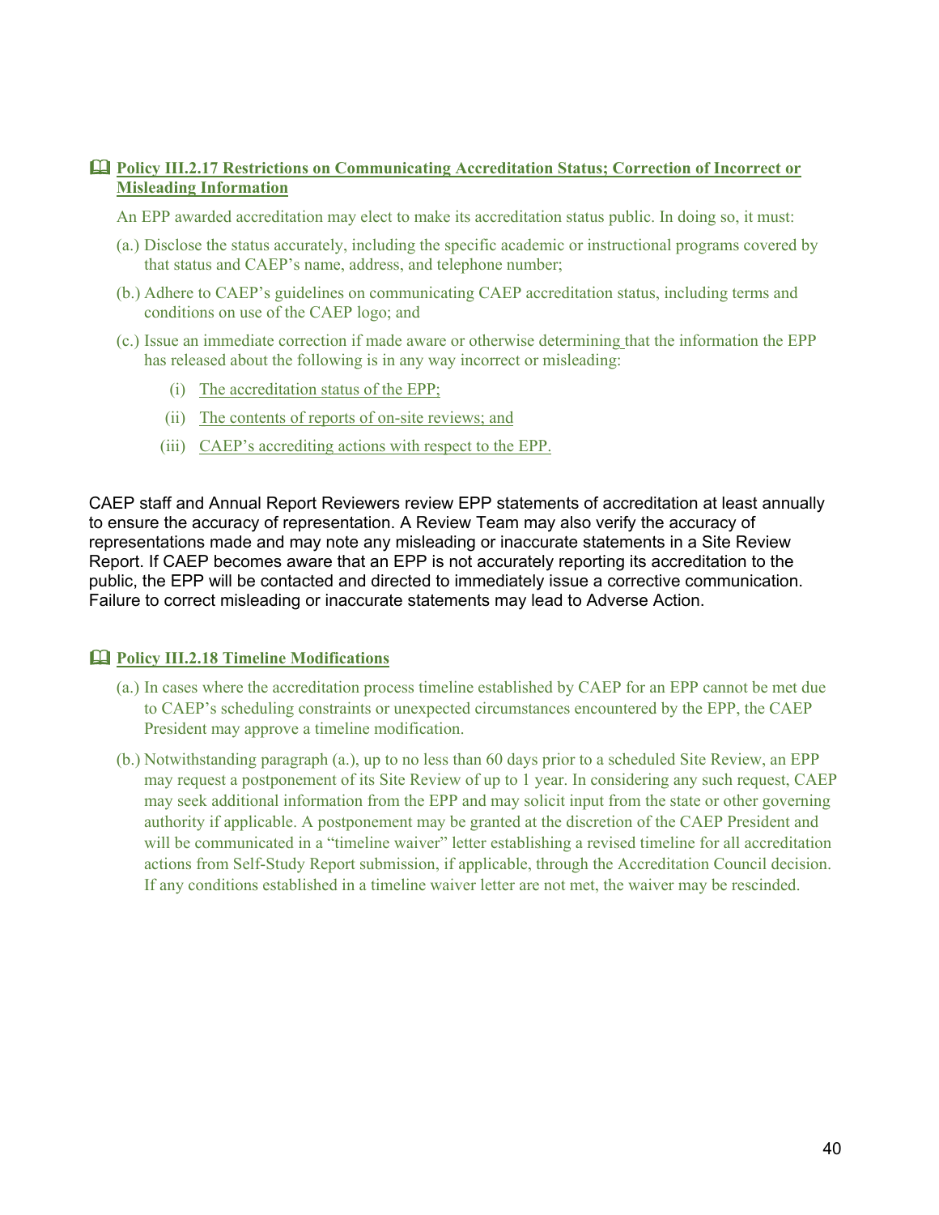### 📖 Policy III.2.17 Restrictions on Communicating Accreditation Status; Correction of Incorrect or Misleading Information

An EPP awarded accreditation may elect to make its accreditation status public. In doing so, it must:

(a.) Disclose the status accurately, including the specific academic or instructional programs covered by that status and CAEP's name, address, and telephone number;

(b.) Adhere to CAEP's guidelines on communicating CAEP accreditation status, including terms and conditions on use of the CAEP logo; and

(c.) Issue an immediate correction if made aware or otherwise determining that the information the EPP has released about the following is in any way incorrect or misleading:

- (i) The accreditation status of the EPP;
- (ii) The contents of reports of on-site reviews; and
- (iii) CAEP's accrediting actions with respect to the EPP.

CAEP staff and Annual Report Reviewers review EPP statements of accreditation at least annually to ensure the accuracy of representation. A Review Team may also verify the accuracy of representations made and may note any misleading or inaccurate statements in a Site Review Report. If CAEP becomes aware that an EPP is not accurately reporting its accreditation to the public, the EPP will be contacted and directed to immediately issue a corrective communication. Failure to correct misleading or inaccurate statements may lead to Adverse Action.

### 📖 Policy III.2.18 Timeline Modifications

(a.) In cases where the accreditation process timeline established by CAEP for an EPP cannot be met due to CAEP's scheduling constraints or unexpected circumstances encountered by the EPP, the CAEP President may approve a timeline modification.

(b.) Notwithstanding paragraph (a.), up to no less than 60 days prior to a scheduled Site Review, an EPP may request a postponement of its Site Review of up to 1 year. In considering any such request, CAEP may seek additional information from the EPP and may solicit input from the state or other governing authority if applicable. A postponement may be granted at the discretion of the CAEP President and will be communicated in a "timeline waiver" letter establishing a revised timeline for all accreditation actions from Self-Study Report submission, if applicable, through the Accreditation Council decision. If any conditions established in a timeline waiver letter are not met, the waiver may be rescinded.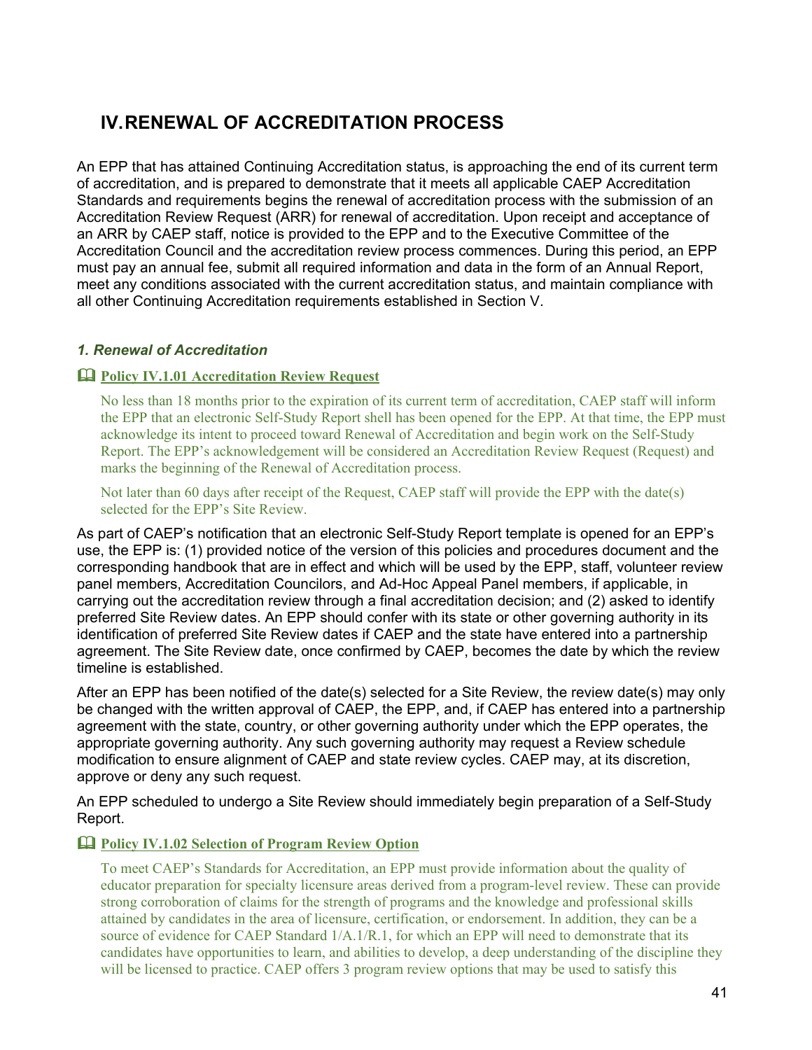# IV. RENEWAL OF ACCREDITATION PROCESS

An EPP that has attained Continuing Accreditation status, is approaching the end of its current term of accreditation, and is prepared to demonstrate that it meets all applicable CAEP Accreditation Standards and requirements begins the renewal of accreditation process with the submission of an Accreditation Review Request (ARR) for renewal of accreditation. Upon receipt and acceptance of an ARR by CAEP staff, notice is provided to the EPP and to the Executive Committee of the Accreditation Council and the accreditation review process commences. During this period, an EPP must pay an annual fee, submit all required information and data in the form of an Annual Report, meet any conditions associated with the current accreditation status, and maintain compliance with all other Continuing Accreditation requirements established in Section V.

### *1. Renewal of Accreditation*

**Policy IV.1.01 Accreditation Review Request**

> No less than 18 months prior to the expiration of its current term of accreditation, CAEP staff will inform the EPP that an electronic Self-Study Report shell has been opened for the EPP. At that time, the EPP must acknowledge its intent to proceed toward Renewal of Accreditation and begin work on the Self-Study Report. The EPP's acknowledgement will be considered an Accreditation Review Request (Request) and marks the beginning of the Renewal of Accreditation process.
>
> Not later than 60 days after receipt of the Request, CAEP staff will provide the EPP with the date(s) selected for the EPP's Site Review.

As part of CAEP's notification that an electronic Self-Study Report template is opened for an EPP's use, the EPP is: (1) provided notice of the version of this policies and procedures document and the corresponding handbook that are in effect and which will be used by the EPP, staff, volunteer review panel members, Accreditation Councilors, and Ad-Hoc Appeal Panel members, if applicable, in carrying out the accreditation review through a final accreditation decision; and (2) asked to identify preferred Site Review dates. An EPP should confer with its state or other governing authority in its identification of preferred Site Review dates if CAEP and the state have entered into a partnership agreement. The Site Review date, once confirmed by CAEP, becomes the date by which the review timeline is established.

After an EPP has been notified of the date(s) selected for a Site Review, the review date(s) may only be changed with the written approval of CAEP, the EPP, and, if CAEP has entered into a partnership agreement with the state, country, or other governing authority under which the EPP operates, the appropriate governing authority. Any such governing authority may request a Review schedule modification to ensure alignment of CAEP and state review cycles. CAEP may, at its discretion, approve or deny any such request.

An EPP scheduled to undergo a Site Review should immediately begin preparation of a Self-Study Report.

**Policy IV.1.02 Selection of Program Review Option**

> To meet CAEP's Standards for Accreditation, an EPP must provide information about the quality of educator preparation for specialty licensure areas derived from a program-level review. These can provide strong corroboration of claims for the strength of programs and the knowledge and professional skills attained by candidates in the area of licensure, certification, or endorsement. In addition, they can be a source of evidence for CAEP Standard 1/A.1/R.1, for which an EPP will need to demonstrate that its candidates have opportunities to learn, and abilities to develop, a deep understanding of the discipline they will be licensed to practice. CAEP offers 3 program review options that may be used to satisfy this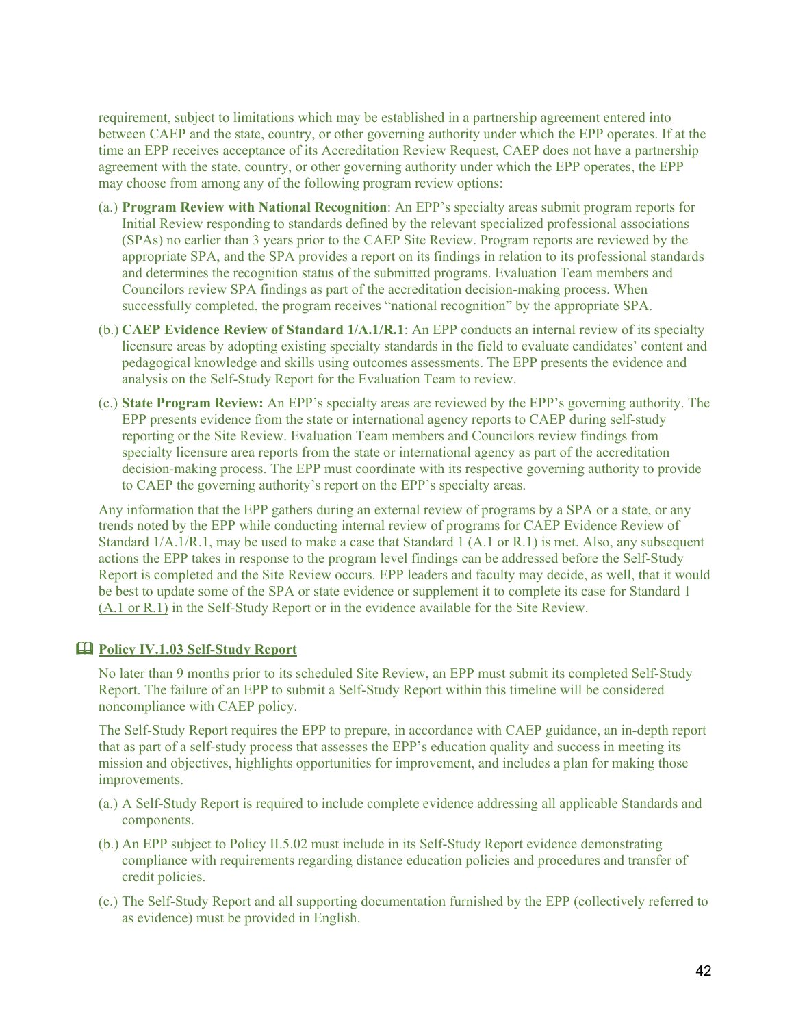requirement, subject to limitations which may be established in a partnership agreement entered into between CAEP and the state, country, or other governing authority under which the EPP operates. If at the time an EPP receives acceptance of its Accreditation Review Request, CAEP does not have a partnership agreement with the state, country, or other governing authority under which the EPP operates, the EPP may choose from among any of the following program review options:

(a.) **Program Review with National Recognition**: An EPP's specialty areas submit program reports for Initial Review responding to standards defined by the relevant specialized professional associations (SPAs) no earlier than 3 years prior to the CAEP Site Review. Program reports are reviewed by the appropriate SPA, and the SPA provides a report on its findings in relation to its professional standards and determines the recognition status of the submitted programs. Evaluation Team members and Councilors review SPA findings as part of the accreditation decision-making process. When successfully completed, the program receives "national recognition" by the appropriate SPA.

(b.) **CAEP Evidence Review of Standard 1/A.1/R.1**: An EPP conducts an internal review of its specialty licensure areas by adopting existing specialty standards in the field to evaluate candidates' content and pedagogical knowledge and skills using outcomes assessments. The EPP presents the evidence and analysis on the Self-Study Report for the Evaluation Team to review.

(c.) **State Program Review:** An EPP's specialty areas are reviewed by the EPP's governing authority. The EPP presents evidence from the state or international agency reports to CAEP during self-study reporting or the Site Review. Evaluation Team members and Councilors review findings from specialty licensure area reports from the state or international agency as part of the accreditation decision-making process. The EPP must coordinate with its respective governing authority to provide to CAEP the governing authority's report on the EPP's specialty areas.

Any information that the EPP gathers during an external review of programs by a SPA or a state, or any trends noted by the EPP while conducting internal review of programs for CAEP Evidence Review of Standard 1/A.1/R.1, may be used to make a case that Standard 1 (A.1 or R.1) is met. Also, any subsequent actions the EPP takes in response to the program level findings can be addressed before the Self-Study Report is completed and the Site Review occurs. EPP leaders and faculty may decide, as well, that it would be best to update some of the SPA or state evidence or supplement it to complete its case for Standard 1 (A.1 or R.1) in the Self-Study Report or in the evidence available for the Site Review.

## Policy IV.1.03 Self-Study Report

No later than 9 months prior to its scheduled Site Review, an EPP must submit its completed Self-Study Report. The failure of an EPP to submit a Self-Study Report within this timeline will be considered noncompliance with CAEP policy.

The Self-Study Report requires the EPP to prepare, in accordance with CAEP guidance, an in-depth report that as part of a self-study process that assesses the EPP's education quality and success in meeting its mission and objectives, highlights opportunities for improvement, and includes a plan for making those improvements.

(a.) A Self-Study Report is required to include complete evidence addressing all applicable Standards and components.

(b.) An EPP subject to Policy II.5.02 must include in its Self-Study Report evidence demonstrating compliance with requirements regarding distance education policies and procedures and transfer of credit policies.

(c.) The Self-Study Report and all supporting documentation furnished by the EPP (collectively referred to as evidence) must be provided in English.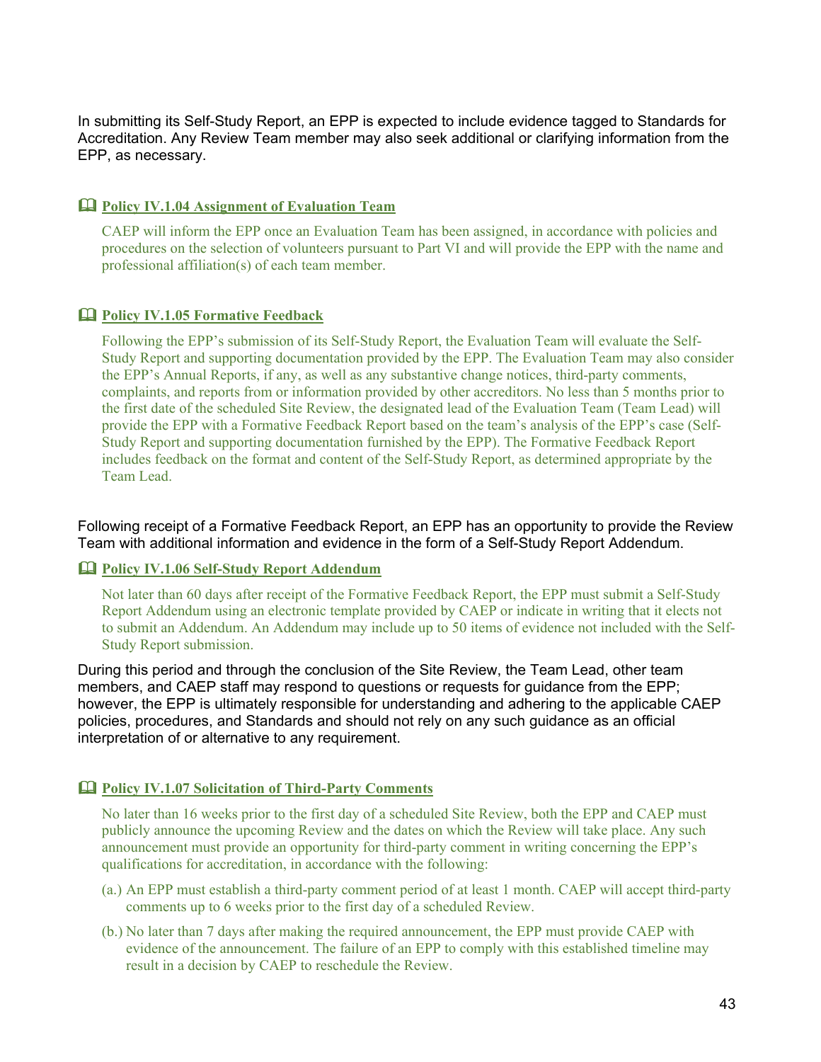In submitting its Self-Study Report, an EPP is expected to include evidence tagged to Standards for Accreditation. Any Review Team member may also seek additional or clarifying information from the EPP, as necessary.

### 🕮 Policy IV.1.04 Assignment of Evaluation Team

CAEP will inform the EPP once an Evaluation Team has been assigned, in accordance with policies and procedures on the selection of volunteers pursuant to Part VI and will provide the EPP with the name and professional affiliation(s) of each team member.

### 🕮 Policy IV.1.05 Formative Feedback

Following the EPP's submission of its Self-Study Report, the Evaluation Team will evaluate the Self-Study Report and supporting documentation provided by the EPP. The Evaluation Team may also consider the EPP's Annual Reports, if any, as well as any substantive change notices, third-party comments, complaints, and reports from or information provided by other accreditors. No less than 5 months prior to the first date of the scheduled Site Review, the designated lead of the Evaluation Team (Team Lead) will provide the EPP with a Formative Feedback Report based on the team's analysis of the EPP's case (Self-Study Report and supporting documentation furnished by the EPP). The Formative Feedback Report includes feedback on the format and content of the Self-Study Report, as determined appropriate by the Team Lead.

Following receipt of a Formative Feedback Report, an EPP has an opportunity to provide the Review Team with additional information and evidence in the form of a Self-Study Report Addendum.

### 🕮 Policy IV.1.06 Self-Study Report Addendum

Not later than 60 days after receipt of the Formative Feedback Report, the EPP must submit a Self-Study Report Addendum using an electronic template provided by CAEP or indicate in writing that it elects not to submit an Addendum. An Addendum may include up to 50 items of evidence not included with the Self-Study Report submission.

During this period and through the conclusion of the Site Review, the Team Lead, other team members, and CAEP staff may respond to questions or requests for guidance from the EPP; however, the EPP is ultimately responsible for understanding and adhering to the applicable CAEP policies, procedures, and Standards and should not rely on any such guidance as an official interpretation of or alternative to any requirement.

### 🕮 Policy IV.1.07 Solicitation of Third-Party Comments

No later than 16 weeks prior to the first day of a scheduled Site Review, both the EPP and CAEP must publicly announce the upcoming Review and the dates on which the Review will take place. Any such announcement must provide an opportunity for third-party comment in writing concerning the EPP's qualifications for accreditation, in accordance with the following:

(a.) An EPP must establish a third-party comment period of at least 1 month. CAEP will accept third-party comments up to 6 weeks prior to the first day of a scheduled Review.

(b.) No later than 7 days after making the required announcement, the EPP must provide CAEP with evidence of the announcement. The failure of an EPP to comply with this established timeline may result in a decision by CAEP to reschedule the Review.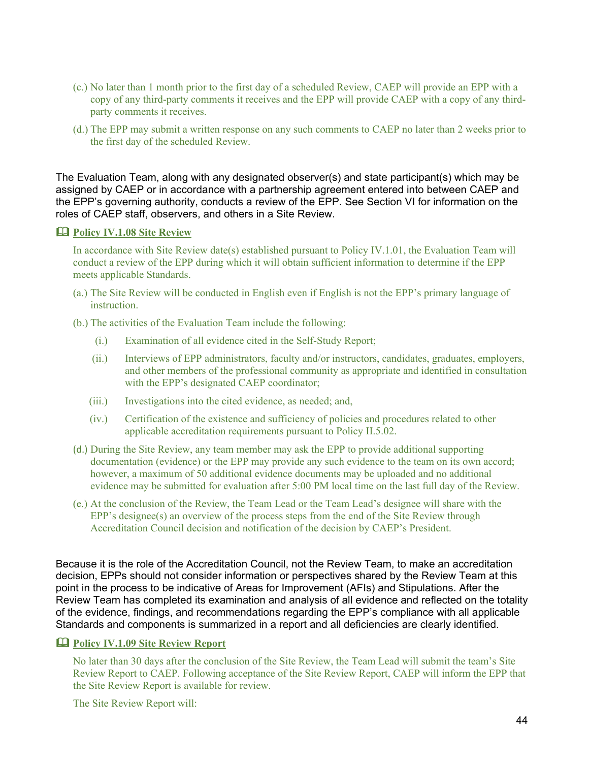(c.) No later than 1 month prior to the first day of a scheduled Review, CAEP will provide an EPP with a copy of any third-party comments it receives and the EPP will provide CAEP with a copy of any third-party comments it receives.

(d.) The EPP may submit a written response on any such comments to CAEP no later than 2 weeks prior to the first day of the scheduled Review.

The Evaluation Team, along with any designated observer(s) and state participant(s) which may be assigned by CAEP or in accordance with a partnership agreement entered into between CAEP and the EPP's governing authority, conducts a review of the EPP. See Section VI for information on the roles of CAEP staff, observers, and others in a Site Review.

📖 **Policy IV.1.08 Site Review**

In accordance with Site Review date(s) established pursuant to Policy IV.1.01, the Evaluation Team will conduct a review of the EPP during which it will obtain sufficient information to determine if the EPP meets applicable Standards.

(a.) The Site Review will be conducted in English even if English is not the EPP's primary language of instruction.

(b.) The activities of the Evaluation Team include the following:

(i.) Examination of all evidence cited in the Self-Study Report;

(ii.) Interviews of EPP administrators, faculty and/or instructors, candidates, graduates, employers, and other members of the professional community as appropriate and identified in consultation with the EPP's designated CAEP coordinator;

(iii.) Investigations into the cited evidence, as needed; and,

(iv.) Certification of the existence and sufficiency of policies and procedures related to other applicable accreditation requirements pursuant to Policy II.5.02.

(d.) During the Site Review, any team member may ask the EPP to provide additional supporting documentation (evidence) or the EPP may provide any such evidence to the team on its own accord; however, a maximum of 50 additional evidence documents may be uploaded and no additional evidence may be submitted for evaluation after 5:00 PM local time on the last full day of the Review.

(e.) At the conclusion of the Review, the Team Lead or the Team Lead's designee will share with the EPP's designee(s) an overview of the process steps from the end of the Site Review through Accreditation Council decision and notification of the decision by CAEP's President.

Because it is the role of the Accreditation Council, not the Review Team, to make an accreditation decision, EPPs should not consider information or perspectives shared by the Review Team at this point in the process to be indicative of Areas for Improvement (AFIs) and Stipulations. After the Review Team has completed its examination and analysis of all evidence and reflected on the totality of the evidence, findings, and recommendations regarding the EPP's compliance with all applicable Standards and components is summarized in a report and all deficiencies are clearly identified.

📖 **Policy IV.1.09 Site Review Report**

No later than 30 days after the conclusion of the Site Review, the Team Lead will submit the team's Site Review Report to CAEP. Following acceptance of the Site Review Report, CAEP will inform the EPP that the Site Review Report is available for review.

The Site Review Report will: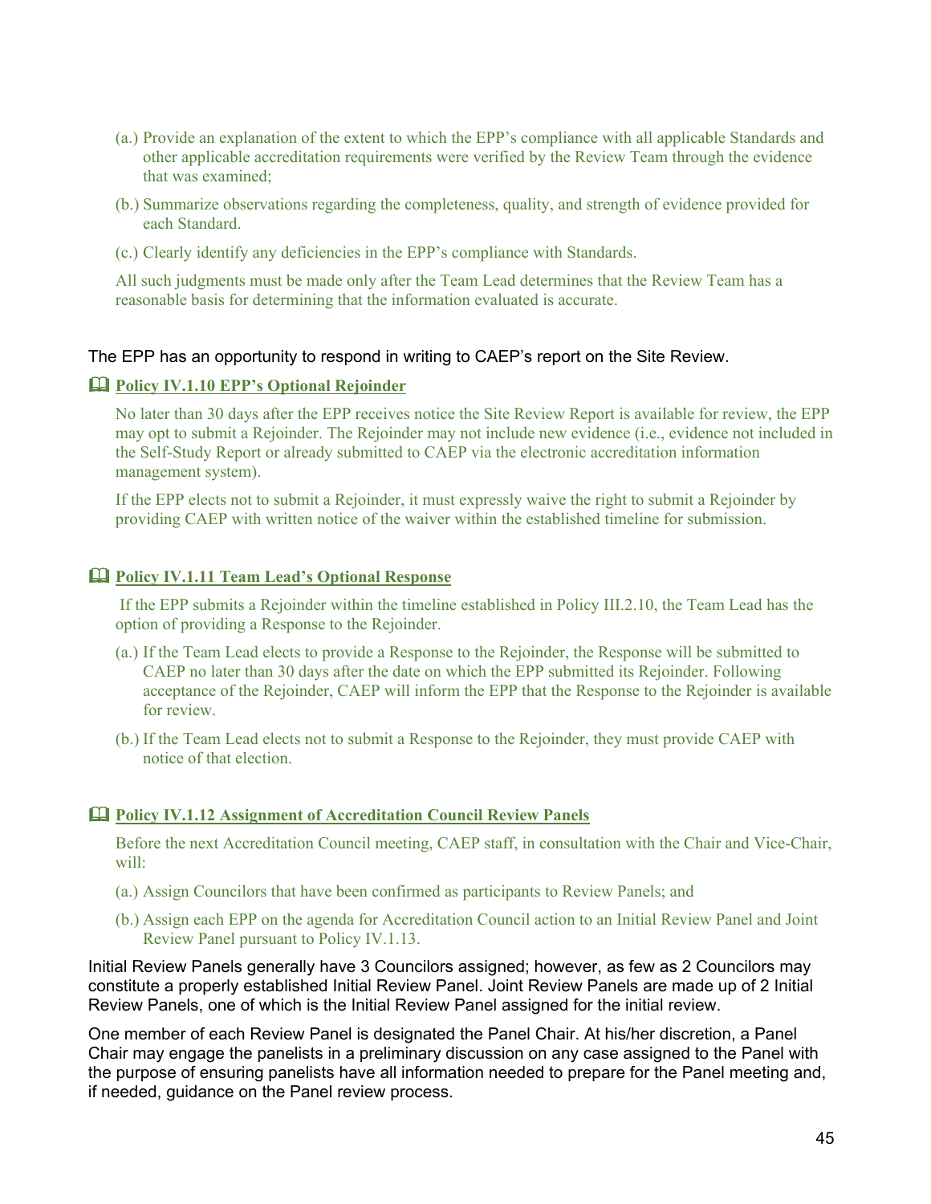(a.) Provide an explanation of the extent to which the EPP's compliance with all applicable Standards and other applicable accreditation requirements were verified by the Review Team through the evidence that was examined;

(b.) Summarize observations regarding the completeness, quality, and strength of evidence provided for each Standard.

(c.) Clearly identify any deficiencies in the EPP's compliance with Standards.

All such judgments must be made only after the Team Lead determines that the Review Team has a reasonable basis for determining that the information evaluated is accurate.

The EPP has an opportunity to respond in writing to CAEP's report on the Site Review.

📖 **Policy IV.1.10 EPP's Optional Rejoinder**

No later than 30 days after the EPP receives notice the Site Review Report is available for review, the EPP may opt to submit a Rejoinder. The Rejoinder may not include new evidence (i.e., evidence not included in the Self-Study Report or already submitted to CAEP via the electronic accreditation information management system).

If the EPP elects not to submit a Rejoinder, it must expressly waive the right to submit a Rejoinder by providing CAEP with written notice of the waiver within the established timeline for submission.

📖 **Policy IV.1.11 Team Lead's Optional Response**

If the EPP submits a Rejoinder within the timeline established in Policy III.2.10, the Team Lead has the option of providing a Response to the Rejoinder.

(a.) If the Team Lead elects to provide a Response to the Rejoinder, the Response will be submitted to CAEP no later than 30 days after the date on which the EPP submitted its Rejoinder. Following acceptance of the Rejoinder, CAEP will inform the EPP that the Response to the Rejoinder is available for review.

(b.) If the Team Lead elects not to submit a Response to the Rejoinder, they must provide CAEP with notice of that election.

📖 **Policy IV.1.12 Assignment of Accreditation Council Review Panels**

Before the next Accreditation Council meeting, CAEP staff, in consultation with the Chair and Vice-Chair, will:

(a.) Assign Councilors that have been confirmed as participants to Review Panels; and

(b.) Assign each EPP on the agenda for Accreditation Council action to an Initial Review Panel and Joint Review Panel pursuant to Policy IV.1.13.

Initial Review Panels generally have 3 Councilors assigned; however, as few as 2 Councilors may constitute a properly established Initial Review Panel. Joint Review Panels are made up of 2 Initial Review Panels, one of which is the Initial Review Panel assigned for the initial review.

One member of each Review Panel is designated the Panel Chair. At his/her discretion, a Panel Chair may engage the panelists in a preliminary discussion on any case assigned to the Panel with the purpose of ensuring panelists have all information needed to prepare for the Panel meeting and, if needed, guidance on the Panel review process.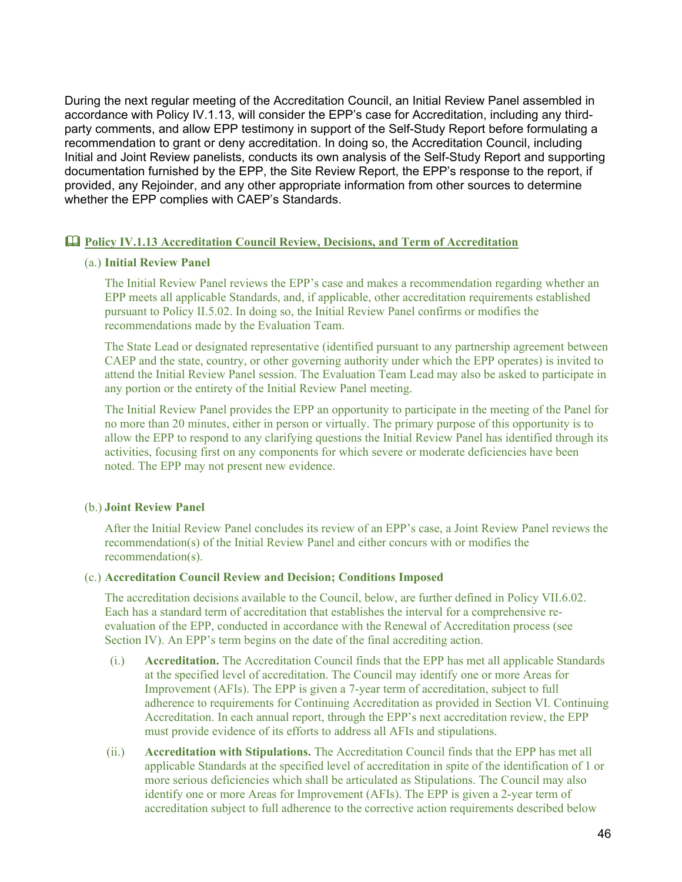During the next regular meeting of the Accreditation Council, an Initial Review Panel assembled in accordance with Policy IV.1.13, will consider the EPP's case for Accreditation, including any third-party comments, and allow EPP testimony in support of the Self-Study Report before formulating a recommendation to grant or deny accreditation. In doing so, the Accreditation Council, including Initial and Joint Review panelists, conducts its own analysis of the Self-Study Report and supporting documentation furnished by the EPP, the Site Review Report, the EPP's response to the report, if provided, any Rejoinder, and any other appropriate information from other sources to determine whether the EPP complies with CAEP's Standards.

### 🕮 Policy IV.1.13 Accreditation Council Review, Decisions, and Term of Accreditation

(a.) **Initial Review Panel**

The Initial Review Panel reviews the EPP's case and makes a recommendation regarding whether an EPP meets all applicable Standards, and, if applicable, other accreditation requirements established pursuant to Policy II.5.02. In doing so, the Initial Review Panel confirms or modifies the recommendations made by the Evaluation Team.

The State Lead or designated representative (identified pursuant to any partnership agreement between CAEP and the state, country, or other governing authority under which the EPP operates) is invited to attend the Initial Review Panel session. The Evaluation Team Lead may also be asked to participate in any portion or the entirety of the Initial Review Panel meeting.

The Initial Review Panel provides the EPP an opportunity to participate in the meeting of the Panel for no more than 20 minutes, either in person or virtually. The primary purpose of this opportunity is to allow the EPP to respond to any clarifying questions the Initial Review Panel has identified through its activities, focusing first on any components for which severe or moderate deficiencies have been noted. The EPP may not present new evidence.

(b.) **Joint Review Panel**

After the Initial Review Panel concludes its review of an EPP's case, a Joint Review Panel reviews the recommendation(s) of the Initial Review Panel and either concurs with or modifies the recommendation(s).

(c.) **Accreditation Council Review and Decision; Conditions Imposed**

The accreditation decisions available to the Council, below, are further defined in Policy VII.6.02. Each has a standard term of accreditation that establishes the interval for a comprehensive re-evaluation of the EPP, conducted in accordance with the Renewal of Accreditation process (see Section IV). An EPP's term begins on the date of the final accrediting action.

(i.) **Accreditation.** The Accreditation Council finds that the EPP has met all applicable Standards at the specified level of accreditation. The Council may identify one or more Areas for Improvement (AFIs). The EPP is given a 7-year term of accreditation, subject to full adherence to requirements for Continuing Accreditation as provided in Section VI. Continuing Accreditation. In each annual report, through the EPP's next accreditation review, the EPP must provide evidence of its efforts to address all AFIs and stipulations.

(ii.) **Accreditation with Stipulations.** The Accreditation Council finds that the EPP has met all applicable Standards at the specified level of accreditation in spite of the identification of 1 or more serious deficiencies which shall be articulated as Stipulations. The Council may also identify one or more Areas for Improvement (AFIs). The EPP is given a 2-year term of accreditation subject to full adherence to the corrective action requirements described below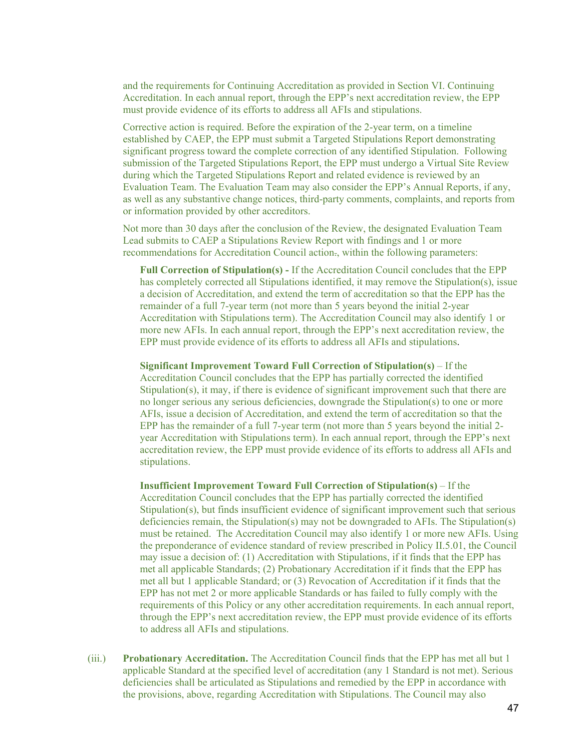and the requirements for Continuing Accreditation as provided in Section VI. Continuing Accreditation. In each annual report, through the EPP's next accreditation review, the EPP must provide evidence of its efforts to address all AFIs and stipulations.

Corrective action is required. Before the expiration of the 2-year term, on a timeline established by CAEP, the EPP must submit a Targeted Stipulations Report demonstrating significant progress toward the complete correction of any identified Stipulation. Following submission of the Targeted Stipulations Report, the EPP must undergo a Virtual Site Review during which the Targeted Stipulations Report and related evidence is reviewed by an Evaluation Team. The Evaluation Team may also consider the EPP's Annual Reports, if any, as well as any substantive change notices, third-party comments, complaints, and reports from or information provided by other accreditors.

Not more than 30 days after the conclusion of the Review, the designated Evaluation Team Lead submits to CAEP a Stipulations Review Report with findings and 1 or more recommendations for Accreditation Council action., within the following parameters:

> **Full Correction of Stipulation(s) -** If the Accreditation Council concludes that the EPP has completely corrected all Stipulations identified, it may remove the Stipulation(s), issue a decision of Accreditation, and extend the term of accreditation so that the EPP has the remainder of a full 7-year term (not more than 5 years beyond the initial 2-year Accreditation with Stipulations term). The Accreditation Council may also identify 1 or more new AFIs. In each annual report, through the EPP's next accreditation review, the EPP must provide evidence of its efforts to address all AFIs and stipulations.
>
> **Significant Improvement Toward Full Correction of Stipulation(s)** – If the Accreditation Council concludes that the EPP has partially corrected the identified Stipulation(s), it may, if there is evidence of significant improvement such that there are no longer serious any serious deficiencies, downgrade the Stipulation(s) to one or more AFIs, issue a decision of Accreditation, and extend the term of accreditation so that the EPP has the remainder of a full 7-year term (not more than 5 years beyond the initial 2-year Accreditation with Stipulations term). In each annual report, through the EPP's next accreditation review, the EPP must provide evidence of its efforts to address all AFIs and stipulations.
>
> **Insufficient Improvement Toward Full Correction of Stipulation(s)** – If the Accreditation Council concludes that the EPP has partially corrected the identified Stipulation(s), but finds insufficient evidence of significant improvement such that serious deficiencies remain, the Stipulation(s) may not be downgraded to AFIs. The Stipulation(s) must be retained. The Accreditation Council may also identify 1 or more new AFIs. Using the preponderance of evidence standard of review prescribed in Policy II.5.01, the Council may issue a decision of: (1) Accreditation with Stipulations, if it finds that the EPP has met all applicable Standards; (2) Probationary Accreditation if it finds that the EPP has met all but 1 applicable Standard; or (3) Revocation of Accreditation if it finds that the EPP has not met 2 or more applicable Standards or has failed to fully comply with the requirements of this Policy or any other accreditation requirements. In each annual report, through the EPP's next accreditation review, the EPP must provide evidence of its efforts to address all AFIs and stipulations.

(iii.) **Probationary Accreditation.** The Accreditation Council finds that the EPP has met all but 1 applicable Standard at the specified level of accreditation (any 1 Standard is not met). Serious deficiencies shall be articulated as Stipulations and remedied by the EPP in accordance with the provisions, above, regarding Accreditation with Stipulations. The Council may also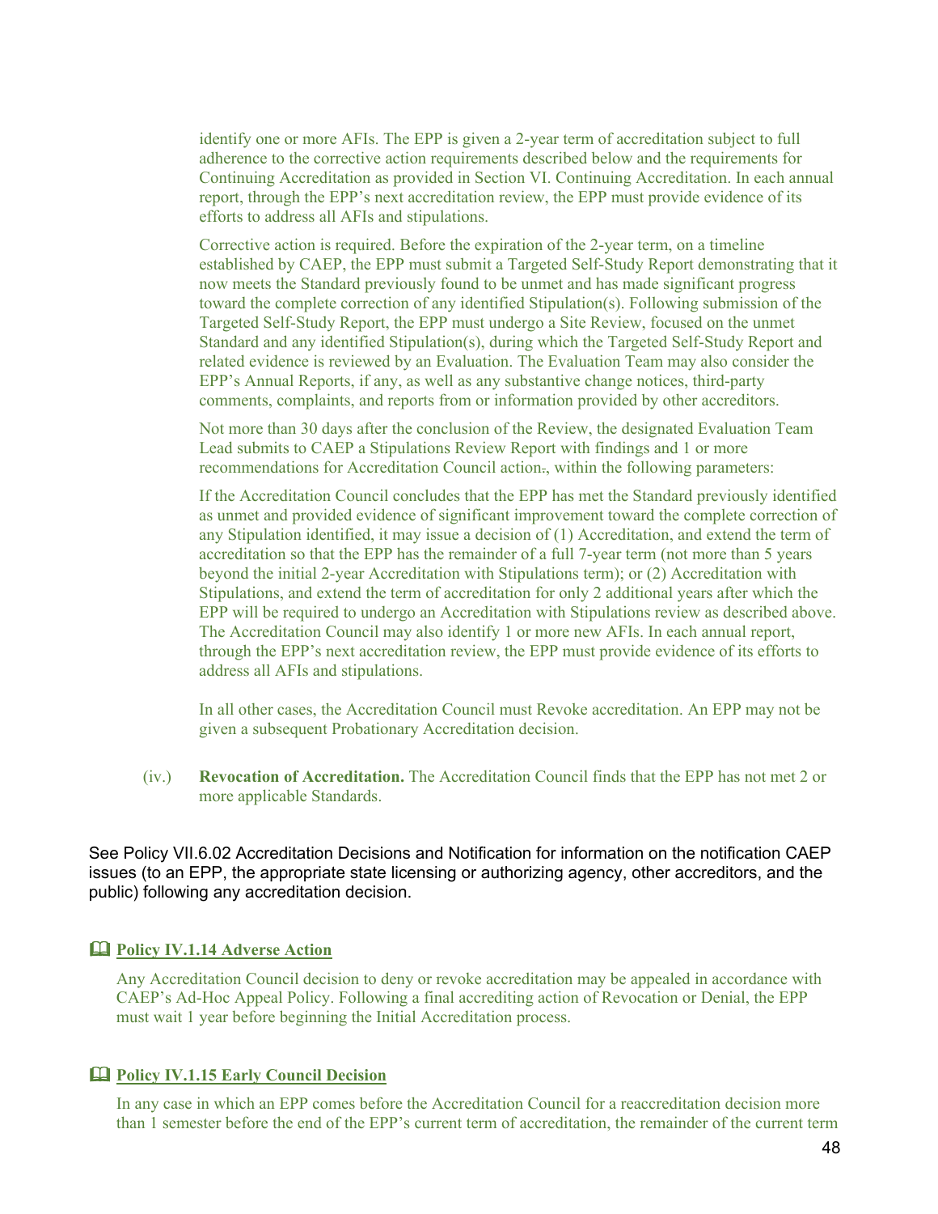identify one or more AFIs. The EPP is given a 2-year term of accreditation subject to full adherence to the corrective action requirements described below and the requirements for Continuing Accreditation as provided in Section VI. Continuing Accreditation. In each annual report, through the EPP's next accreditation review, the EPP must provide evidence of its efforts to address all AFIs and stipulations.

Corrective action is required. Before the expiration of the 2-year term, on a timeline established by CAEP, the EPP must submit a Targeted Self-Study Report demonstrating that it now meets the Standard previously found to be unmet and has made significant progress toward the complete correction of any identified Stipulation(s). Following submission of the Targeted Self-Study Report, the EPP must undergo a Site Review, focused on the unmet Standard and any identified Stipulation(s), during which the Targeted Self-Study Report and related evidence is reviewed by an Evaluation. The Evaluation Team may also consider the EPP's Annual Reports, if any, as well as any substantive change notices, third-party comments, complaints, and reports from or information provided by other accreditors.

Not more than 30 days after the conclusion of the Review, the designated Evaluation Team Lead submits to CAEP a Stipulations Review Report with findings and 1 or more recommendations for Accreditation Council action., within the following parameters:

If the Accreditation Council concludes that the EPP has met the Standard previously identified as unmet and provided evidence of significant improvement toward the complete correction of any Stipulation identified, it may issue a decision of (1) Accreditation, and extend the term of accreditation so that the EPP has the remainder of a full 7-year term (not more than 5 years beyond the initial 2-year Accreditation with Stipulations term); or (2) Accreditation with Stipulations, and extend the term of accreditation for only 2 additional years after which the EPP will be required to undergo an Accreditation with Stipulations review as described above. The Accreditation Council may also identify 1 or more new AFIs. In each annual report, through the EPP's next accreditation review, the EPP must provide evidence of its efforts to address all AFIs and stipulations.

In all other cases, the Accreditation Council must Revoke accreditation. An EPP may not be given a subsequent Probationary Accreditation decision.

(iv.) **Revocation of Accreditation.** The Accreditation Council finds that the EPP has not met 2 or more applicable Standards.

See Policy VII.6.02 Accreditation Decisions and Notification for information on the notification CAEP issues (to an EPP, the appropriate state licensing or authorizing agency, other accreditors, and the public) following any accreditation decision.

### 🕮 **Policy IV.1.14 Adverse Action**

Any Accreditation Council decision to deny or revoke accreditation may be appealed in accordance with CAEP's Ad-Hoc Appeal Policy. Following a final accrediting action of Revocation or Denial, the EPP must wait 1 year before beginning the Initial Accreditation process.

### 🕮 **Policy IV.1.15 Early Council Decision**

In any case in which an EPP comes before the Accreditation Council for a reaccreditation decision more than 1 semester before the end of the EPP's current term of accreditation, the remainder of the current term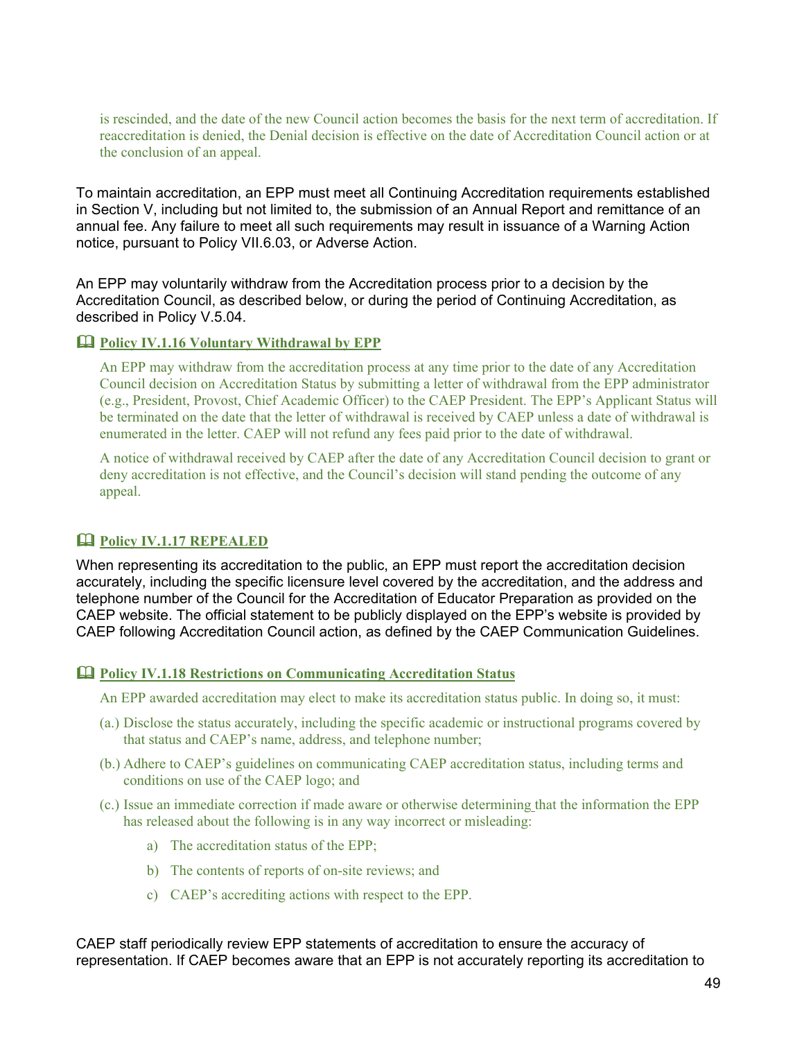is rescinded, and the date of the new Council action becomes the basis for the next term of accreditation. If reaccreditation is denied, the Denial decision is effective on the date of Accreditation Council action or at the conclusion of an appeal.

To maintain accreditation, an EPP must meet all Continuing Accreditation requirements established in Section V, including but not limited to, the submission of an Annual Report and remittance of an annual fee. Any failure to meet all such requirements may result in issuance of a Warning Action notice, pursuant to Policy VII.6.03, or Adverse Action.

An EPP may voluntarily withdraw from the Accreditation process prior to a decision by the Accreditation Council, as described below, or during the period of Continuing Accreditation, as described in Policy V.5.04.

#### 🕮 Policy IV.1.16 Voluntary Withdrawal by EPP

An EPP may withdraw from the accreditation process at any time prior to the date of any Accreditation Council decision on Accreditation Status by submitting a letter of withdrawal from the EPP administrator (e.g., President, Provost, Chief Academic Officer) to the CAEP President. The EPP's Applicant Status will be terminated on the date that the letter of withdrawal is received by CAEP unless a date of withdrawal is enumerated in the letter. CAEP will not refund any fees paid prior to the date of withdrawal.

A notice of withdrawal received by CAEP after the date of any Accreditation Council decision to grant or deny accreditation is not effective, and the Council's decision will stand pending the outcome of any appeal.

#### 🕮 Policy IV.1.17 REPEALED

When representing its accreditation to the public, an EPP must report the accreditation decision accurately, including the specific licensure level covered by the accreditation, and the address and telephone number of the Council for the Accreditation of Educator Preparation as provided on the CAEP website. The official statement to be publicly displayed on the EPP's website is provided by CAEP following Accreditation Council action, as defined by the CAEP Communication Guidelines.

#### 🕮 Policy IV.1.18 Restrictions on Communicating Accreditation Status

An EPP awarded accreditation may elect to make its accreditation status public. In doing so, it must:

(a.) Disclose the status accurately, including the specific academic or instructional programs covered by that status and CAEP's name, address, and telephone number;

(b.) Adhere to CAEP's guidelines on communicating CAEP accreditation status, including terms and conditions on use of the CAEP logo; and

(c.) Issue an immediate correction if made aware or otherwise determining that the information the EPP has released about the following is in any way incorrect or misleading:

  a) The accreditation status of the EPP;

  b) The contents of reports of on-site reviews; and

  c) CAEP's accrediting actions with respect to the EPP.

CAEP staff periodically review EPP statements of accreditation to ensure the accuracy of representation. If CAEP becomes aware that an EPP is not accurately reporting its accreditation to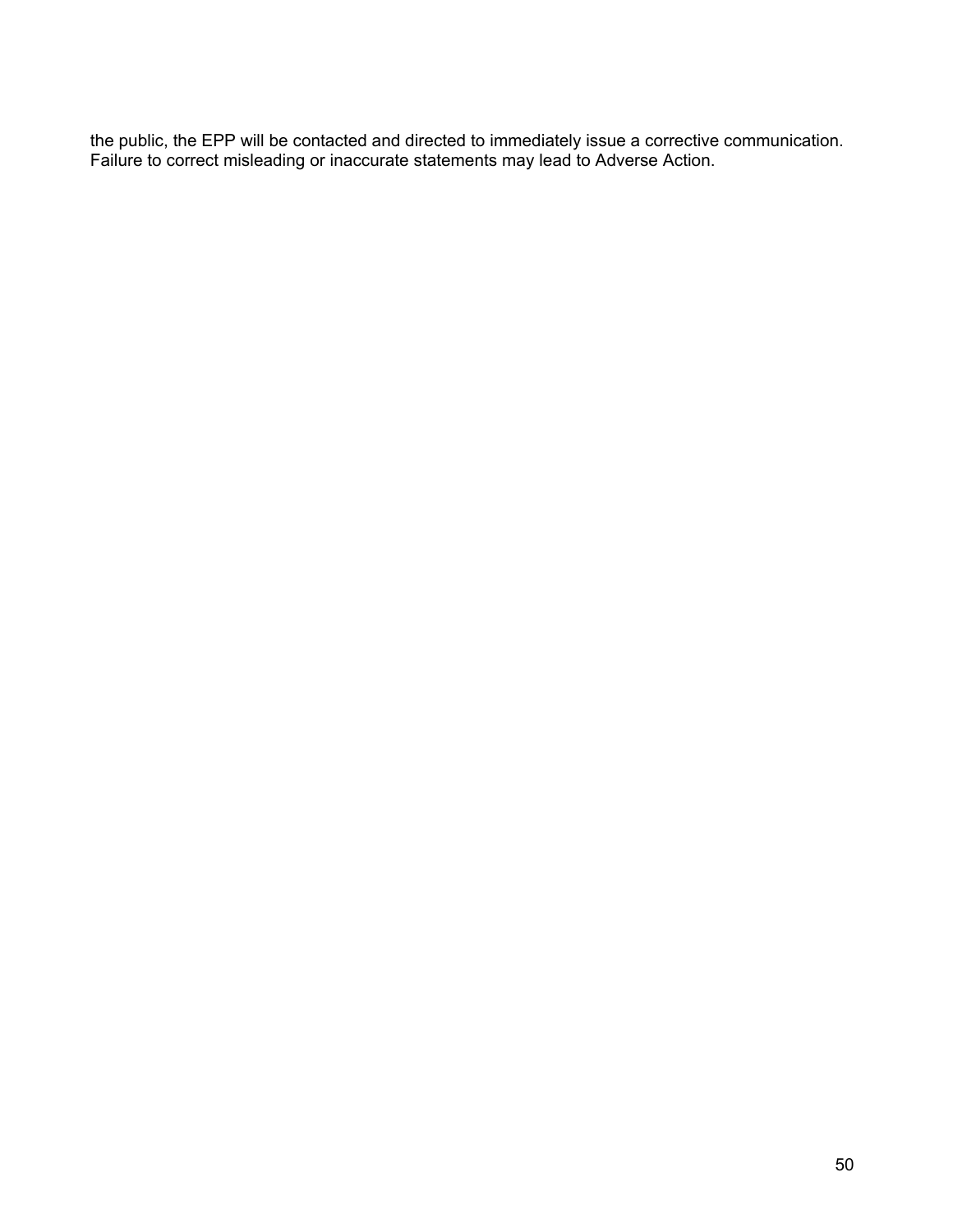the public, the EPP will be contacted and directed to immediately issue a corrective communication. Failure to correct misleading or inaccurate statements may lead to Adverse Action.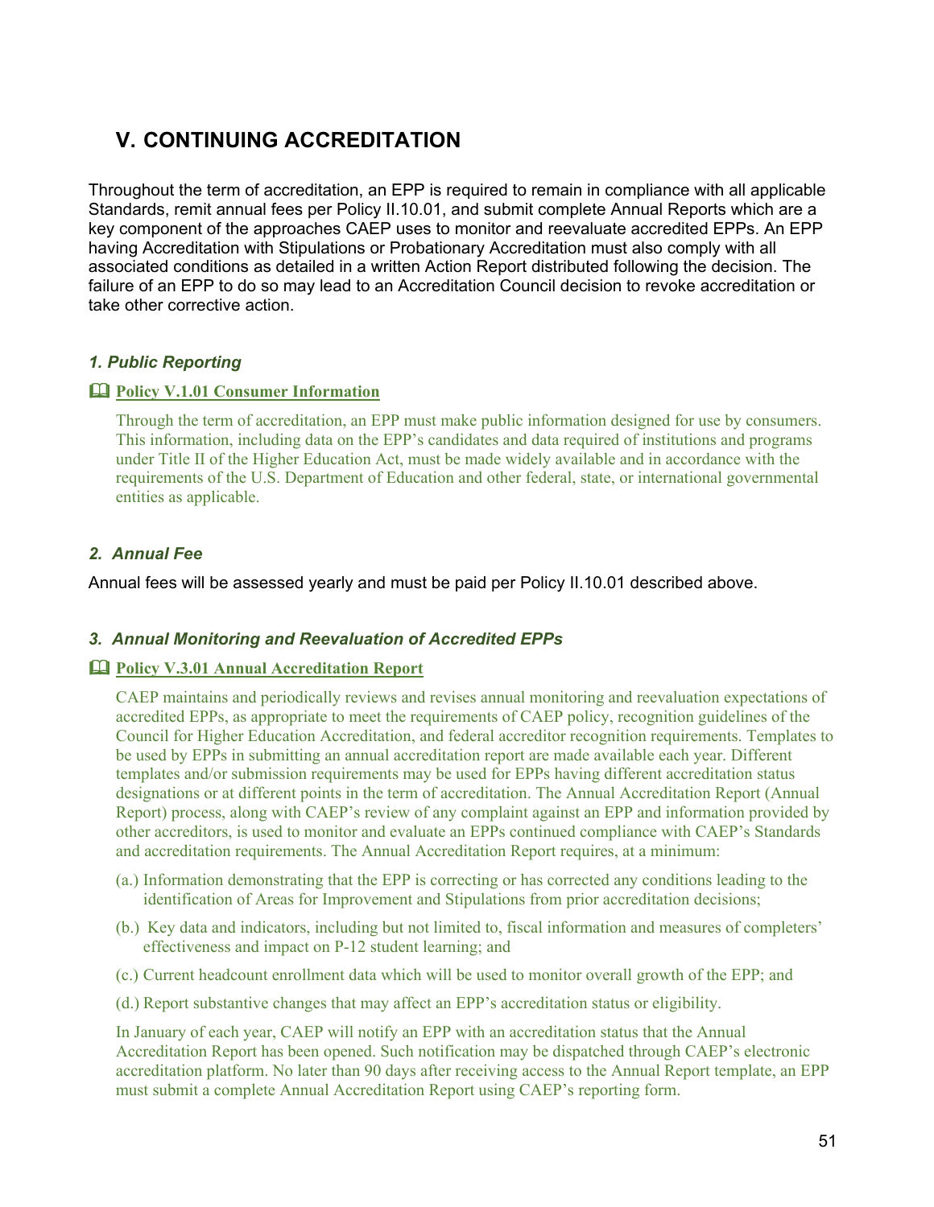## V. CONTINUING ACCREDITATION

Throughout the term of accreditation, an EPP is required to remain in compliance with all applicable Standards, remit annual fees per Policy II.10.01, and submit complete Annual Reports which are a key component of the approaches CAEP uses to monitor and reevaluate accredited EPPs. An EPP having Accreditation with Stipulations or Probationary Accreditation must also comply with all associated conditions as detailed in a written Action Report distributed following the decision. The failure of an EPP to do so may lead to an Accreditation Council decision to revoke accreditation or take other corrective action.

### *1. Public Reporting*

**Policy V.1.01 Consumer Information**

Through the term of accreditation, an EPP must make public information designed for use by consumers. This information, including data on the EPP's candidates and data required of institutions and programs under Title II of the Higher Education Act, must be made widely available and in accordance with the requirements of the U.S. Department of Education and other federal, state, or international governmental entities as applicable.

### *2. Annual Fee*

Annual fees will be assessed yearly and must be paid per Policy II.10.01 described above.

### *3. Annual Monitoring and Reevaluation of Accredited EPPs*

**Policy V.3.01 Annual Accreditation Report**

CAEP maintains and periodically reviews and revises annual monitoring and reevaluation expectations of accredited EPPs, as appropriate to meet the requirements of CAEP policy, recognition guidelines of the Council for Higher Education Accreditation, and federal accreditor recognition requirements. Templates to be used by EPPs in submitting an annual accreditation report are made available each year. Different templates and/or submission requirements may be used for EPPs having different accreditation status designations or at different points in the term of accreditation. The Annual Accreditation Report (Annual Report) process, along with CAEP's review of any complaint against an EPP and information provided by other accreditors, is used to monitor and evaluate an EPPs continued compliance with CAEP's Standards and accreditation requirements. The Annual Accreditation Report requires, at a minimum:

(a.) Information demonstrating that the EPP is correcting or has corrected any conditions leading to the identification of Areas for Improvement and Stipulations from prior accreditation decisions;

(b.) Key data and indicators, including but not limited to, fiscal information and measures of completers' effectiveness and impact on P-12 student learning; and

(c.) Current headcount enrollment data which will be used to monitor overall growth of the EPP; and

(d.) Report substantive changes that may affect an EPP's accreditation status or eligibility.

In January of each year, CAEP will notify an EPP with an accreditation status that the Annual Accreditation Report has been opened. Such notification may be dispatched through CAEP's electronic accreditation platform. No later than 90 days after receiving access to the Annual Report template, an EPP must submit a complete Annual Accreditation Report using CAEP's reporting form.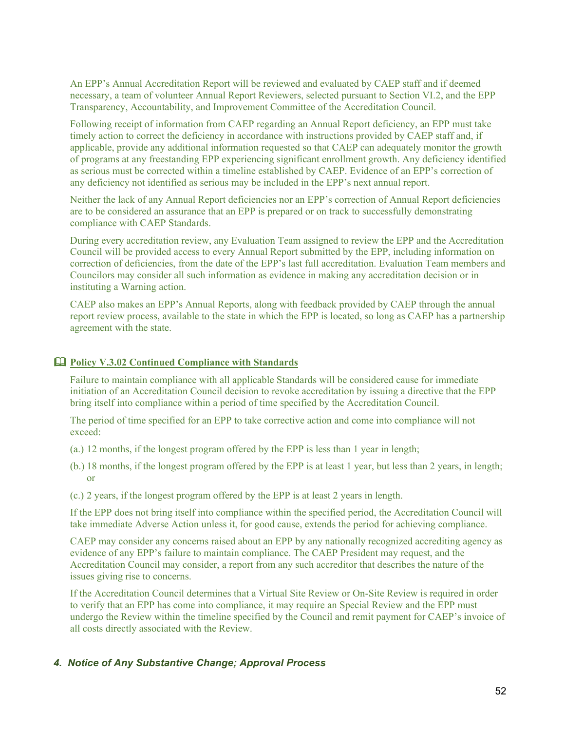An EPP's Annual Accreditation Report will be reviewed and evaluated by CAEP staff and if deemed necessary, a team of volunteer Annual Report Reviewers, selected pursuant to Section VI.2, and the EPP Transparency, Accountability, and Improvement Committee of the Accreditation Council.

Following receipt of information from CAEP regarding an Annual Report deficiency, an EPP must take timely action to correct the deficiency in accordance with instructions provided by CAEP staff and, if applicable, provide any additional information requested so that CAEP can adequately monitor the growth of programs at any freestanding EPP experiencing significant enrollment growth. Any deficiency identified as serious must be corrected within a timeline established by CAEP. Evidence of an EPP's correction of any deficiency not identified as serious may be included in the EPP's next annual report.

Neither the lack of any Annual Report deficiencies nor an EPP's correction of Annual Report deficiencies are to be considered an assurance that an EPP is prepared or on track to successfully demonstrating compliance with CAEP Standards.

During every accreditation review, any Evaluation Team assigned to review the EPP and the Accreditation Council will be provided access to every Annual Report submitted by the EPP, including information on correction of deficiencies, from the date of the EPP's last full accreditation. Evaluation Team members and Councilors may consider all such information as evidence in making any accreditation decision or in instituting a Warning action.

CAEP also makes an EPP's Annual Reports, along with feedback provided by CAEP through the annual report review process, available to the state in which the EPP is located, so long as CAEP has a partnership agreement with the state.

### 🕮 **Policy V.3.02 Continued Compliance with Standards**

Failure to maintain compliance with all applicable Standards will be considered cause for immediate initiation of an Accreditation Council decision to revoke accreditation by issuing a directive that the EPP bring itself into compliance within a period of time specified by the Accreditation Council.

The period of time specified for an EPP to take corrective action and come into compliance will not exceed:

(a.) 12 months, if the longest program offered by the EPP is less than 1 year in length;

(b.) 18 months, if the longest program offered by the EPP is at least 1 year, but less than 2 years, in length; or

(c.) 2 years, if the longest program offered by the EPP is at least 2 years in length.

If the EPP does not bring itself into compliance within the specified period, the Accreditation Council will take immediate Adverse Action unless it, for good cause, extends the period for achieving compliance.

CAEP may consider any concerns raised about an EPP by any nationally recognized accrediting agency as evidence of any EPP's failure to maintain compliance. The CAEP President may request, and the Accreditation Council may consider, a report from any such accreditor that describes the nature of the issues giving rise to concerns.

If the Accreditation Council determines that a Virtual Site Review or On-Site Review is required in order to verify that an EPP has come into compliance, it may require an Special Review and the EPP must undergo the Review within the timeline specified by the Council and remit payment for CAEP's invoice of all costs directly associated with the Review.

## *4. Notice of Any Substantive Change; Approval Process*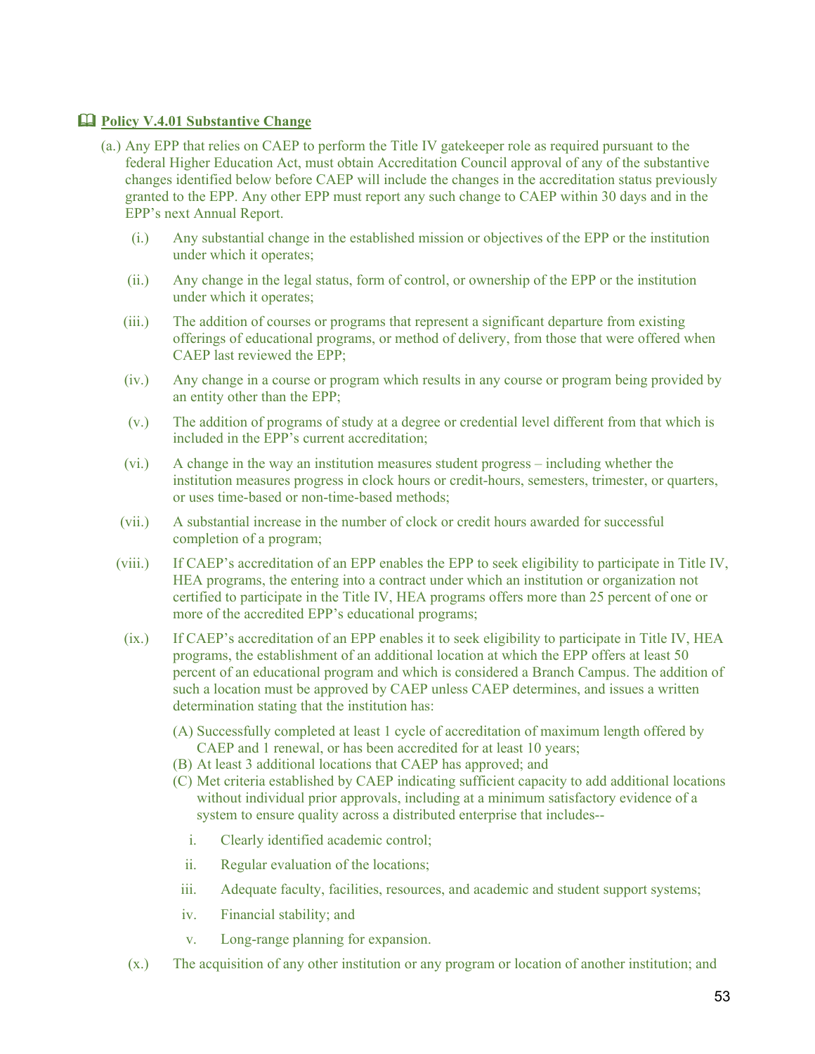📖 **Policy V.4.01 Substantive Change**

(a.) Any EPP that relies on CAEP to perform the Title IV gatekeeper role as required pursuant to the federal Higher Education Act, must obtain Accreditation Council approval of any of the substantive changes identified below before CAEP will include the changes in the accreditation status previously granted to the EPP. Any other EPP must report any such change to CAEP within 30 days and in the EPP's next Annual Report.

(i.) Any substantial change in the established mission or objectives of the EPP or the institution under which it operates;

(ii.) Any change in the legal status, form of control, or ownership of the EPP or the institution under which it operates;

(iii.) The addition of courses or programs that represent a significant departure from existing offerings of educational programs, or method of delivery, from those that were offered when CAEP last reviewed the EPP;

(iv.) Any change in a course or program which results in any course or program being provided by an entity other than the EPP;

(v.) The addition of programs of study at a degree or credential level different from that which is included in the EPP's current accreditation;

(vi.) A change in the way an institution measures student progress – including whether the institution measures progress in clock hours or credit-hours, semesters, trimester, or quarters, or uses time-based or non-time-based methods;

(vii.) A substantial increase in the number of clock or credit hours awarded for successful completion of a program;

(viii.) If CAEP's accreditation of an EPP enables the EPP to seek eligibility to participate in Title IV, HEA programs, the entering into a contract under which an institution or organization not certified to participate in the Title IV, HEA programs offers more than 25 percent of one or more of the accredited EPP's educational programs;

(ix.) If CAEP's accreditation of an EPP enables it to seek eligibility to participate in Title IV, HEA programs, the establishment of an additional location at which the EPP offers at least 50 percent of an educational program and which is considered a Branch Campus. The addition of such a location must be approved by CAEP unless CAEP determines, and issues a written determination stating that the institution has:

(A) Successfully completed at least 1 cycle of accreditation of maximum length offered by CAEP and 1 renewal, or has been accredited for at least 10 years;
(B) At least 3 additional locations that CAEP has approved; and
(C) Met criteria established by CAEP indicating sufficient capacity to add additional locations without individual prior approvals, including at a minimum satisfactory evidence of a system to ensure quality across a distributed enterprise that includes--

i. Clearly identified academic control;

ii. Regular evaluation of the locations;

iii. Adequate faculty, facilities, resources, and academic and student support systems;

iv. Financial stability; and

v. Long-range planning for expansion.

(x.) The acquisition of any other institution or any program or location of another institution; and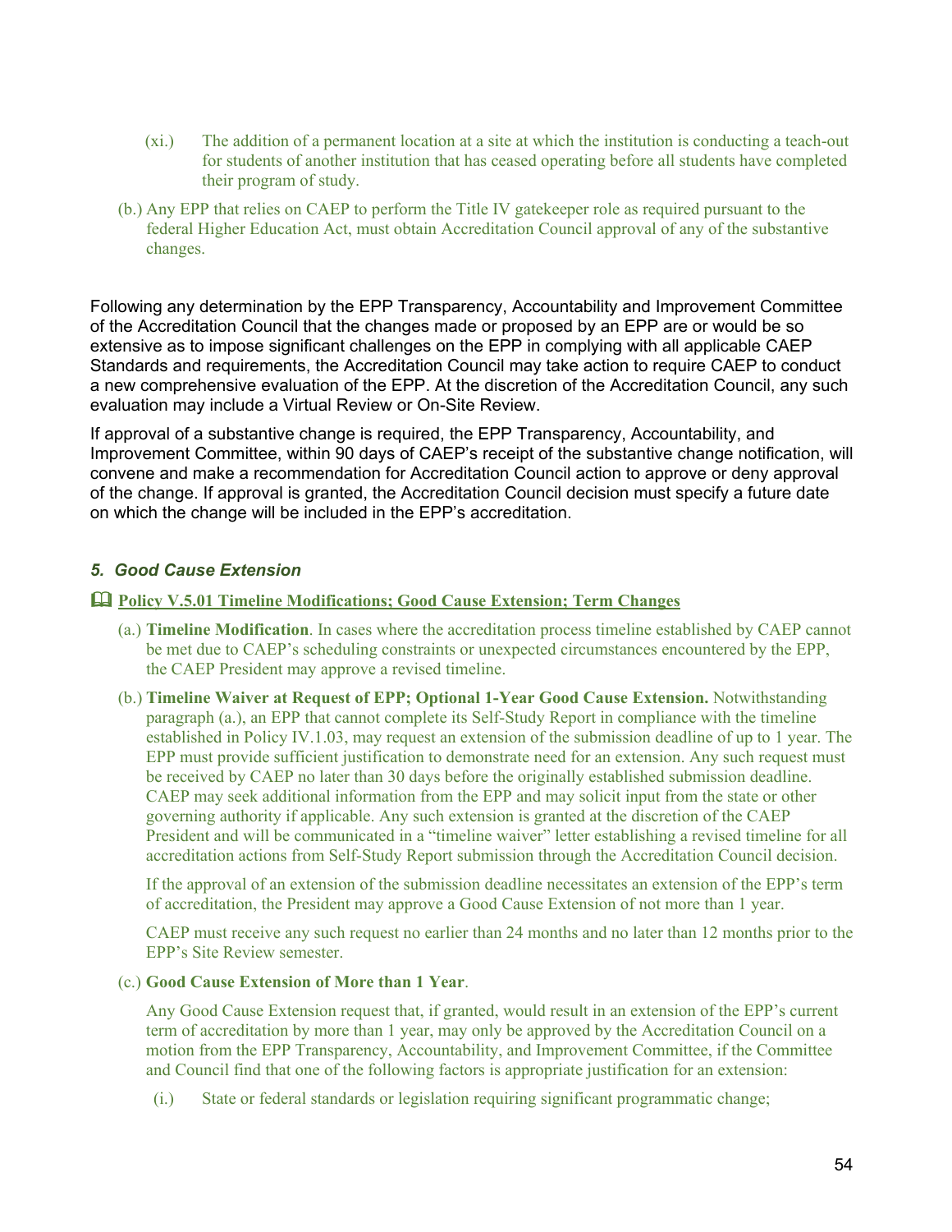(xi.) The addition of a permanent location at a site at which the institution is conducting a teach-out for students of another institution that has ceased operating before all students have completed their program of study.

(b.) Any EPP that relies on CAEP to perform the Title IV gatekeeper role as required pursuant to the federal Higher Education Act, must obtain Accreditation Council approval of any of the substantive changes.

Following any determination by the EPP Transparency, Accountability and Improvement Committee of the Accreditation Council that the changes made or proposed by an EPP are or would be so extensive as to impose significant challenges on the EPP in complying with all applicable CAEP Standards and requirements, the Accreditation Council may take action to require CAEP to conduct a new comprehensive evaluation of the EPP. At the discretion of the Accreditation Council, any such evaluation may include a Virtual Review or On-Site Review.

If approval of a substantive change is required, the EPP Transparency, Accountability, and Improvement Committee, within 90 days of CAEP's receipt of the substantive change notification, will convene and make a recommendation for Accreditation Council action to approve or deny approval of the change. If approval is granted, the Accreditation Council decision must specify a future date on which the change will be included in the EPP's accreditation.

### *5. Good Cause Extension*

📖 **Policy V.5.01 Timeline Modifications; Good Cause Extension; Term Changes**

(a.) **Timeline Modification**. In cases where the accreditation process timeline established by CAEP cannot be met due to CAEP's scheduling constraints or unexpected circumstances encountered by the EPP, the CAEP President may approve a revised timeline.

(b.) **Timeline Waiver at Request of EPP; Optional 1-Year Good Cause Extension.** Notwithstanding paragraph (a.), an EPP that cannot complete its Self-Study Report in compliance with the timeline established in Policy IV.1.03, may request an extension of the submission deadline of up to 1 year. The EPP must provide sufficient justification to demonstrate need for an extension. Any such request must be received by CAEP no later than 30 days before the originally established submission deadline. CAEP may seek additional information from the EPP and may solicit input from the state or other governing authority if applicable. Any such extension is granted at the discretion of the CAEP President and will be communicated in a "timeline waiver" letter establishing a revised timeline for all accreditation actions from Self-Study Report submission through the Accreditation Council decision.

If the approval of an extension of the submission deadline necessitates an extension of the EPP's term of accreditation, the President may approve a Good Cause Extension of not more than 1 year.

CAEP must receive any such request no earlier than 24 months and no later than 12 months prior to the EPP's Site Review semester.

(c.) **Good Cause Extension of More than 1 Year**.

Any Good Cause Extension request that, if granted, would result in an extension of the EPP's current term of accreditation by more than 1 year, may only be approved by the Accreditation Council on a motion from the EPP Transparency, Accountability, and Improvement Committee, if the Committee and Council find that one of the following factors is appropriate justification for an extension:

(i.) State or federal standards or legislation requiring significant programmatic change;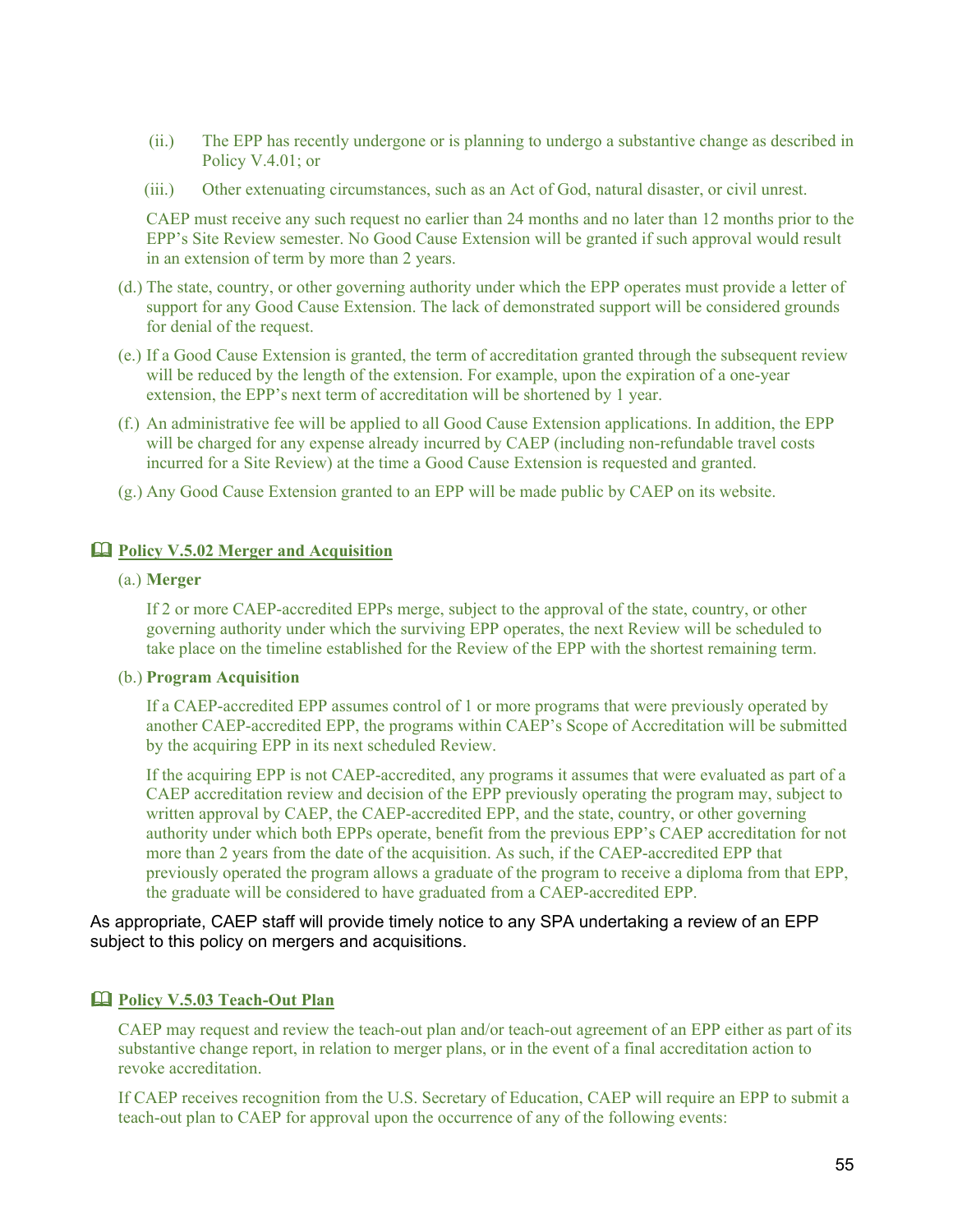(ii.) The EPP has recently undergone or is planning to undergo a substantive change as described in Policy V.4.01; or

(iii.) Other extenuating circumstances, such as an Act of God, natural disaster, or civil unrest.

CAEP must receive any such request no earlier than 24 months and no later than 12 months prior to the EPP's Site Review semester. No Good Cause Extension will be granted if such approval would result in an extension of term by more than 2 years.

(d.) The state, country, or other governing authority under which the EPP operates must provide a letter of support for any Good Cause Extension. The lack of demonstrated support will be considered grounds for denial of the request.

(e.) If a Good Cause Extension is granted, the term of accreditation granted through the subsequent review will be reduced by the length of the extension. For example, upon the expiration of a one-year extension, the EPP's next term of accreditation will be shortened by 1 year.

(f.) An administrative fee will be applied to all Good Cause Extension applications. In addition, the EPP will be charged for any expense already incurred by CAEP (including non-refundable travel costs incurred for a Site Review) at the time a Good Cause Extension is requested and granted.

(g.) Any Good Cause Extension granted to an EPP will be made public by CAEP on its website.

## 🕮 Policy V.5.02 Merger and Acquisition

(a.) **Merger**

If 2 or more CAEP-accredited EPPs merge, subject to the approval of the state, country, or other governing authority under which the surviving EPP operates, the next Review will be scheduled to take place on the timeline established for the Review of the EPP with the shortest remaining term.

(b.) **Program Acquisition**

If a CAEP-accredited EPP assumes control of 1 or more programs that were previously operated by another CAEP-accredited EPP, the programs within CAEP's Scope of Accreditation will be submitted by the acquiring EPP in its next scheduled Review.

If the acquiring EPP is not CAEP-accredited, any programs it assumes that were evaluated as part of a CAEP accreditation review and decision of the EPP previously operating the program may, subject to written approval by CAEP, the CAEP-accredited EPP, and the state, country, or other governing authority under which both EPPs operate, benefit from the previous EPP's CAEP accreditation for not more than 2 years from the date of the acquisition. As such, if the CAEP-accredited EPP that previously operated the program allows a graduate of the program to receive a diploma from that EPP, the graduate will be considered to have graduated from a CAEP-accredited EPP.

As appropriate, CAEP staff will provide timely notice to any SPA undertaking a review of an EPP subject to this policy on mergers and acquisitions.

## 🕮 Policy V.5.03 Teach-Out Plan

CAEP may request and review the teach-out plan and/or teach-out agreement of an EPP either as part of its substantive change report, in relation to merger plans, or in the event of a final accreditation action to revoke accreditation.

If CAEP receives recognition from the U.S. Secretary of Education, CAEP will require an EPP to submit a teach-out plan to CAEP for approval upon the occurrence of any of the following events: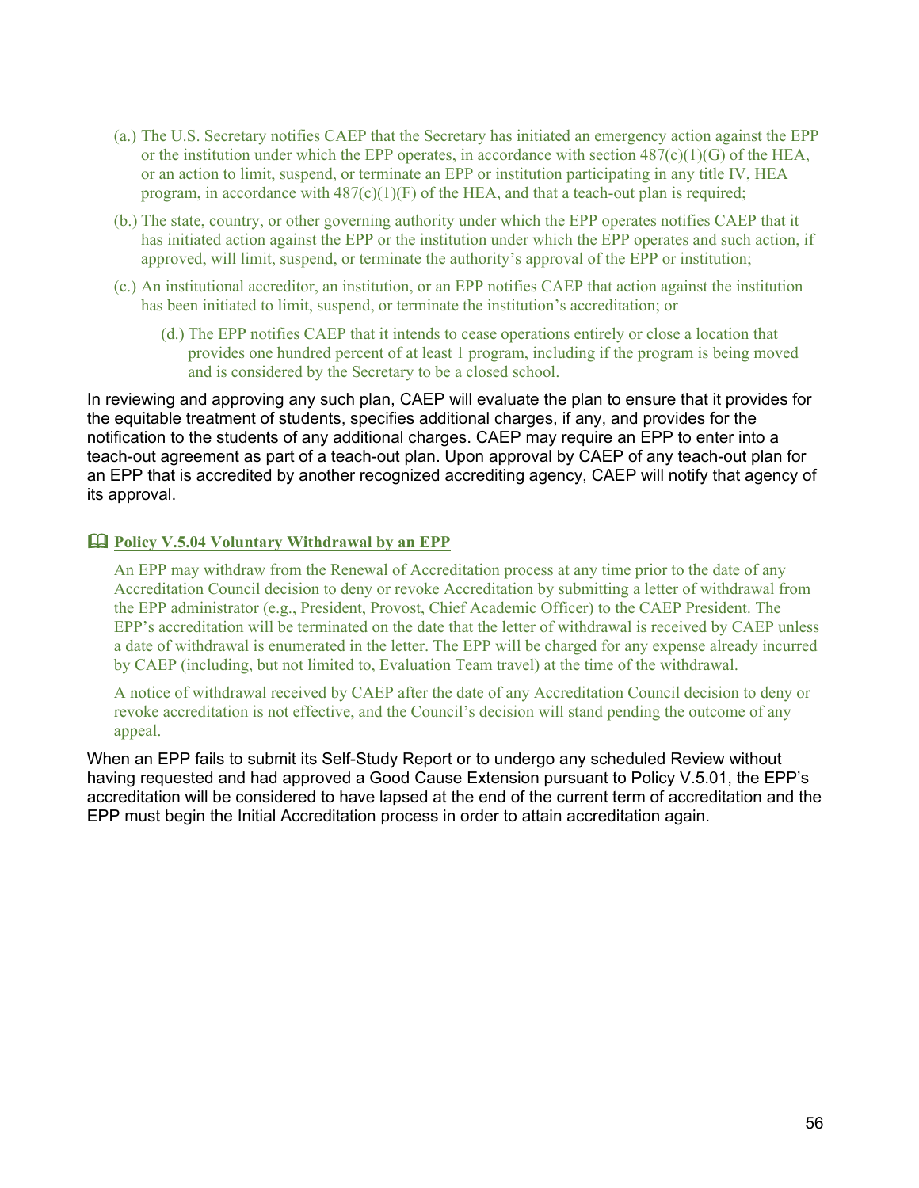(a.) The U.S. Secretary notifies CAEP that the Secretary has initiated an emergency action against the EPP or the institution under which the EPP operates, in accordance with section 487(c)(1)(G) of the HEA, or an action to limit, suspend, or terminate an EPP or institution participating in any title IV, HEA program, in accordance with 487(c)(1)(F) of the HEA, and that a teach-out plan is required;

(b.) The state, country, or other governing authority under which the EPP operates notifies CAEP that it has initiated action against the EPP or the institution under which the EPP operates and such action, if approved, will limit, suspend, or terminate the authority's approval of the EPP or institution;

(c.) An institutional accreditor, an institution, or an EPP notifies CAEP that action against the institution has been initiated to limit, suspend, or terminate the institution's accreditation; or

(d.) The EPP notifies CAEP that it intends to cease operations entirely or close a location that provides one hundred percent of at least 1 program, including if the program is being moved and is considered by the Secretary to be a closed school.

In reviewing and approving any such plan, CAEP will evaluate the plan to ensure that it provides for the equitable treatment of students, specifies additional charges, if any, and provides for the notification to the students of any additional charges. CAEP may require an EPP to enter into a teach-out agreement as part of a teach-out plan. Upon approval by CAEP of any teach-out plan for an EPP that is accredited by another recognized accrediting agency, CAEP will notify that agency of its approval.

### Policy V.5.04 Voluntary Withdrawal by an EPP

An EPP may withdraw from the Renewal of Accreditation process at any time prior to the date of any Accreditation Council decision to deny or revoke Accreditation by submitting a letter of withdrawal from the EPP administrator (e.g., President, Provost, Chief Academic Officer) to the CAEP President. The EPP's accreditation will be terminated on the date that the letter of withdrawal is received by CAEP unless a date of withdrawal is enumerated in the letter. The EPP will be charged for any expense already incurred by CAEP (including, but not limited to, Evaluation Team travel) at the time of the withdrawal.

A notice of withdrawal received by CAEP after the date of any Accreditation Council decision to deny or revoke accreditation is not effective, and the Council's decision will stand pending the outcome of any appeal.

When an EPP fails to submit its Self-Study Report or to undergo any scheduled Review without having requested and had approved a Good Cause Extension pursuant to Policy V.5.01, the EPP's accreditation will be considered to have lapsed at the end of the current term of accreditation and the EPP must begin the Initial Accreditation process in order to attain accreditation again.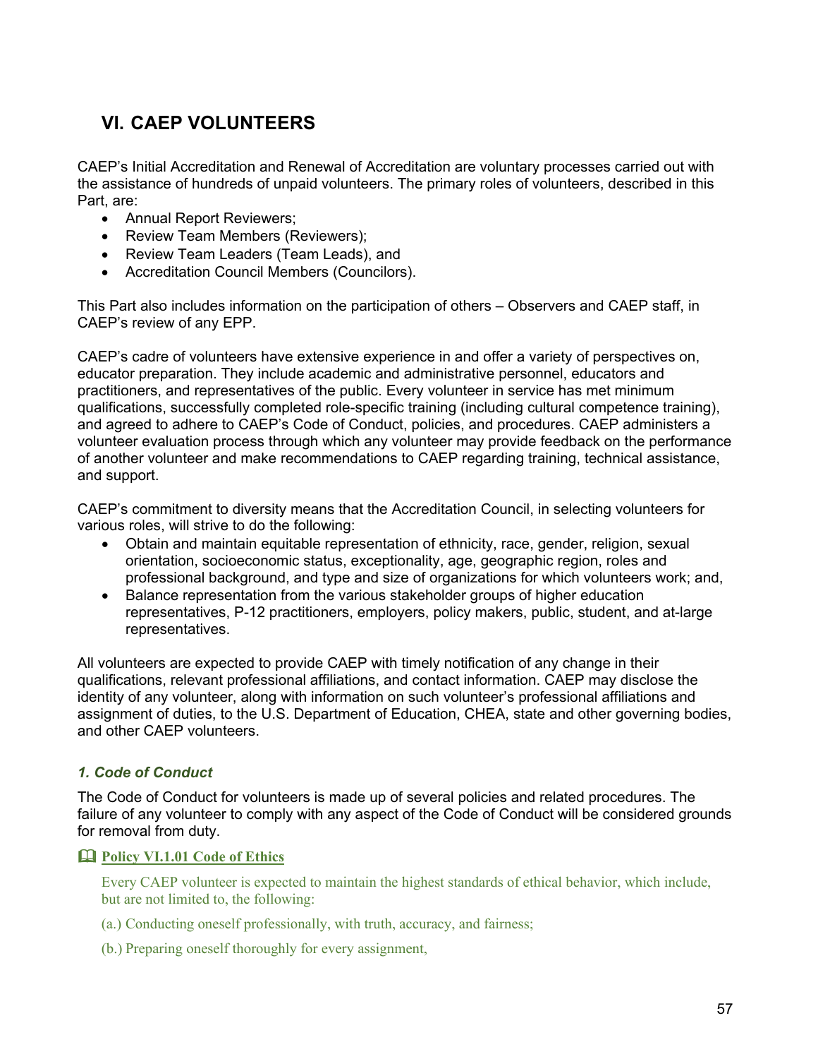## VI. CAEP VOLUNTEERS

CAEP's Initial Accreditation and Renewal of Accreditation are voluntary processes carried out with the assistance of hundreds of unpaid volunteers. The primary roles of volunteers, described in this Part, are:

- Annual Report Reviewers;
- Review Team Members (Reviewers);
- Review Team Leaders (Team Leads), and
- Accreditation Council Members (Councilors).

This Part also includes information on the participation of others – Observers and CAEP staff, in CAEP's review of any EPP.

CAEP's cadre of volunteers have extensive experience in and offer a variety of perspectives on, educator preparation. They include academic and administrative personnel, educators and practitioners, and representatives of the public. Every volunteer in service has met minimum qualifications, successfully completed role-specific training (including cultural competence training), and agreed to adhere to CAEP's Code of Conduct, policies, and procedures. CAEP administers a volunteer evaluation process through which any volunteer may provide feedback on the performance of another volunteer and make recommendations to CAEP regarding training, technical assistance, and support.

CAEP's commitment to diversity means that the Accreditation Council, in selecting volunteers for various roles, will strive to do the following:

- Obtain and maintain equitable representation of ethnicity, race, gender, religion, sexual orientation, socioeconomic status, exceptionality, age, geographic region, roles and professional background, and type and size of organizations for which volunteers work; and,
- Balance representation from the various stakeholder groups of higher education representatives, P-12 practitioners, employers, policy makers, public, student, and at-large representatives.

All volunteers are expected to provide CAEP with timely notification of any change in their qualifications, relevant professional affiliations, and contact information. CAEP may disclose the identity of any volunteer, along with information on such volunteer's professional affiliations and assignment of duties, to the U.S. Department of Education, CHEA, state and other governing bodies, and other CAEP volunteers.

### *1. Code of Conduct*

The Code of Conduct for volunteers is made up of several policies and related procedures. The failure of any volunteer to comply with any aspect of the Code of Conduct will be considered grounds for removal from duty.

📖 **Policy VI.1.01 Code of Ethics**

Every CAEP volunteer is expected to maintain the highest standards of ethical behavior, which include, but are not limited to, the following:

(a.) Conducting oneself professionally, with truth, accuracy, and fairness;

(b.) Preparing oneself thoroughly for every assignment,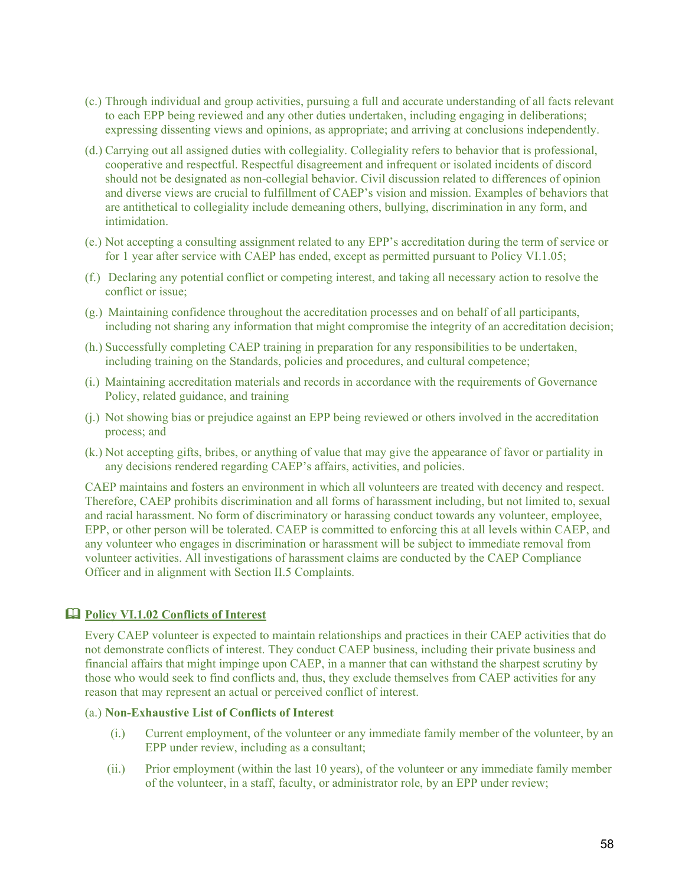(c.) Through individual and group activities, pursuing a full and accurate understanding of all facts relevant to each EPP being reviewed and any other duties undertaken, including engaging in deliberations; expressing dissenting views and opinions, as appropriate; and arriving at conclusions independently.

(d.) Carrying out all assigned duties with collegiality. Collegiality refers to behavior that is professional, cooperative and respectful. Respectful disagreement and infrequent or isolated incidents of discord should not be designated as non-collegial behavior. Civil discussion related to differences of opinion and diverse views are crucial to fulfillment of CAEP's vision and mission. Examples of behaviors that are antithetical to collegiality include demeaning others, bullying, discrimination in any form, and intimidation.

(e.) Not accepting a consulting assignment related to any EPP's accreditation during the term of service or for 1 year after service with CAEP has ended, except as permitted pursuant to Policy VI.1.05;

(f.) Declaring any potential conflict or competing interest, and taking all necessary action to resolve the conflict or issue;

(g.) Maintaining confidence throughout the accreditation processes and on behalf of all participants, including not sharing any information that might compromise the integrity of an accreditation decision;

(h.) Successfully completing CAEP training in preparation for any responsibilities to be undertaken, including training on the Standards, policies and procedures, and cultural competence;

(i.) Maintaining accreditation materials and records in accordance with the requirements of Governance Policy, related guidance, and training

(j.) Not showing bias or prejudice against an EPP being reviewed or others involved in the accreditation process; and

(k.) Not accepting gifts, bribes, or anything of value that may give the appearance of favor or partiality in any decisions rendered regarding CAEP's affairs, activities, and policies.

CAEP maintains and fosters an environment in which all volunteers are treated with decency and respect. Therefore, CAEP prohibits discrimination and all forms of harassment including, but not limited to, sexual and racial harassment. No form of discriminatory or harassing conduct towards any volunteer, employee, EPP, or other person will be tolerated. CAEP is committed to enforcing this at all levels within CAEP, and any volunteer who engages in discrimination or harassment will be subject to immediate removal from volunteer activities. All investigations of harassment claims are conducted by the CAEP Compliance Officer and in alignment with Section II.5 Complaints.

## Policy VI.1.02 Conflicts of Interest

Every CAEP volunteer is expected to maintain relationships and practices in their CAEP activities that do not demonstrate conflicts of interest. They conduct CAEP business, including their private business and financial affairs that might impinge upon CAEP, in a manner that can withstand the sharpest scrutiny by those who would seek to find conflicts and, thus, they exclude themselves from CAEP activities for any reason that may represent an actual or perceived conflict of interest.

(a.) **Non-Exhaustive List of Conflicts of Interest**

(i.) Current employment, of the volunteer or any immediate family member of the volunteer, by an EPP under review, including as a consultant;

(ii.) Prior employment (within the last 10 years), of the volunteer or any immediate family member of the volunteer, in a staff, faculty, or administrator role, by an EPP under review;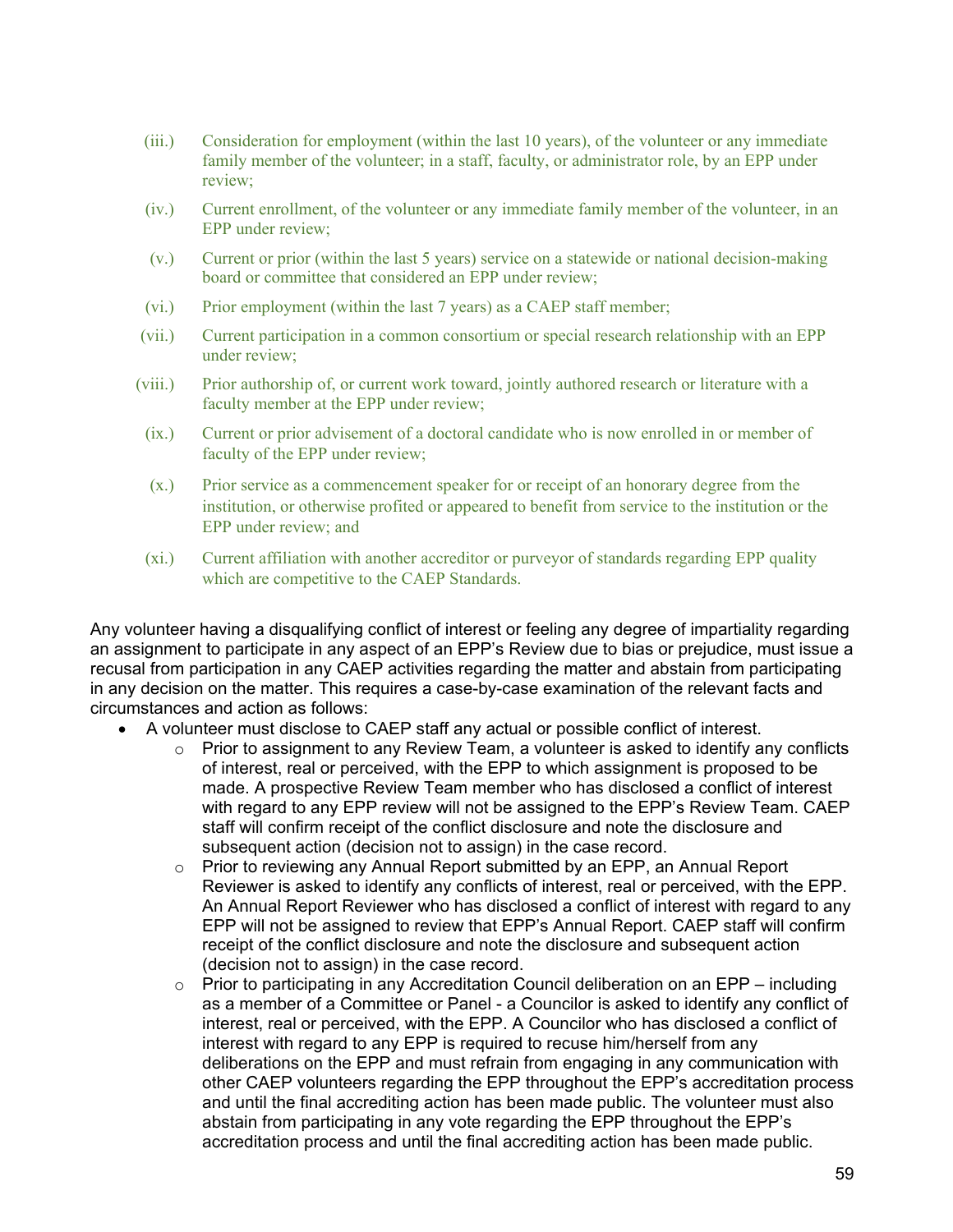(iii.) Consideration for employment (within the last 10 years), of the volunteer or any immediate family member of the volunteer; in a staff, faculty, or administrator role, by an EPP under review;

(iv.) Current enrollment, of the volunteer or any immediate family member of the volunteer, in an EPP under review;

(v.) Current or prior (within the last 5 years) service on a statewide or national decision-making board or committee that considered an EPP under review;

(vi.) Prior employment (within the last 7 years) as a CAEP staff member;

(vii.) Current participation in a common consortium or special research relationship with an EPP under review;

(viii.) Prior authorship of, or current work toward, jointly authored research or literature with a faculty member at the EPP under review;

(ix.) Current or prior advisement of a doctoral candidate who is now enrolled in or member of faculty of the EPP under review;

(x.) Prior service as a commencement speaker for or receipt of an honorary degree from the institution, or otherwise profited or appeared to benefit from service to the institution or the EPP under review; and

(xi.) Current affiliation with another accreditor or purveyor of standards regarding EPP quality which are competitive to the CAEP Standards.

Any volunteer having a disqualifying conflict of interest or feeling any degree of impartiality regarding an assignment to participate in any aspect of an EPP's Review due to bias or prejudice, must issue a recusal from participation in any CAEP activities regarding the matter and abstain from participating in any decision on the matter. This requires a case-by-case examination of the relevant facts and circumstances and action as follows:

- A volunteer must disclose to CAEP staff any actual or possible conflict of interest.
  - Prior to assignment to any Review Team, a volunteer is asked to identify any conflicts of interest, real or perceived, with the EPP to which assignment is proposed to be made. A prospective Review Team member who has disclosed a conflict of interest with regard to any EPP review will not be assigned to the EPP's Review Team. CAEP staff will confirm receipt of the conflict disclosure and note the disclosure and subsequent action (decision not to assign) in the case record.
  - Prior to reviewing any Annual Report submitted by an EPP, an Annual Report Reviewer is asked to identify any conflicts of interest, real or perceived, with the EPP. An Annual Report Reviewer who has disclosed a conflict of interest with regard to any EPP will not be assigned to review that EPP's Annual Report. CAEP staff will confirm receipt of the conflict disclosure and note the disclosure and subsequent action (decision not to assign) in the case record.
  - Prior to participating in any Accreditation Council deliberation on an EPP – including as a member of a Committee or Panel - a Councilor is asked to identify any conflict of interest, real or perceived, with the EPP. A Councilor who has disclosed a conflict of interest with regard to any EPP is required to recuse him/herself from any deliberations on the EPP and must refrain from engaging in any communication with other CAEP volunteers regarding the EPP throughout the EPP's accreditation process and until the final accrediting action has been made public. The volunteer must also abstain from participating in any vote regarding the EPP throughout the EPP's accreditation process and until the final accrediting action has been made public.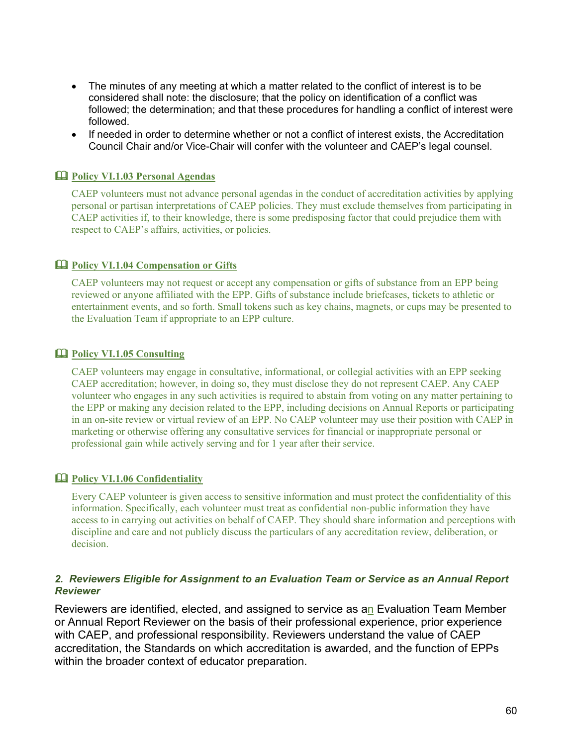- The minutes of any meeting at which a matter related to the conflict of interest is to be considered shall note: the disclosure; that the policy on identification of a conflict was followed; the determination; and that these procedures for handling a conflict of interest were followed.
- If needed in order to determine whether or not a conflict of interest exists, the Accreditation Council Chair and/or Vice-Chair will confer with the volunteer and CAEP's legal counsel.

**Policy VI.1.03 Personal Agendas**

CAEP volunteers must not advance personal agendas in the conduct of accreditation activities by applying personal or partisan interpretations of CAEP policies. They must exclude themselves from participating in CAEP activities if, to their knowledge, there is some predisposing factor that could prejudice them with respect to CAEP's affairs, activities, or policies.

**Policy VI.1.04 Compensation or Gifts**

CAEP volunteers may not request or accept any compensation or gifts of substance from an EPP being reviewed or anyone affiliated with the EPP. Gifts of substance include briefcases, tickets to athletic or entertainment events, and so forth. Small tokens such as key chains, magnets, or cups may be presented to the Evaluation Team if appropriate to an EPP culture.

**Policy VI.1.05 Consulting**

CAEP volunteers may engage in consultative, informational, or collegial activities with an EPP seeking CAEP accreditation; however, in doing so, they must disclose they do not represent CAEP. Any CAEP volunteer who engages in any such activities is required to abstain from voting on any matter pertaining to the EPP or making any decision related to the EPP, including decisions on Annual Reports or participating in an on-site review or virtual review of an EPP. No CAEP volunteer may use their position with CAEP in marketing or otherwise offering any consultative services for financial or inappropriate personal or professional gain while actively serving and for 1 year after their service.

**Policy VI.1.06 Confidentiality**

Every CAEP volunteer is given access to sensitive information and must protect the confidentiality of this information. Specifically, each volunteer must treat as confidential non-public information they have access to in carrying out activities on behalf of CAEP. They should share information and perceptions with discipline and care and not publicly discuss the particulars of any accreditation review, deliberation, or decision.

### *2. Reviewers Eligible for Assignment to an Evaluation Team or Service as an Annual Report Reviewer*

Reviewers are identified, elected, and assigned to service as an Evaluation Team Member or Annual Report Reviewer on the basis of their professional experience, prior experience with CAEP, and professional responsibility. Reviewers understand the value of CAEP accreditation, the Standards on which accreditation is awarded, and the function of EPPs within the broader context of educator preparation.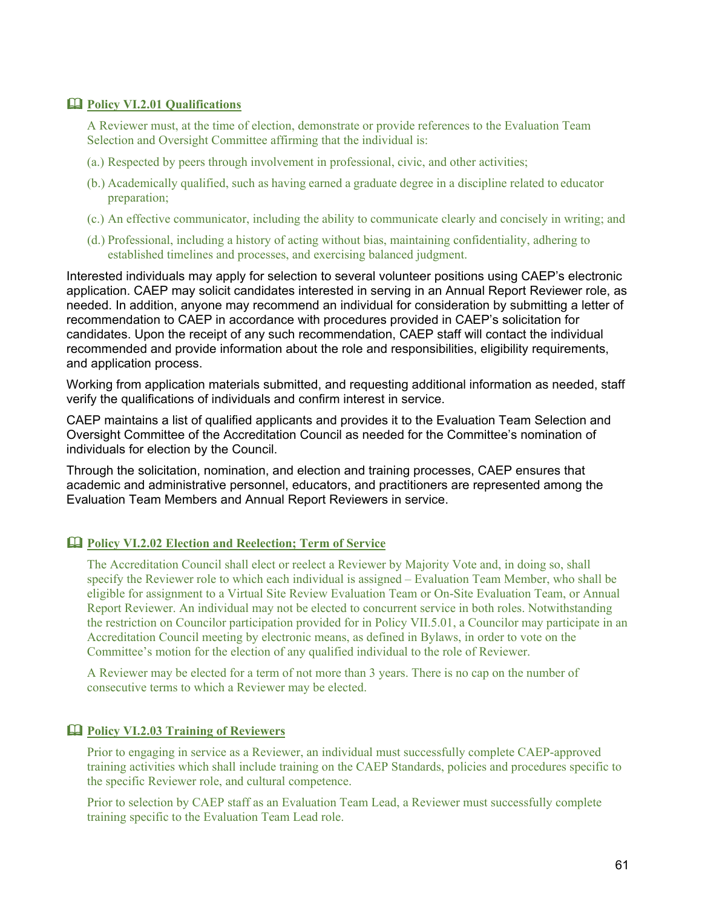#### 🕮 Policy VI.2.01 Qualifications

A Reviewer must, at the time of election, demonstrate or provide references to the Evaluation Team Selection and Oversight Committee affirming that the individual is:

(a.) Respected by peers through involvement in professional, civic, and other activities;

(b.) Academically qualified, such as having earned a graduate degree in a discipline related to educator preparation;

(c.) An effective communicator, including the ability to communicate clearly and concisely in writing; and

(d.) Professional, including a history of acting without bias, maintaining confidentiality, adhering to established timelines and processes, and exercising balanced judgment.

Interested individuals may apply for selection to several volunteer positions using CAEP's electronic application. CAEP may solicit candidates interested in serving in an Annual Report Reviewer role, as needed. In addition, anyone may recommend an individual for consideration by submitting a letter of recommendation to CAEP in accordance with procedures provided in CAEP's solicitation for candidates. Upon the receipt of any such recommendation, CAEP staff will contact the individual recommended and provide information about the role and responsibilities, eligibility requirements, and application process.

Working from application materials submitted, and requesting additional information as needed, staff verify the qualifications of individuals and confirm interest in service.

CAEP maintains a list of qualified applicants and provides it to the Evaluation Team Selection and Oversight Committee of the Accreditation Council as needed for the Committee's nomination of individuals for election by the Council.

Through the solicitation, nomination, and election and training processes, CAEP ensures that academic and administrative personnel, educators, and practitioners are represented among the Evaluation Team Members and Annual Report Reviewers in service.

#### 🕮 Policy VI.2.02 Election and Reelection; Term of Service

The Accreditation Council shall elect or reelect a Reviewer by Majority Vote and, in doing so, shall specify the Reviewer role to which each individual is assigned – Evaluation Team Member, who shall be eligible for assignment to a Virtual Site Review Evaluation Team or On-Site Evaluation Team, or Annual Report Reviewer. An individual may not be elected to concurrent service in both roles. Notwithstanding the restriction on Councilor participation provided for in Policy VII.5.01, a Councilor may participate in an Accreditation Council meeting by electronic means, as defined in Bylaws, in order to vote on the Committee's motion for the election of any qualified individual to the role of Reviewer.

A Reviewer may be elected for a term of not more than 3 years. There is no cap on the number of consecutive terms to which a Reviewer may be elected.

#### 🕮 Policy VI.2.03 Training of Reviewers

Prior to engaging in service as a Reviewer, an individual must successfully complete CAEP-approved training activities which shall include training on the CAEP Standards, policies and procedures specific to the specific Reviewer role, and cultural competence.

Prior to selection by CAEP staff as an Evaluation Team Lead, a Reviewer must successfully complete training specific to the Evaluation Team Lead role.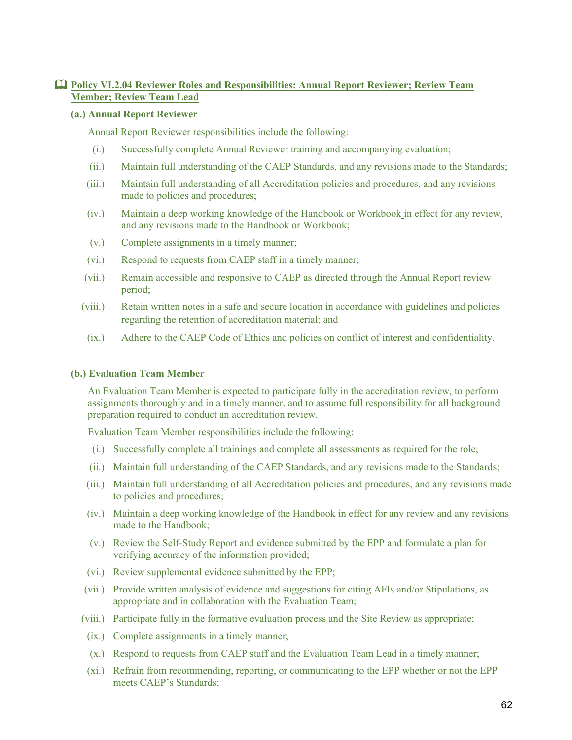## 🕮 Policy VI.2.04 Reviewer Roles and Responsibilities: Annual Report Reviewer; Review Team Member; Review Team Lead

### (a.) Annual Report Reviewer

Annual Report Reviewer responsibilities include the following:

(i.) Successfully complete Annual Reviewer training and accompanying evaluation;

(ii.) Maintain full understanding of the CAEP Standards, and any revisions made to the Standards;

(iii.) Maintain full understanding of all Accreditation policies and procedures, and any revisions made to policies and procedures;

(iv.) Maintain a deep working knowledge of the Handbook or Workbook in effect for any review, and any revisions made to the Handbook or Workbook;

(v.) Complete assignments in a timely manner;

(vi.) Respond to requests from CAEP staff in a timely manner;

(vii.) Remain accessible and responsive to CAEP as directed through the Annual Report review period;

(viii.) Retain written notes in a safe and secure location in accordance with guidelines and policies regarding the retention of accreditation material; and

(ix.) Adhere to the CAEP Code of Ethics and policies on conflict of interest and confidentiality.

### (b.) Evaluation Team Member

An Evaluation Team Member is expected to participate fully in the accreditation review, to perform assignments thoroughly and in a timely manner, and to assume full responsibility for all background preparation required to conduct an accreditation review.

Evaluation Team Member responsibilities include the following:

(i.) Successfully complete all trainings and complete all assessments as required for the role;

(ii.) Maintain full understanding of the CAEP Standards, and any revisions made to the Standards;

(iii.) Maintain full understanding of all Accreditation policies and procedures, and any revisions made to policies and procedures;

(iv.) Maintain a deep working knowledge of the Handbook in effect for any review and any revisions made to the Handbook;

(v.) Review the Self-Study Report and evidence submitted by the EPP and formulate a plan for verifying accuracy of the information provided;

(vi.) Review supplemental evidence submitted by the EPP;

(vii.) Provide written analysis of evidence and suggestions for citing AFIs and/or Stipulations, as appropriate and in collaboration with the Evaluation Team;

(viii.) Participate fully in the formative evaluation process and the Site Review as appropriate;

(ix.) Complete assignments in a timely manner;

(x.) Respond to requests from CAEP staff and the Evaluation Team Lead in a timely manner;

(xi.) Refrain from recommending, reporting, or communicating to the EPP whether or not the EPP meets CAEP's Standards;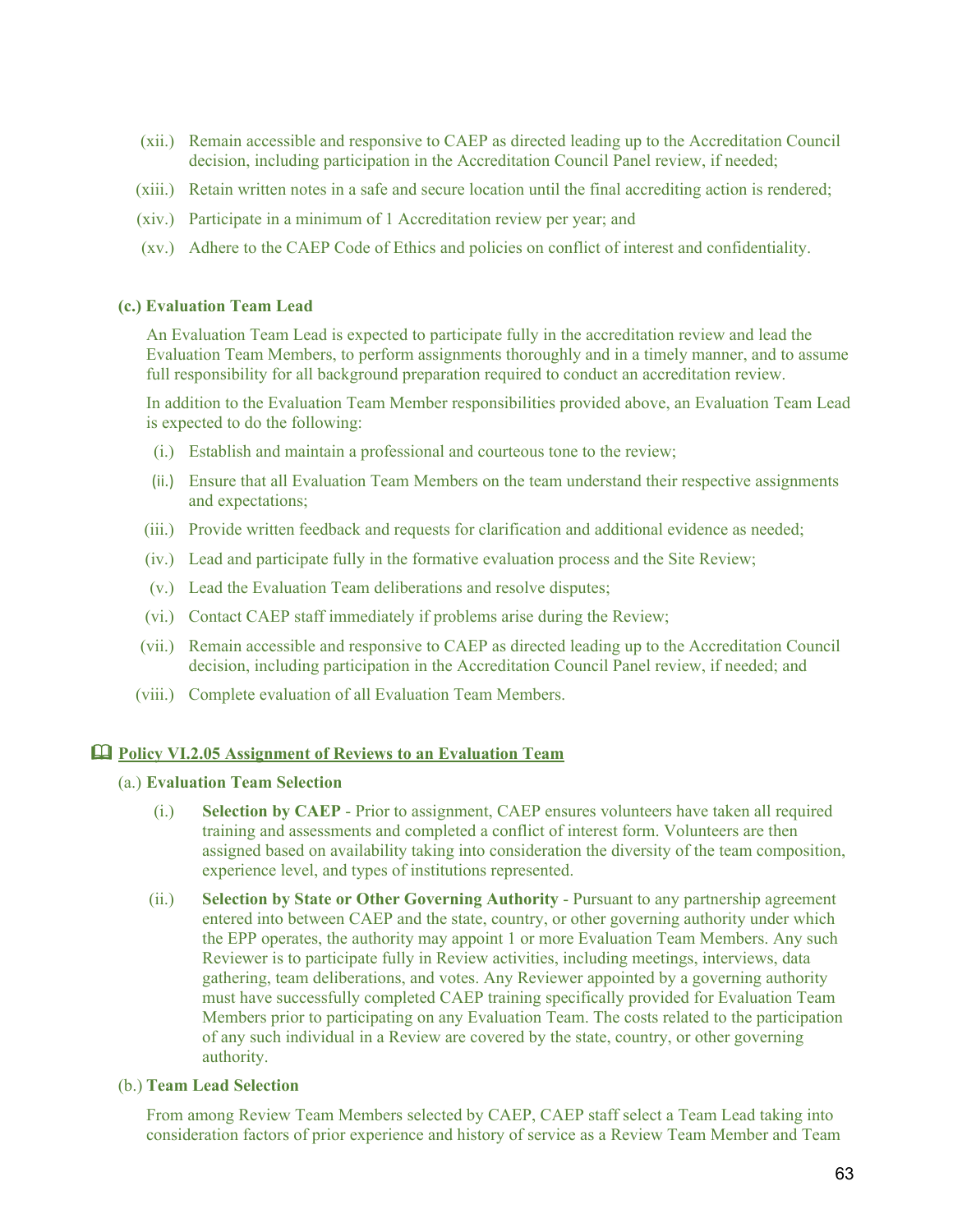(xii.) Remain accessible and responsive to CAEP as directed leading up to the Accreditation Council decision, including participation in the Accreditation Council Panel review, if needed;

(xiii.) Retain written notes in a safe and secure location until the final accrediting action is rendered;

(xiv.) Participate in a minimum of 1 Accreditation review per year; and

(xv.) Adhere to the CAEP Code of Ethics and policies on conflict of interest and confidentiality.

**(c.) Evaluation Team Lead**

An Evaluation Team Lead is expected to participate fully in the accreditation review and lead the Evaluation Team Members, to perform assignments thoroughly and in a timely manner, and to assume full responsibility for all background preparation required to conduct an accreditation review.

In addition to the Evaluation Team Member responsibilities provided above, an Evaluation Team Lead is expected to do the following:

(i.) Establish and maintain a professional and courteous tone to the review;

(ii.) Ensure that all Evaluation Team Members on the team understand their respective assignments and expectations;

(iii.) Provide written feedback and requests for clarification and additional evidence as needed;

(iv.) Lead and participate fully in the formative evaluation process and the Site Review;

(v.) Lead the Evaluation Team deliberations and resolve disputes;

(vi.) Contact CAEP staff immediately if problems arise during the Review;

(vii.) Remain accessible and responsive to CAEP as directed leading up to the Accreditation Council decision, including participation in the Accreditation Council Panel review, if needed; and

(viii.) Complete evaluation of all Evaluation Team Members.

## Policy VI.2.05 Assignment of Reviews to an Evaluation Team

(a.) **Evaluation Team Selection**

(i.) **Selection by CAEP** - Prior to assignment, CAEP ensures volunteers have taken all required training and assessments and completed a conflict of interest form. Volunteers are then assigned based on availability taking into consideration the diversity of the team composition, experience level, and types of institutions represented.

(ii.) **Selection by State or Other Governing Authority** - Pursuant to any partnership agreement entered into between CAEP and the state, country, or other governing authority under which the EPP operates, the authority may appoint 1 or more Evaluation Team Members. Any such Reviewer is to participate fully in Review activities, including meetings, interviews, data gathering, team deliberations, and votes. Any Reviewer appointed by a governing authority must have successfully completed CAEP training specifically provided for Evaluation Team Members prior to participating on any Evaluation Team. The costs related to the participation of any such individual in a Review are covered by the state, country, or other governing authority.

(b.) **Team Lead Selection**

From among Review Team Members selected by CAEP, CAEP staff select a Team Lead taking into consideration factors of prior experience and history of service as a Review Team Member and Team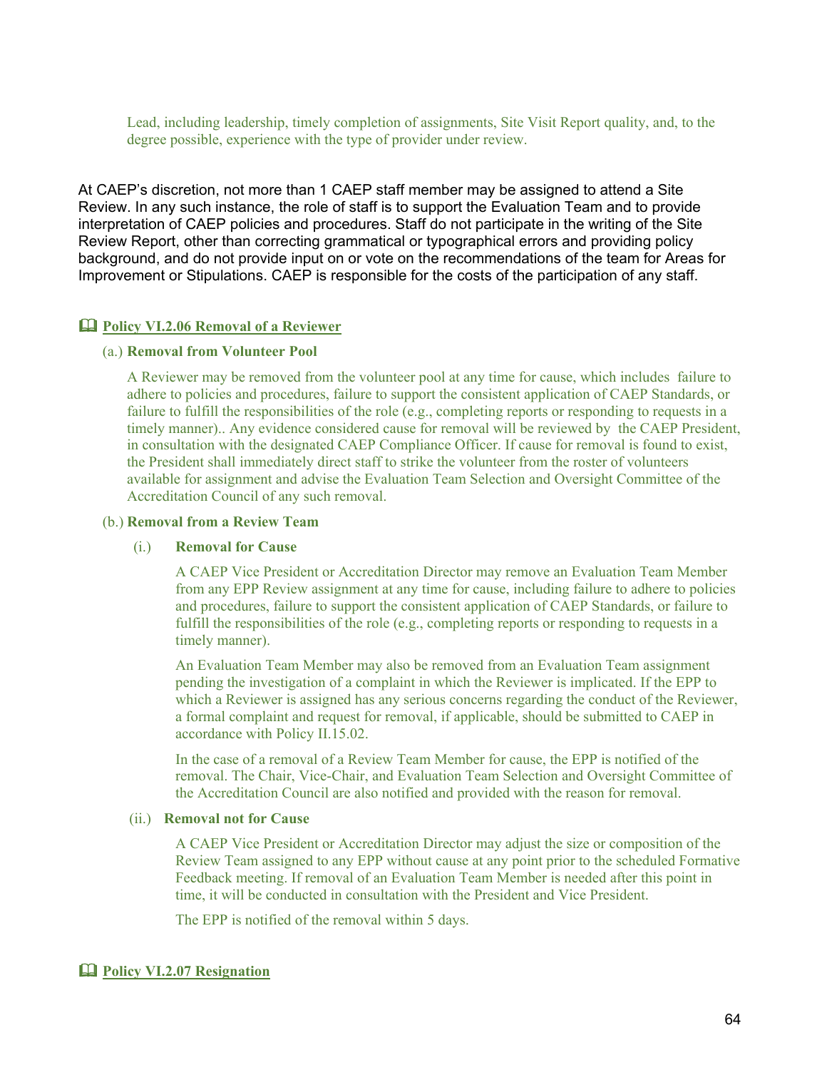Lead, including leadership, timely completion of assignments, Site Visit Report quality, and, to the degree possible, experience with the type of provider under review.

At CAEP's discretion, not more than 1 CAEP staff member may be assigned to attend a Site Review. In any such instance, the role of staff is to support the Evaluation Team and to provide interpretation of CAEP policies and procedures. Staff do not participate in the writing of the Site Review Report, other than correcting grammatical or typographical errors and providing policy background, and do not provide input on or vote on the recommendations of the team for Areas for Improvement or Stipulations. CAEP is responsible for the costs of the participation of any staff.

### 🕮 Policy VI.2.06 Removal of a Reviewer

(a.) **Removal from Volunteer Pool**

A Reviewer may be removed from the volunteer pool at any time for cause, which includes failure to adhere to policies and procedures, failure to support the consistent application of CAEP Standards, or failure to fulfill the responsibilities of the role (e.g., completing reports or responding to requests in a timely manner).. Any evidence considered cause for removal will be reviewed by the CAEP President, in consultation with the designated CAEP Compliance Officer. If cause for removal is found to exist, the President shall immediately direct staff to strike the volunteer from the roster of volunteers available for assignment and advise the Evaluation Team Selection and Oversight Committee of the Accreditation Council of any such removal.

(b.) **Removal from a Review Team**

(i.) **Removal for Cause**

A CAEP Vice President or Accreditation Director may remove an Evaluation Team Member from any EPP Review assignment at any time for cause, including failure to adhere to policies and procedures, failure to support the consistent application of CAEP Standards, or failure to fulfill the responsibilities of the role (e.g., completing reports or responding to requests in a timely manner).

An Evaluation Team Member may also be removed from an Evaluation Team assignment pending the investigation of a complaint in which the Reviewer is implicated. If the EPP to which a Reviewer is assigned has any serious concerns regarding the conduct of the Reviewer, a formal complaint and request for removal, if applicable, should be submitted to CAEP in accordance with Policy II.15.02.

In the case of a removal of a Review Team Member for cause, the EPP is notified of the removal. The Chair, Vice-Chair, and Evaluation Team Selection and Oversight Committee of the Accreditation Council are also notified and provided with the reason for removal.

(ii.) **Removal not for Cause**

A CAEP Vice President or Accreditation Director may adjust the size or composition of the Review Team assigned to any EPP without cause at any point prior to the scheduled Formative Feedback meeting. If removal of an Evaluation Team Member is needed after this point in time, it will be conducted in consultation with the President and Vice President.

The EPP is notified of the removal within 5 days.

### 🕮 Policy VI.2.07 Resignation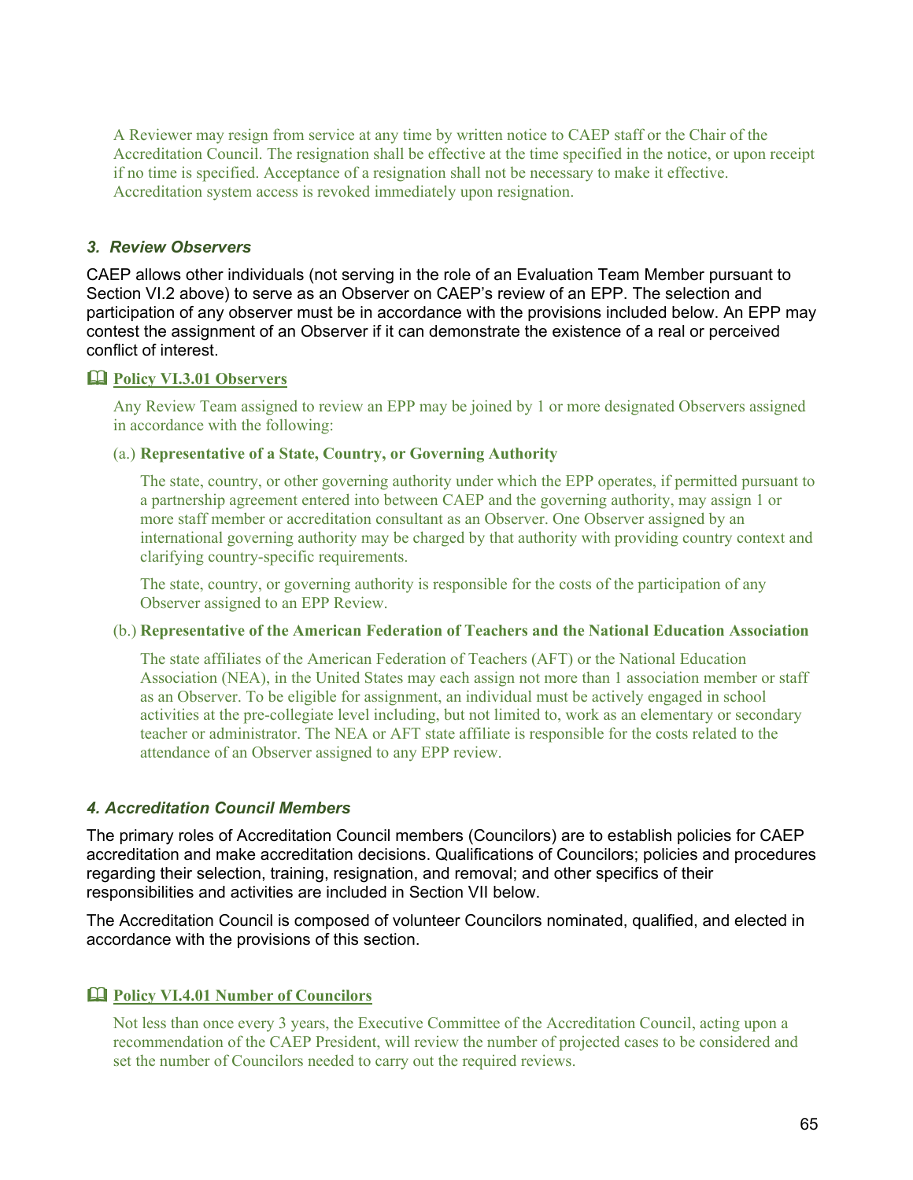A Reviewer may resign from service at any time by written notice to CAEP staff or the Chair of the Accreditation Council. The resignation shall be effective at the time specified in the notice, or upon receipt if no time is specified. Acceptance of a resignation shall not be necessary to make it effective. Accreditation system access is revoked immediately upon resignation.

### *3. Review Observers*

CAEP allows other individuals (not serving in the role of an Evaluation Team Member pursuant to Section VI.2 above) to serve as an Observer on CAEP's review of an EPP. The selection and participation of any observer must be in accordance with the provisions included below. An EPP may contest the assignment of an Observer if it can demonstrate the existence of a real or perceived conflict of interest.

📖 **Policy VI.3.01 Observers**

Any Review Team assigned to review an EPP may be joined by 1 or more designated Observers assigned in accordance with the following:

(a.) **Representative of a State, Country, or Governing Authority**

The state, country, or other governing authority under which the EPP operates, if permitted pursuant to a partnership agreement entered into between CAEP and the governing authority, may assign 1 or more staff member or accreditation consultant as an Observer. One Observer assigned by an international governing authority may be charged by that authority with providing country context and clarifying country-specific requirements.

The state, country, or governing authority is responsible for the costs of the participation of any Observer assigned to an EPP Review.

(b.) **Representative of the American Federation of Teachers and the National Education Association**

The state affiliates of the American Federation of Teachers (AFT) or the National Education Association (NEA), in the United States may each assign not more than 1 association member or staff as an Observer. To be eligible for assignment, an individual must be actively engaged in school activities at the pre-collegiate level including, but not limited to, work as an elementary or secondary teacher or administrator. The NEA or AFT state affiliate is responsible for the costs related to the attendance of an Observer assigned to any EPP review.

### *4. Accreditation Council Members*

The primary roles of Accreditation Council members (Councilors) are to establish policies for CAEP accreditation and make accreditation decisions. Qualifications of Councilors; policies and procedures regarding their selection, training, resignation, and removal; and other specifics of their responsibilities and activities are included in Section VII below.

The Accreditation Council is composed of volunteer Councilors nominated, qualified, and elected in accordance with the provisions of this section.

📖 **Policy VI.4.01 Number of Councilors**

Not less than once every 3 years, the Executive Committee of the Accreditation Council, acting upon a recommendation of the CAEP President, will review the number of projected cases to be considered and set the number of Councilors needed to carry out the required reviews.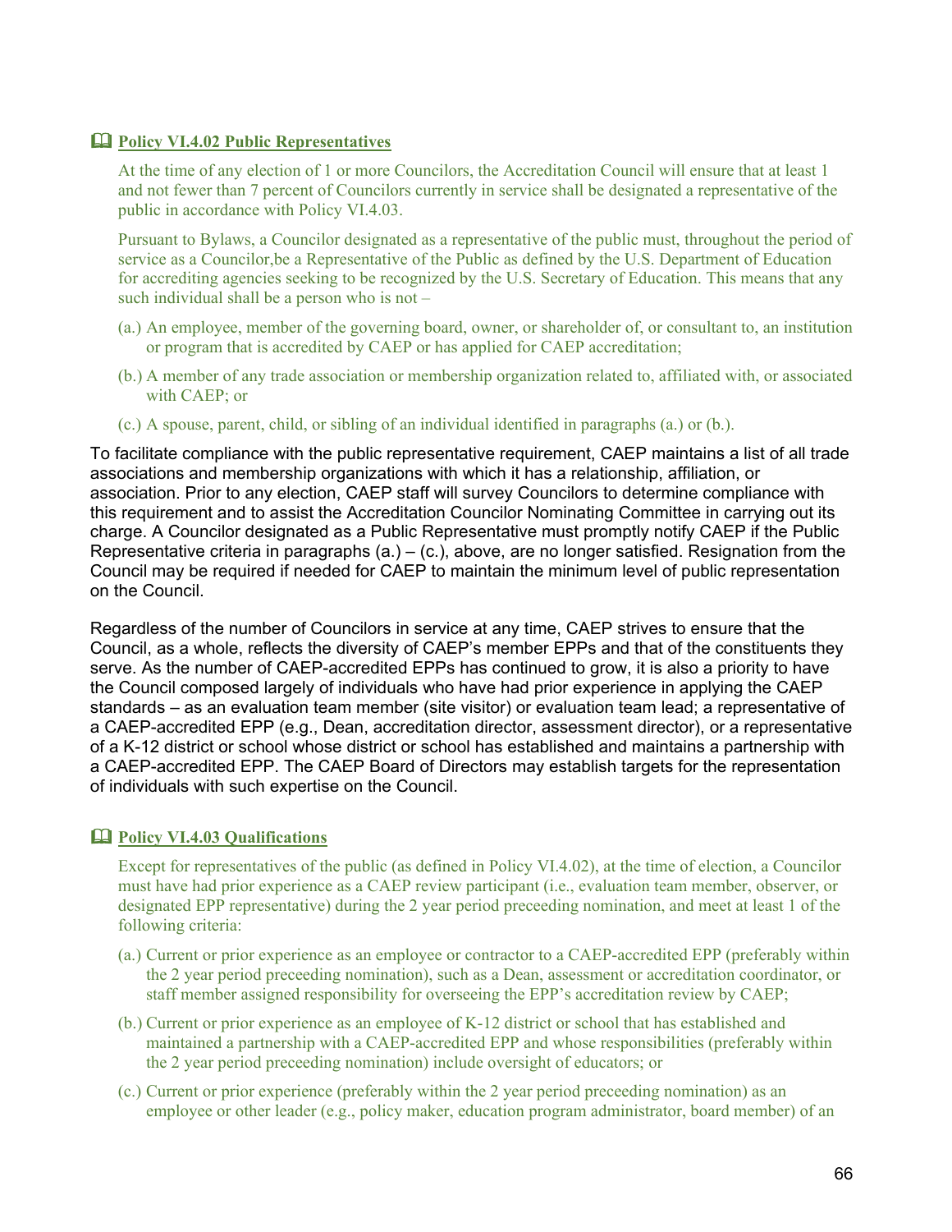📖 **Policy VI.4.02 Public Representatives**

At the time of any election of 1 or more Councilors, the Accreditation Council will ensure that at least 1 and not fewer than 7 percent of Councilors currently in service shall be designated a representative of the public in accordance with Policy VI.4.03.

Pursuant to Bylaws, a Councilor designated as a representative of the public must, throughout the period of service as a Councilor,be a Representative of the Public as defined by the U.S. Department of Education for accrediting agencies seeking to be recognized by the U.S. Secretary of Education. This means that any such individual shall be a person who is not –

(a.) An employee, member of the governing board, owner, or shareholder of, or consultant to, an institution or program that is accredited by CAEP or has applied for CAEP accreditation;

(b.) A member of any trade association or membership organization related to, affiliated with, or associated with CAEP; or

(c.) A spouse, parent, child, or sibling of an individual identified in paragraphs (a.) or (b.).

To facilitate compliance with the public representative requirement, CAEP maintains a list of all trade associations and membership organizations with which it has a relationship, affiliation, or association. Prior to any election, CAEP staff will survey Councilors to determine compliance with this requirement and to assist the Accreditation Councilor Nominating Committee in carrying out its charge. A Councilor designated as a Public Representative must promptly notify CAEP if the Public Representative criteria in paragraphs (a.) – (c.), above, are no longer satisfied. Resignation from the Council may be required if needed for CAEP to maintain the minimum level of public representation on the Council.

Regardless of the number of Councilors in service at any time, CAEP strives to ensure that the Council, as a whole, reflects the diversity of CAEP's member EPPs and that of the constituents they serve. As the number of CAEP-accredited EPPs has continued to grow, it is also a priority to have the Council composed largely of individuals who have had prior experience in applying the CAEP standards – as an evaluation team member (site visitor) or evaluation team lead; a representative of a CAEP-accredited EPP (e.g., Dean, accreditation director, assessment director), or a representative of a K-12 district or school whose district or school has established and maintains a partnership with a CAEP-accredited EPP. The CAEP Board of Directors may establish targets for the representation of individuals with such expertise on the Council.

📖 **Policy VI.4.03 Qualifications**

Except for representatives of the public (as defined in Policy VI.4.02), at the time of election, a Councilor must have had prior experience as a CAEP review participant (i.e., evaluation team member, observer, or designated EPP representative) during the 2 year period preceeding nomination, and meet at least 1 of the following criteria:

(a.) Current or prior experience as an employee or contractor to a CAEP-accredited EPP (preferably within the 2 year period preceeding nomination), such as a Dean, assessment or accreditation coordinator, or staff member assigned responsibility for overseeing the EPP's accreditation review by CAEP;

(b.) Current or prior experience as an employee of K-12 district or school that has established and maintained a partnership with a CAEP-accredited EPP and whose responsibilities (preferably within the 2 year period preceeding nomination) include oversight of educators; or

(c.) Current or prior experience (preferably within the 2 year period preceeding nomination) as an employee or other leader (e.g., policy maker, education program administrator, board member) of an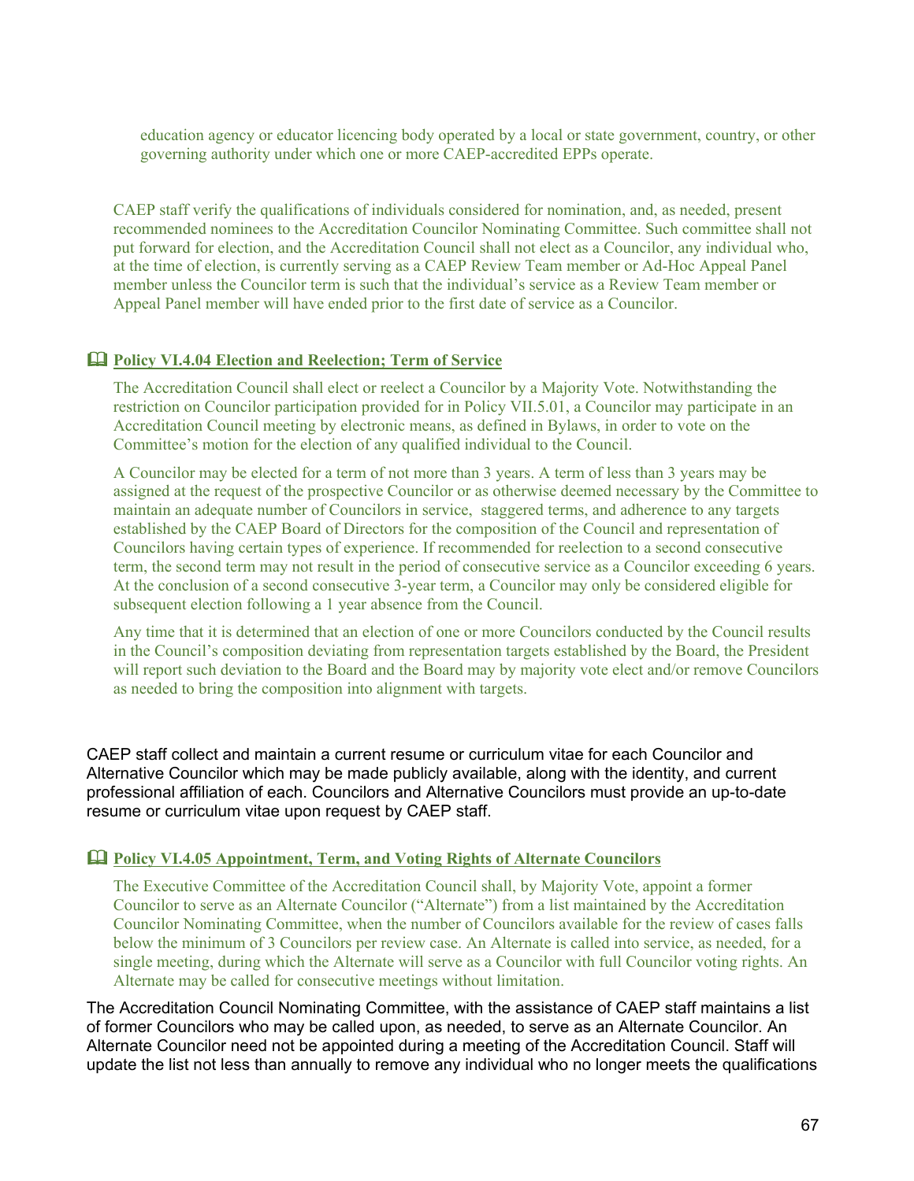education agency or educator licencing body operated by a local or state government, country, or other governing authority under which one or more CAEP-accredited EPPs operate.

CAEP staff verify the qualifications of individuals considered for nomination, and, as needed, present recommended nominees to the Accreditation Councilor Nominating Committee. Such committee shall not put forward for election, and the Accreditation Council shall not elect as a Councilor, any individual who, at the time of election, is currently serving as a CAEP Review Team member or Ad-Hoc Appeal Panel member unless the Councilor term is such that the individual's service as a Review Team member or Appeal Panel member will have ended prior to the first date of service as a Councilor.

### 🕮 Policy VI.4.04 Election and Reelection; Term of Service

The Accreditation Council shall elect or reelect a Councilor by a Majority Vote. Notwithstanding the restriction on Councilor participation provided for in Policy VII.5.01, a Councilor may participate in an Accreditation Council meeting by electronic means, as defined in Bylaws, in order to vote on the Committee's motion for the election of any qualified individual to the Council.

A Councilor may be elected for a term of not more than 3 years. A term of less than 3 years may be assigned at the request of the prospective Councilor or as otherwise deemed necessary by the Committee to maintain an adequate number of Councilors in service, staggered terms, and adherence to any targets established by the CAEP Board of Directors for the composition of the Council and representation of Councilors having certain types of experience. If recommended for reelection to a second consecutive term, the second term may not result in the period of consecutive service as a Councilor exceeding 6 years. At the conclusion of a second consecutive 3-year term, a Councilor may only be considered eligible for subsequent election following a 1 year absence from the Council.

Any time that it is determined that an election of one or more Councilors conducted by the Council results in the Council's composition deviating from representation targets established by the Board, the President will report such deviation to the Board and the Board may by majority vote elect and/or remove Councilors as needed to bring the composition into alignment with targets.

CAEP staff collect and maintain a current resume or curriculum vitae for each Councilor and Alternative Councilor which may be made publicly available, along with the identity, and current professional affiliation of each. Councilors and Alternative Councilors must provide an up-to-date resume or curriculum vitae upon request by CAEP staff.

### 🕮 Policy VI.4.05 Appointment, Term, and Voting Rights of Alternate Councilors

The Executive Committee of the Accreditation Council shall, by Majority Vote, appoint a former Councilor to serve as an Alternate Councilor ("Alternate") from a list maintained by the Accreditation Councilor Nominating Committee, when the number of Councilors available for the review of cases falls below the minimum of 3 Councilors per review case. An Alternate is called into service, as needed, for a single meeting, during which the Alternate will serve as a Councilor with full Councilor voting rights. An Alternate may be called for consecutive meetings without limitation.

The Accreditation Council Nominating Committee, with the assistance of CAEP staff maintains a list of former Councilors who may be called upon, as needed, to serve as an Alternate Councilor. An Alternate Councilor need not be appointed during a meeting of the Accreditation Council. Staff will update the list not less than annually to remove any individual who no longer meets the qualifications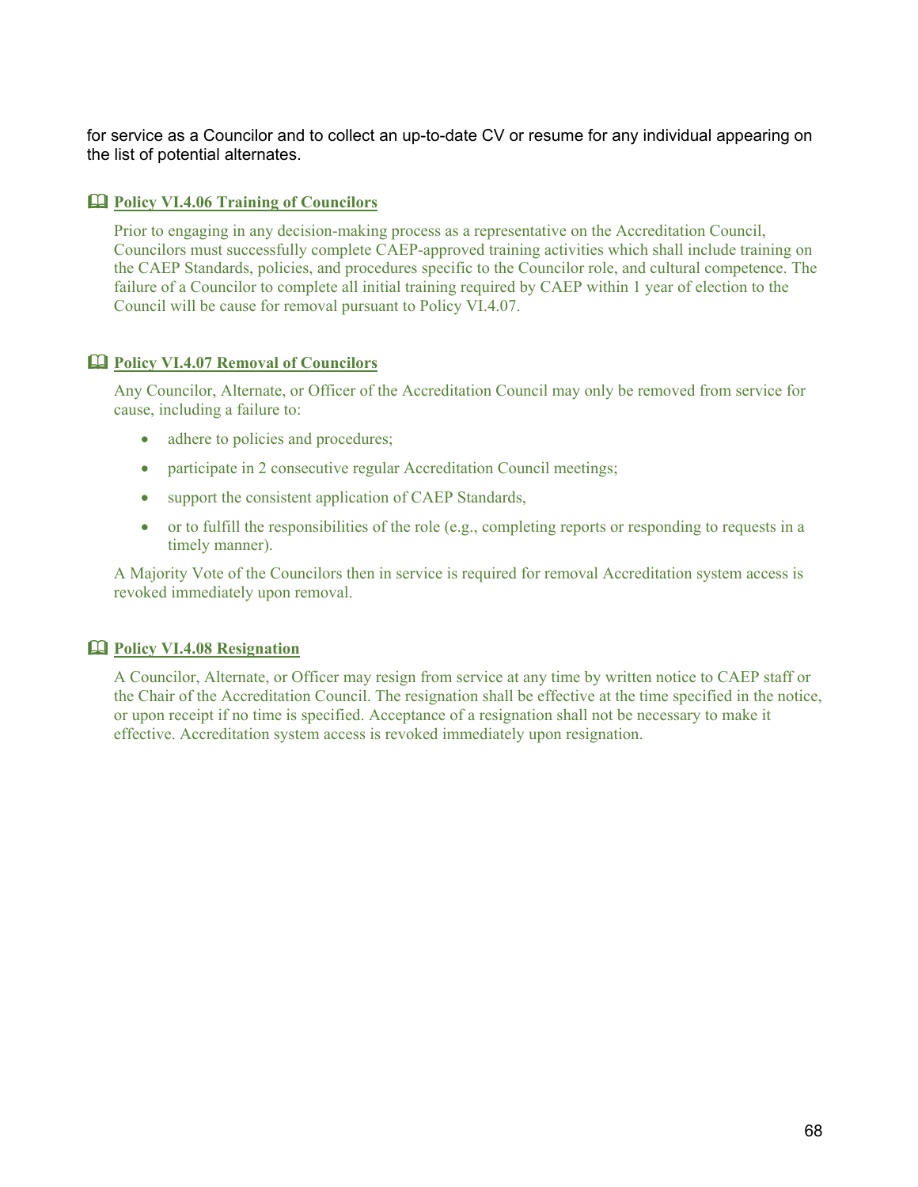for service as a Councilor and to collect an up-to-date CV or resume for any individual appearing on the list of potential alternates.

### 🕮 Policy VI.4.06 Training of Councilors

Prior to engaging in any decision-making process as a representative on the Accreditation Council, Councilors must successfully complete CAEP-approved training activities which shall include training on the CAEP Standards, policies, and procedures specific to the Councilor role, and cultural competence. The failure of a Councilor to complete all initial training required by CAEP within 1 year of election to the Council will be cause for removal pursuant to Policy VI.4.07.

### 🕮 Policy VI.4.07 Removal of Councilors

Any Councilor, Alternate, or Officer of the Accreditation Council may only be removed from service for cause, including a failure to:

- adhere to policies and procedures;
- participate in 2 consecutive regular Accreditation Council meetings;
- support the consistent application of CAEP Standards,
- or to fulfill the responsibilities of the role (e.g., completing reports or responding to requests in a timely manner).

A Majority Vote of the Councilors then in service is required for removal Accreditation system access is revoked immediately upon removal.

### 🕮 Policy VI.4.08 Resignation

A Councilor, Alternate, or Officer may resign from service at any time by written notice to CAEP staff or the Chair of the Accreditation Council. The resignation shall be effective at the time specified in the notice, or upon receipt if no time is specified. Acceptance of a resignation shall not be necessary to make it effective. Accreditation system access is revoked immediately upon resignation.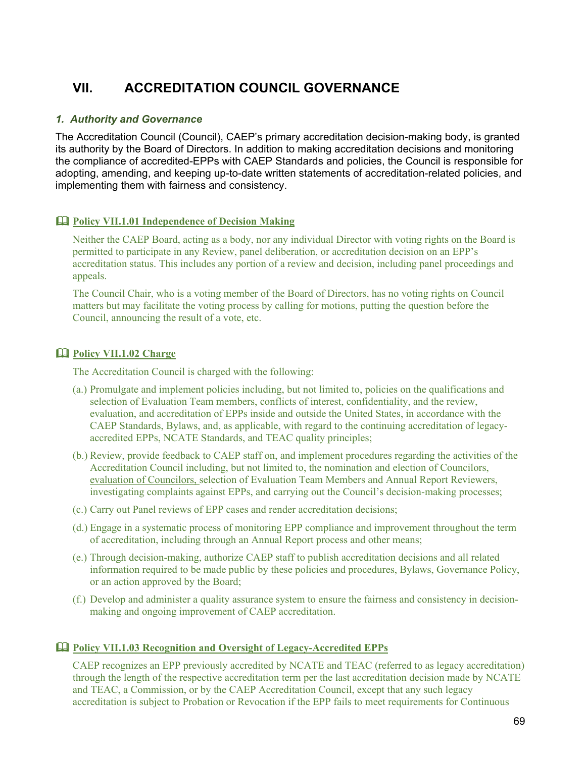# VII. ACCREDITATION COUNCIL GOVERNANCE

### *1. Authority and Governance*

The Accreditation Council (Council), CAEP's primary accreditation decision-making body, is granted its authority by the Board of Directors. In addition to making accreditation decisions and monitoring the compliance of accredited-EPPs with CAEP Standards and policies, the Council is responsible for adopting, amending, and keeping up-to-date written statements of accreditation-related policies, and implementing them with fairness and consistency.

#### 🕮 Policy VII.1.01 Independence of Decision Making

Neither the CAEP Board, acting as a body, nor any individual Director with voting rights on the Board is permitted to participate in any Review, panel deliberation, or accreditation decision on an EPP's accreditation status. This includes any portion of a review and decision, including panel proceedings and appeals.

The Council Chair, who is a voting member of the Board of Directors, has no voting rights on Council matters but may facilitate the voting process by calling for motions, putting the question before the Council, announcing the result of a vote, etc.

#### 🕮 Policy VII.1.02 Charge

The Accreditation Council is charged with the following:

(a.) Promulgate and implement policies including, but not limited to, policies on the qualifications and selection of Evaluation Team members, conflicts of interest, confidentiality, and the review, evaluation, and accreditation of EPPs inside and outside the United States, in accordance with the CAEP Standards, Bylaws, and, as applicable, with regard to the continuing accreditation of legacy-accredited EPPs, NCATE Standards, and TEAC quality principles;

(b.) Review, provide feedback to CAEP staff on, and implement procedures regarding the activities of the Accreditation Council including, but not limited to, the nomination and election of Councilors, evaluation of Councilors, selection of Evaluation Team Members and Annual Report Reviewers, investigating complaints against EPPs, and carrying out the Council's decision-making processes;

(c.) Carry out Panel reviews of EPP cases and render accreditation decisions;

(d.) Engage in a systematic process of monitoring EPP compliance and improvement throughout the term of accreditation, including through an Annual Report process and other means;

(e.) Through decision-making, authorize CAEP staff to publish accreditation decisions and all related information required to be made public by these policies and procedures, Bylaws, Governance Policy, or an action approved by the Board;

(f.) Develop and administer a quality assurance system to ensure the fairness and consistency in decision-making and ongoing improvement of CAEP accreditation.

#### 🕮 Policy VII.1.03 Recognition and Oversight of Legacy-Accredited EPPs

CAEP recognizes an EPP previously accredited by NCATE and TEAC (referred to as legacy accreditation) through the length of the respective accreditation term per the last accreditation decision made by NCATE and TEAC, a Commission, or by the CAEP Accreditation Council, except that any such legacy accreditation is subject to Probation or Revocation if the EPP fails to meet requirements for Continuous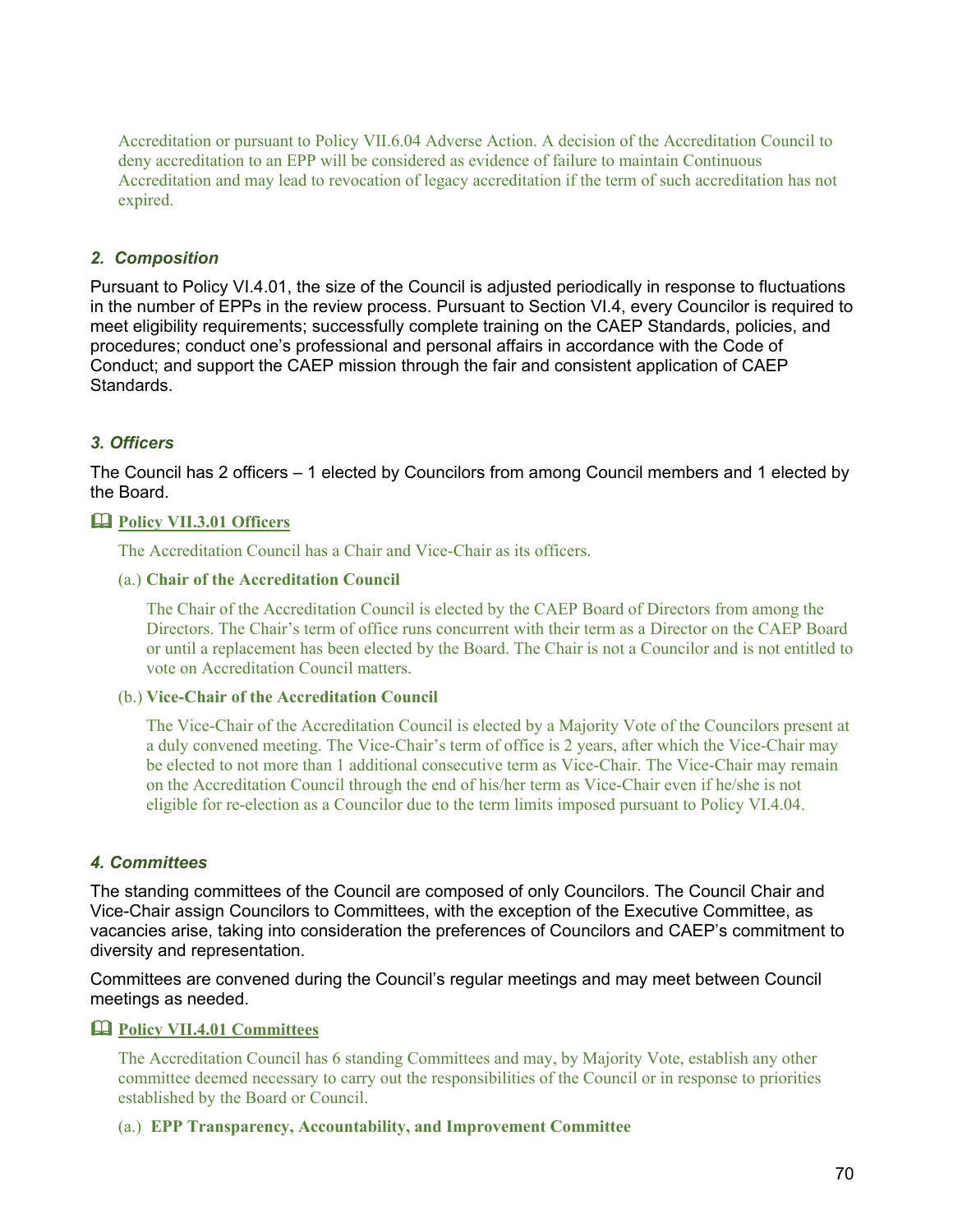Accreditation or pursuant to Policy VII.6.04 Adverse Action. A decision of the Accreditation Council to deny accreditation to an EPP will be considered as evidence of failure to maintain Continuous Accreditation and may lead to revocation of legacy accreditation if the term of such accreditation has not expired.

### *2. Composition*

Pursuant to Policy VI.4.01, the size of the Council is adjusted periodically in response to fluctuations in the number of EPPs in the review process. Pursuant to Section VI.4, every Councilor is required to meet eligibility requirements; successfully complete training on the CAEP Standards, policies, and procedures; conduct one's professional and personal affairs in accordance with the Code of Conduct; and support the CAEP mission through the fair and consistent application of CAEP Standards.

### *3. Officers*

The Council has 2 officers – 1 elected by Councilors from among Council members and 1 elected by the Board.

📖 **Policy VII.3.01 Officers**

The Accreditation Council has a Chair and Vice-Chair as its officers.

(a.) **Chair of the Accreditation Council**

The Chair of the Accreditation Council is elected by the CAEP Board of Directors from among the Directors. The Chair's term of office runs concurrent with their term as a Director on the CAEP Board or until a replacement has been elected by the Board. The Chair is not a Councilor and is not entitled to vote on Accreditation Council matters.

(b.) **Vice-Chair of the Accreditation Council**

The Vice-Chair of the Accreditation Council is elected by a Majority Vote of the Councilors present at a duly convened meeting. The Vice-Chair's term of office is 2 years, after which the Vice-Chair may be elected to not more than 1 additional consecutive term as Vice-Chair. The Vice-Chair may remain on the Accreditation Council through the end of his/her term as Vice-Chair even if he/she is not eligible for re-election as a Councilor due to the term limits imposed pursuant to Policy VI.4.04.

### *4. Committees*

The standing committees of the Council are composed of only Councilors. The Council Chair and Vice-Chair assign Councilors to Committees, with the exception of the Executive Committee, as vacancies arise, taking into consideration the preferences of Councilors and CAEP's commitment to diversity and representation.

Committees are convened during the Council's regular meetings and may meet between Council meetings as needed.

📖 **Policy VII.4.01 Committees**

The Accreditation Council has 6 standing Committees and may, by Majority Vote, establish any other committee deemed necessary to carry out the responsibilities of the Council or in response to priorities established by the Board or Council.

(a.) **EPP Transparency, Accountability, and Improvement Committee**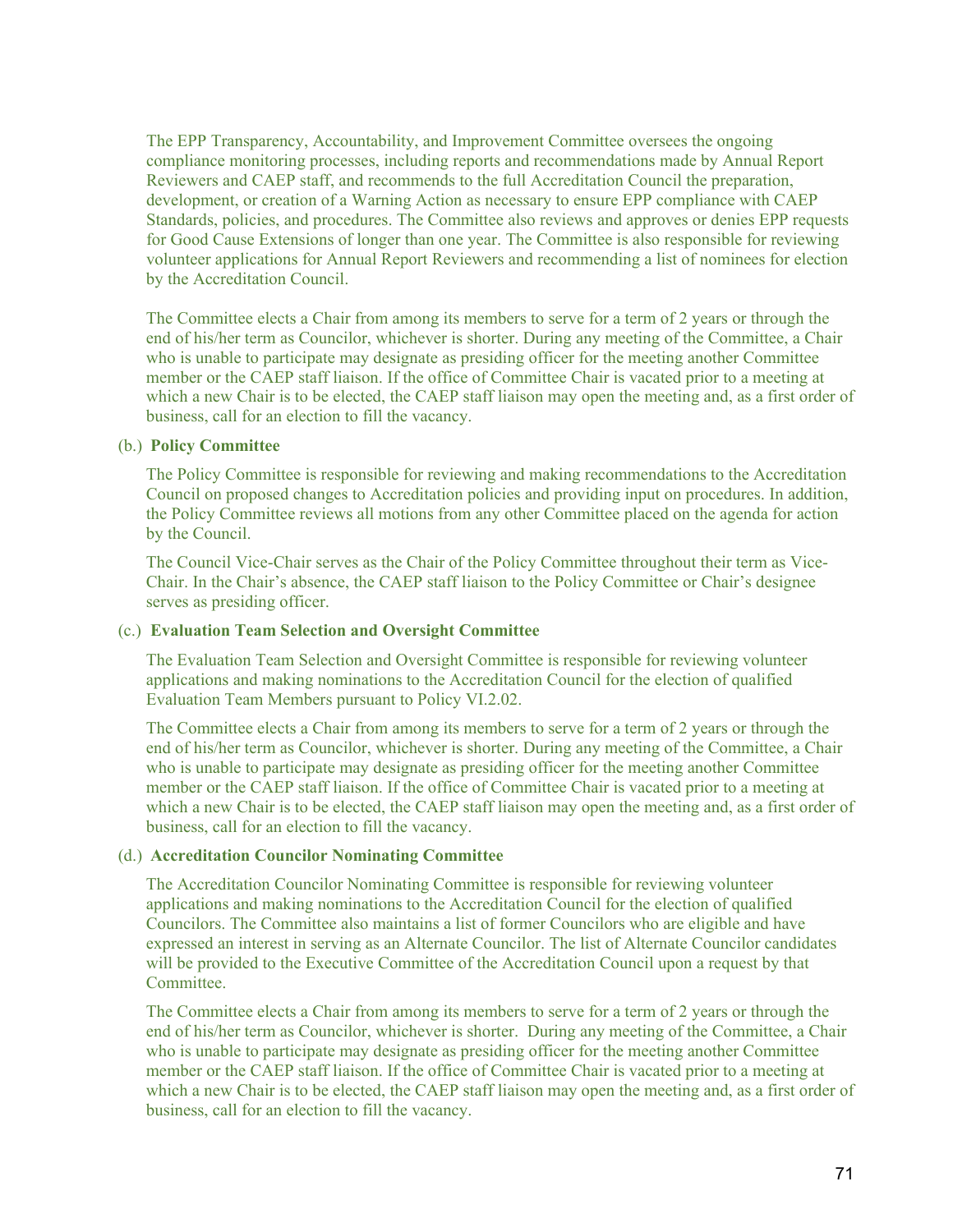The EPP Transparency, Accountability, and Improvement Committee oversees the ongoing compliance monitoring processes, including reports and recommendations made by Annual Report Reviewers and CAEP staff, and recommends to the full Accreditation Council the preparation, development, or creation of a Warning Action as necessary to ensure EPP compliance with CAEP Standards, policies, and procedures. The Committee also reviews and approves or denies EPP requests for Good Cause Extensions of longer than one year. The Committee is also responsible for reviewing volunteer applications for Annual Report Reviewers and recommending a list of nominees for election by the Accreditation Council.

The Committee elects a Chair from among its members to serve for a term of 2 years or through the end of his/her term as Councilor, whichever is shorter. During any meeting of the Committee, a Chair who is unable to participate may designate as presiding officer for the meeting another Committee member or the CAEP staff liaison. If the office of Committee Chair is vacated prior to a meeting at which a new Chair is to be elected, the CAEP staff liaison may open the meeting and, as a first order of business, call for an election to fill the vacancy.

(b.) **Policy Committee**

The Policy Committee is responsible for reviewing and making recommendations to the Accreditation Council on proposed changes to Accreditation policies and providing input on procedures. In addition, the Policy Committee reviews all motions from any other Committee placed on the agenda for action by the Council.

The Council Vice-Chair serves as the Chair of the Policy Committee throughout their term as Vice-Chair. In the Chair's absence, the CAEP staff liaison to the Policy Committee or Chair's designee serves as presiding officer.

(c.) **Evaluation Team Selection and Oversight Committee**

The Evaluation Team Selection and Oversight Committee is responsible for reviewing volunteer applications and making nominations to the Accreditation Council for the election of qualified Evaluation Team Members pursuant to Policy VI.2.02.

The Committee elects a Chair from among its members to serve for a term of 2 years or through the end of his/her term as Councilor, whichever is shorter. During any meeting of the Committee, a Chair who is unable to participate may designate as presiding officer for the meeting another Committee member or the CAEP staff liaison. If the office of Committee Chair is vacated prior to a meeting at which a new Chair is to be elected, the CAEP staff liaison may open the meeting and, as a first order of business, call for an election to fill the vacancy.

(d.) **Accreditation Councilor Nominating Committee**

The Accreditation Councilor Nominating Committee is responsible for reviewing volunteer applications and making nominations to the Accreditation Council for the election of qualified Councilors. The Committee also maintains a list of former Councilors who are eligible and have expressed an interest in serving as an Alternate Councilor. The list of Alternate Councilor candidates will be provided to the Executive Committee of the Accreditation Council upon a request by that Committee.

The Committee elects a Chair from among its members to serve for a term of 2 years or through the end of his/her term as Councilor, whichever is shorter. During any meeting of the Committee, a Chair who is unable to participate may designate as presiding officer for the meeting another Committee member or the CAEP staff liaison. If the office of Committee Chair is vacated prior to a meeting at which a new Chair is to be elected, the CAEP staff liaison may open the meeting and, as a first order of business, call for an election to fill the vacancy.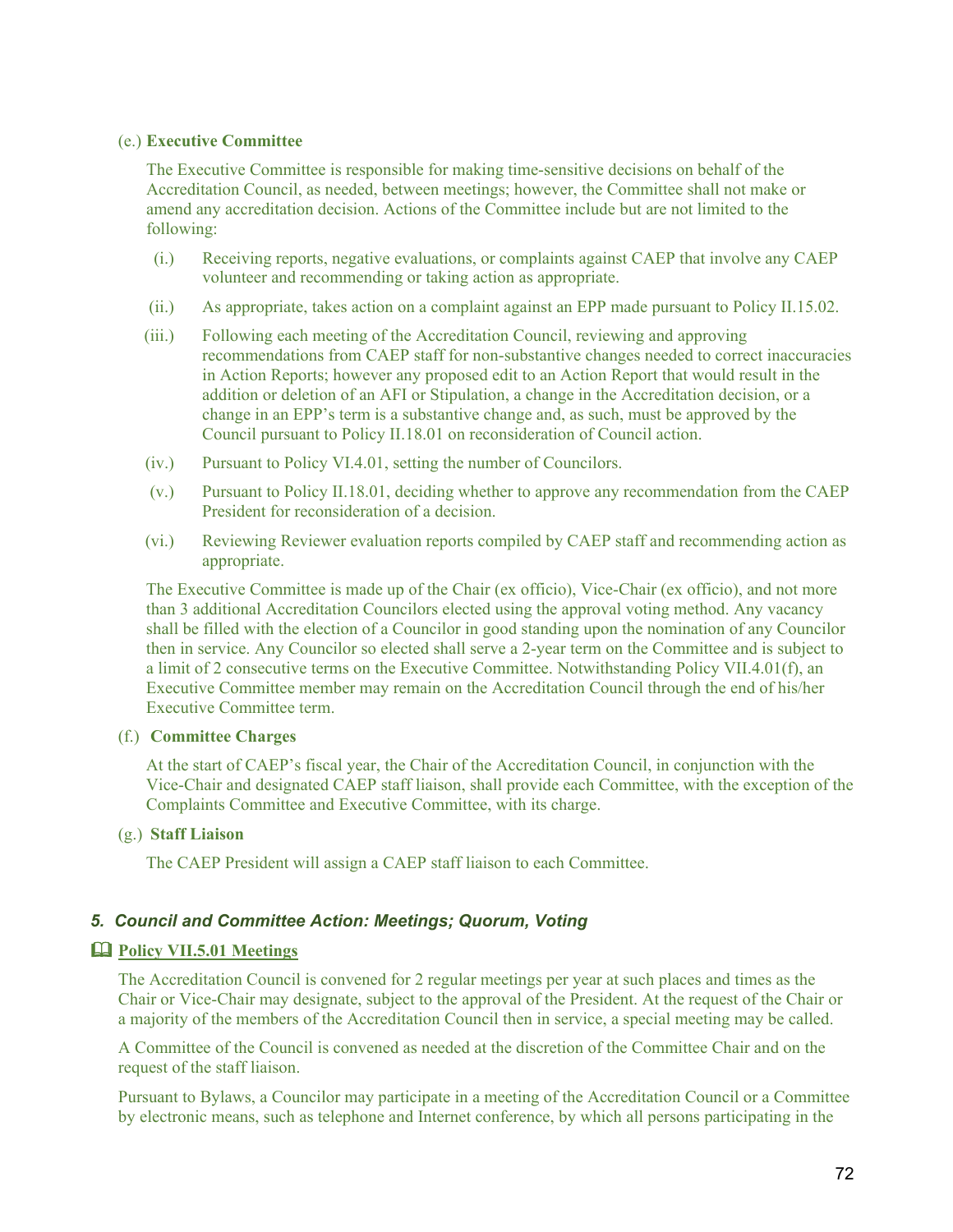(e.) **Executive Committee**

The Executive Committee is responsible for making time-sensitive decisions on behalf of the Accreditation Council, as needed, between meetings; however, the Committee shall not make or amend any accreditation decision. Actions of the Committee include but are not limited to the following:

(i.) Receiving reports, negative evaluations, or complaints against CAEP that involve any CAEP volunteer and recommending or taking action as appropriate.

(ii.) As appropriate, takes action on a complaint against an EPP made pursuant to Policy II.15.02.

(iii.) Following each meeting of the Accreditation Council, reviewing and approving recommendations from CAEP staff for non-substantive changes needed to correct inaccuracies in Action Reports; however any proposed edit to an Action Report that would result in the addition or deletion of an AFI or Stipulation, a change in the Accreditation decision, or a change in an EPP's term is a substantive change and, as such, must be approved by the Council pursuant to Policy II.18.01 on reconsideration of Council action.

(iv.) Pursuant to Policy VI.4.01, setting the number of Councilors.

(v.) Pursuant to Policy II.18.01, deciding whether to approve any recommendation from the CAEP President for reconsideration of a decision.

(vi.) Reviewing Reviewer evaluation reports compiled by CAEP staff and recommending action as appropriate.

The Executive Committee is made up of the Chair (ex officio), Vice-Chair (ex officio), and not more than 3 additional Accreditation Councilors elected using the approval voting method. Any vacancy shall be filled with the election of a Councilor in good standing upon the nomination of any Councilor then in service. Any Councilor so elected shall serve a 2-year term on the Committee and is subject to a limit of 2 consecutive terms on the Executive Committee. Notwithstanding Policy VII.4.01(f), an Executive Committee member may remain on the Accreditation Council through the end of his/her Executive Committee term.

(f.) **Committee Charges**

At the start of CAEP's fiscal year, the Chair of the Accreditation Council, in conjunction with the Vice-Chair and designated CAEP staff liaison, shall provide each Committee, with the exception of the Complaints Committee and Executive Committee, with its charge.

(g.) **Staff Liaison**

The CAEP President will assign a CAEP staff liaison to each Committee.

### *5. Council and Committee Action: Meetings; Quorum, Voting*

#### 🕮 **Policy VII.5.01 Meetings**

The Accreditation Council is convened for 2 regular meetings per year at such places and times as the Chair or Vice-Chair may designate, subject to the approval of the President. At the request of the Chair or a majority of the members of the Accreditation Council then in service, a special meeting may be called.

A Committee of the Council is convened as needed at the discretion of the Committee Chair and on the request of the staff liaison.

Pursuant to Bylaws, a Councilor may participate in a meeting of the Accreditation Council or a Committee by electronic means, such as telephone and Internet conference, by which all persons participating in the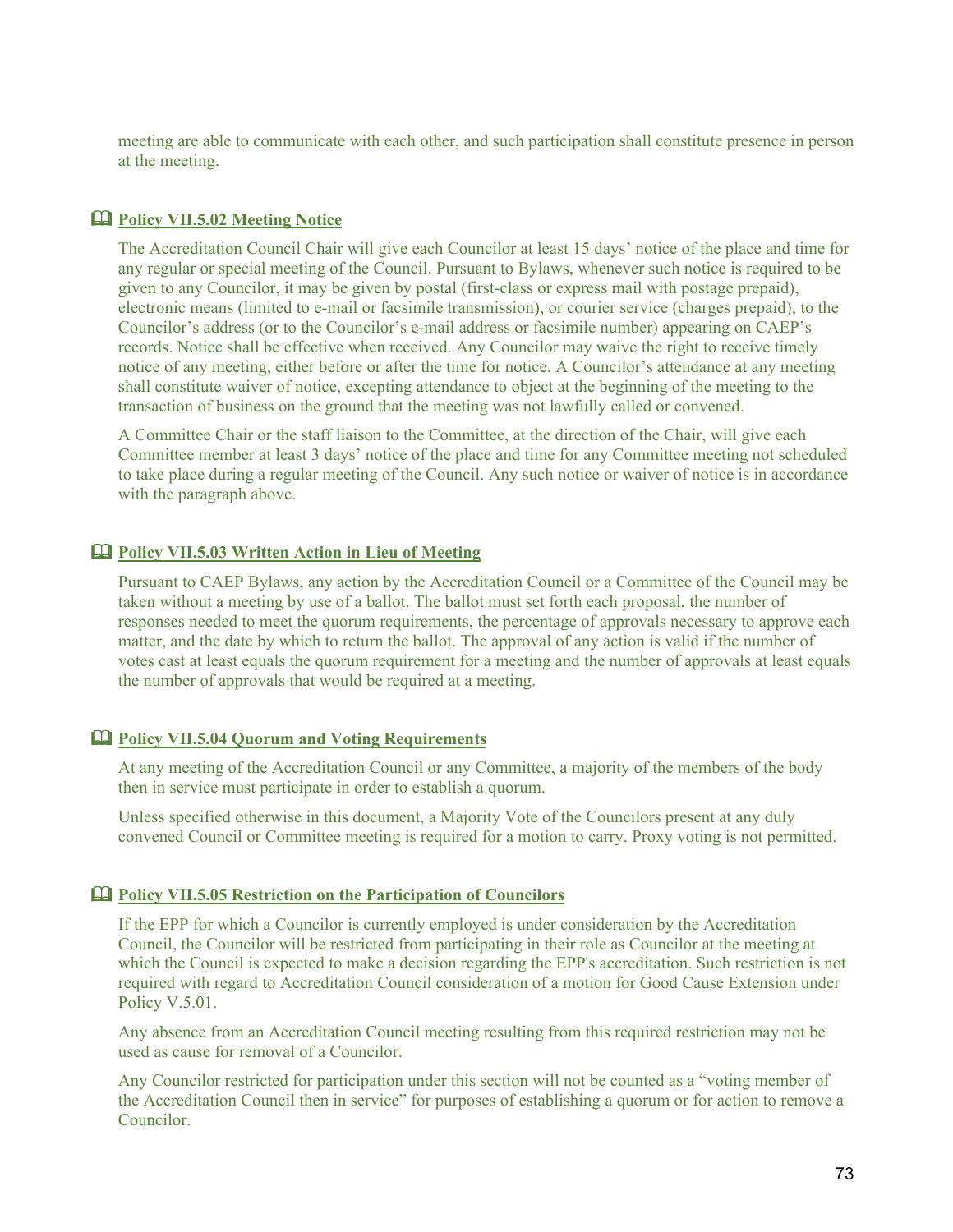meeting are able to communicate with each other, and such participation shall constitute presence in person at the meeting.

### 🕮 Policy VII.5.02 Meeting Notice

The Accreditation Council Chair will give each Councilor at least 15 days' notice of the place and time for any regular or special meeting of the Council. Pursuant to Bylaws, whenever such notice is required to be given to any Councilor, it may be given by postal (first-class or express mail with postage prepaid), electronic means (limited to e-mail or facsimile transmission), or courier service (charges prepaid), to the Councilor's address (or to the Councilor's e-mail address or facsimile number) appearing on CAEP's records. Notice shall be effective when received. Any Councilor may waive the right to receive timely notice of any meeting, either before or after the time for notice. A Councilor's attendance at any meeting shall constitute waiver of notice, excepting attendance to object at the beginning of the meeting to the transaction of business on the ground that the meeting was not lawfully called or convened.

A Committee Chair or the staff liaison to the Committee, at the direction of the Chair, will give each Committee member at least 3 days' notice of the place and time for any Committee meeting not scheduled to take place during a regular meeting of the Council. Any such notice or waiver of notice is in accordance with the paragraph above.

### 🕮 Policy VII.5.03 Written Action in Lieu of Meeting

Pursuant to CAEP Bylaws, any action by the Accreditation Council or a Committee of the Council may be taken without a meeting by use of a ballot. The ballot must set forth each proposal, the number of responses needed to meet the quorum requirements, the percentage of approvals necessary to approve each matter, and the date by which to return the ballot. The approval of any action is valid if the number of votes cast at least equals the quorum requirement for a meeting and the number of approvals at least equals the number of approvals that would be required at a meeting.

### 🕮 Policy VII.5.04 Quorum and Voting Requirements

At any meeting of the Accreditation Council or any Committee, a majority of the members of the body then in service must participate in order to establish a quorum.

Unless specified otherwise in this document, a Majority Vote of the Councilors present at any duly convened Council or Committee meeting is required for a motion to carry. Proxy voting is not permitted.

### 🕮 Policy VII.5.05 Restriction on the Participation of Councilors

If the EPP for which a Councilor is currently employed is under consideration by the Accreditation Council, the Councilor will be restricted from participating in their role as Councilor at the meeting at which the Council is expected to make a decision regarding the EPP's accreditation. Such restriction is not required with regard to Accreditation Council consideration of a motion for Good Cause Extension under Policy V.5.01.

Any absence from an Accreditation Council meeting resulting from this required restriction may not be used as cause for removal of a Councilor.

Any Councilor restricted for participation under this section will not be counted as a "voting member of the Accreditation Council then in service" for purposes of establishing a quorum or for action to remove a Councilor.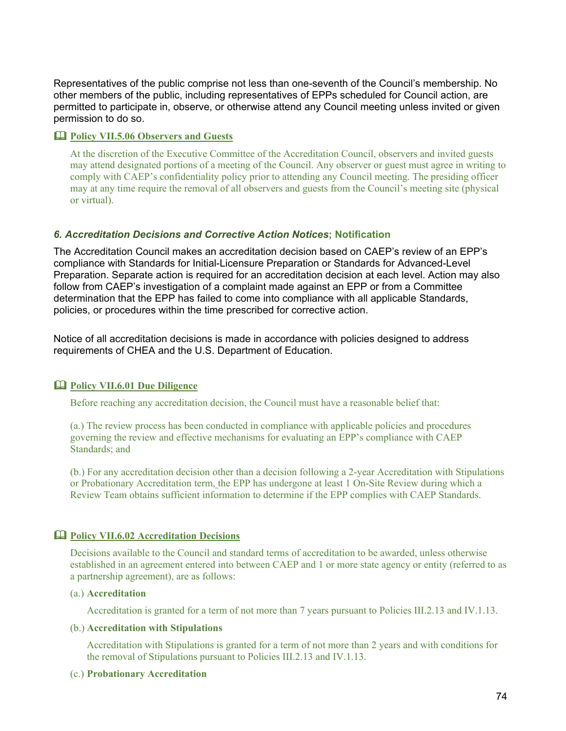Representatives of the public comprise not less than one-seventh of the Council's membership. No other members of the public, including representatives of EPPs scheduled for Council action, are permitted to participate in, observe, or otherwise attend any Council meeting unless invited or given permission to do so.

📖 **Policy VII.5.06 Observers and Guests**

At the discretion of the Executive Committee of the Accreditation Council, observers and invited guests may attend designated portions of a meeting of the Council. Any observer or guest must agree in writing to comply with CAEP's confidentiality policy prior to attending any Council meeting. The presiding officer may at any time require the removal of all observers and guests from the Council's meeting site (physical or virtual).

### *6. Accreditation Decisions and Corrective Action Notices*; Notification

The Accreditation Council makes an accreditation decision based on CAEP's review of an EPP's compliance with Standards for Initial-Licensure Preparation or Standards for Advanced-Level Preparation. Separate action is required for an accreditation decision at each level. Action may also follow from CAEP's investigation of a complaint made against an EPP or from a Committee determination that the EPP has failed to come into compliance with all applicable Standards, policies, or procedures within the time prescribed for corrective action.

Notice of all accreditation decisions is made in accordance with policies designed to address requirements of CHEA and the U.S. Department of Education.

📖 **Policy VII.6.01 Due Diligence**

Before reaching any accreditation decision, the Council must have a reasonable belief that:

(a.) The review process has been conducted in compliance with applicable policies and procedures governing the review and effective mechanisms for evaluating an EPP's compliance with CAEP Standards; and

(b.) For any accreditation decision other than a decision following a 2-year Accreditation with Stipulations or Probationary Accreditation term, the EPP has undergone at least 1 On-Site Review during which a Review Team obtains sufficient information to determine if the EPP complies with CAEP Standards.

📖 **Policy VII.6.02 Accreditation Decisions**

Decisions available to the Council and standard terms of accreditation to be awarded, unless otherwise established in an agreement entered into between CAEP and 1 or more state agency or entity (referred to as a partnership agreement), are as follows:

(a.) **Accreditation**

Accreditation is granted for a term of not more than 7 years pursuant to Policies III.2.13 and IV.1.13.

(b.) **Accreditation with Stipulations**

Accreditation with Stipulations is granted for a term of not more than 2 years and with conditions for the removal of Stipulations pursuant to Policies III.2.13 and IV.1.13.

(c.) **Probationary Accreditation**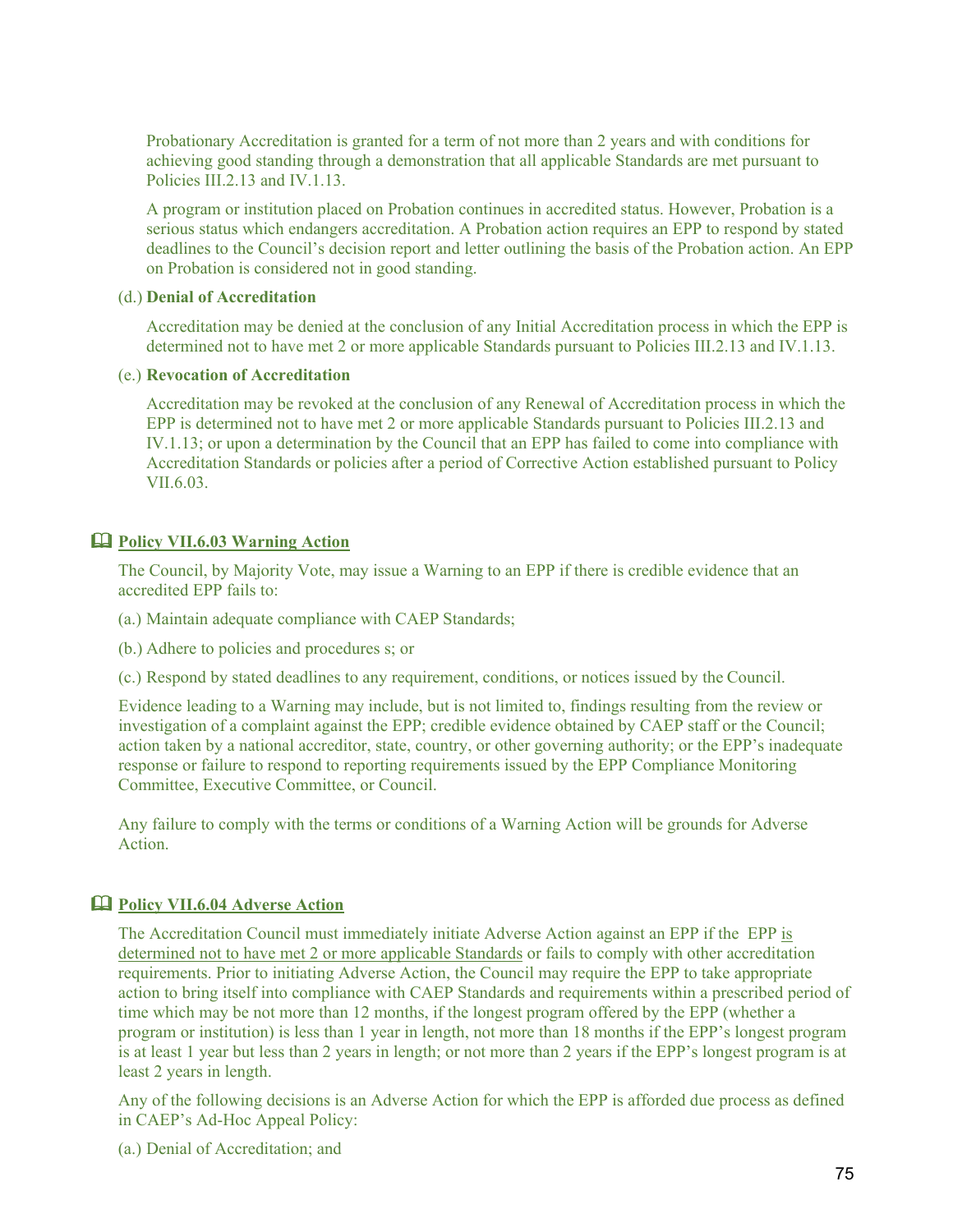Probationary Accreditation is granted for a term of not more than 2 years and with conditions for achieving good standing through a demonstration that all applicable Standards are met pursuant to Policies III.2.13 and IV.1.13.

A program or institution placed on Probation continues in accredited status. However, Probation is a serious status which endangers accreditation. A Probation action requires an EPP to respond by stated deadlines to the Council's decision report and letter outlining the basis of the Probation action. An EPP on Probation is considered not in good standing.

(d.) **Denial of Accreditation**

Accreditation may be denied at the conclusion of any Initial Accreditation process in which the EPP is determined not to have met 2 or more applicable Standards pursuant to Policies III.2.13 and IV.1.13.

(e.) **Revocation of Accreditation**

Accreditation may be revoked at the conclusion of any Renewal of Accreditation process in which the EPP is determined not to have met 2 or more applicable Standards pursuant to Policies III.2.13 and IV.1.13; or upon a determination by the Council that an EPP has failed to come into compliance with Accreditation Standards or policies after a period of Corrective Action established pursuant to Policy VII.6.03.

### 🕮 Policy VII.6.03 Warning Action

The Council, by Majority Vote, may issue a Warning to an EPP if there is credible evidence that an accredited EPP fails to:

(a.) Maintain adequate compliance with CAEP Standards;

(b.) Adhere to policies and procedures s; or

(c.) Respond by stated deadlines to any requirement, conditions, or notices issued by the Council.

Evidence leading to a Warning may include, but is not limited to, findings resulting from the review or investigation of a complaint against the EPP; credible evidence obtained by CAEP staff or the Council; action taken by a national accreditor, state, country, or other governing authority; or the EPP's inadequate response or failure to respond to reporting requirements issued by the EPP Compliance Monitoring Committee, Executive Committee, or Council.

Any failure to comply with the terms or conditions of a Warning Action will be grounds for Adverse Action.

### 🕮 Policy VII.6.04 Adverse Action

The Accreditation Council must immediately initiate Adverse Action against an EPP if the EPP is determined not to have met 2 or more applicable Standards or fails to comply with other accreditation requirements. Prior to initiating Adverse Action, the Council may require the EPP to take appropriate action to bring itself into compliance with CAEP Standards and requirements within a prescribed period of time which may be not more than 12 months, if the longest program offered by the EPP (whether a program or institution) is less than 1 year in length, not more than 18 months if the EPP's longest program is at least 1 year but less than 2 years in length; or not more than 2 years if the EPP's longest program is at least 2 years in length.

Any of the following decisions is an Adverse Action for which the EPP is afforded due process as defined in CAEP's Ad-Hoc Appeal Policy:

(a.) Denial of Accreditation; and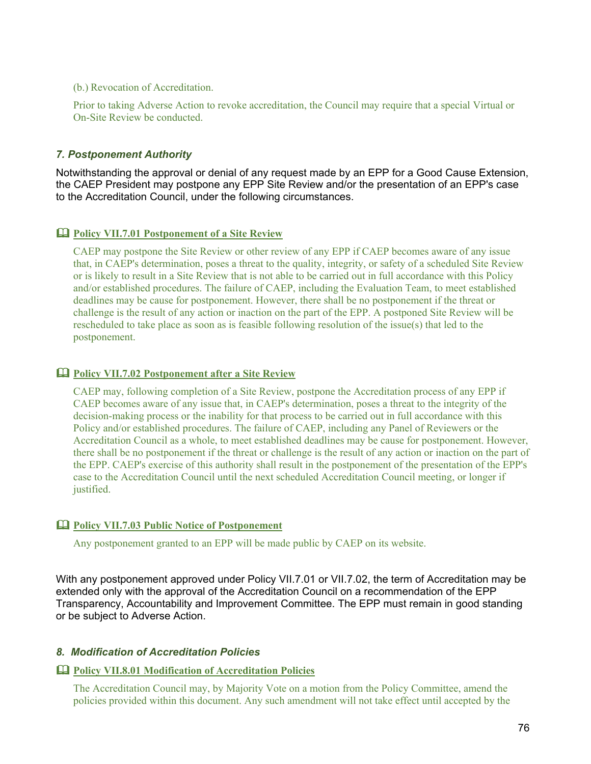(b.) Revocation of Accreditation.

Prior to taking Adverse Action to revoke accreditation, the Council may require that a special Virtual or On-Site Review be conducted.

### *7. Postponement Authority*

Notwithstanding the approval or denial of any request made by an EPP for a Good Cause Extension, the CAEP President may postpone any EPP Site Review and/or the presentation of an EPP's case to the Accreditation Council, under the following circumstances.

#### 🕮 Policy VII.7.01 Postponement of a Site Review

CAEP may postpone the Site Review or other review of any EPP if CAEP becomes aware of any issue that, in CAEP's determination, poses a threat to the quality, integrity, or safety of a scheduled Site Review or is likely to result in a Site Review that is not able to be carried out in full accordance with this Policy and/or established procedures. The failure of CAEP, including the Evaluation Team, to meet established deadlines may be cause for postponement. However, there shall be no postponement if the threat or challenge is the result of any action or inaction on the part of the EPP. A postponed Site Review will be rescheduled to take place as soon as is feasible following resolution of the issue(s) that led to the postponement.

#### 🕮 Policy VII.7.02 Postponement after a Site Review

CAEP may, following completion of a Site Review, postpone the Accreditation process of any EPP if CAEP becomes aware of any issue that, in CAEP's determination, poses a threat to the integrity of the decision-making process or the inability for that process to be carried out in full accordance with this Policy and/or established procedures. The failure of CAEP, including any Panel of Reviewers or the Accreditation Council as a whole, to meet established deadlines may be cause for postponement. However, there shall be no postponement if the threat or challenge is the result of any action or inaction on the part of the EPP. CAEP's exercise of this authority shall result in the postponement of the presentation of the EPP's case to the Accreditation Council until the next scheduled Accreditation Council meeting, or longer if justified.

#### 🕮 Policy VII.7.03 Public Notice of Postponement

Any postponement granted to an EPP will be made public by CAEP on its website.

With any postponement approved under Policy VII.7.01 or VII.7.02, the term of Accreditation may be extended only with the approval of the Accreditation Council on a recommendation of the EPP Transparency, Accountability and Improvement Committee. The EPP must remain in good standing or be subject to Adverse Action.

### *8. Modification of Accreditation Policies*

#### 🕮 Policy VII.8.01 Modification of Accreditation Policies

The Accreditation Council may, by Majority Vote on a motion from the Policy Committee, amend the policies provided within this document. Any such amendment will not take effect until accepted by the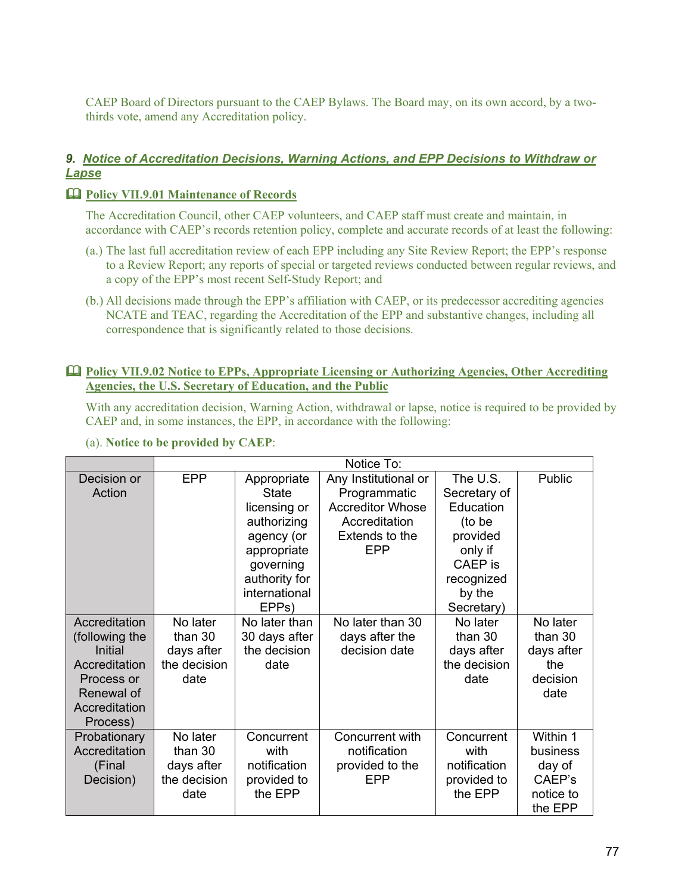CAEP Board of Directors pursuant to the CAEP Bylaws. The Board may, on its own accord, by a two-thirds vote, amend any Accreditation policy.

## *9. Notice of Accreditation Decisions, Warning Actions, and EPP Decisions to Withdraw or Lapse*

### 🕮 Policy VII.9.01 Maintenance of Records

The Accreditation Council, other CAEP volunteers, and CAEP staff must create and maintain, in accordance with CAEP's records retention policy, complete and accurate records of at least the following:

(a.) The last full accreditation review of each EPP including any Site Review Report; the EPP's response to a Review Report; any reports of special or targeted reviews conducted between regular reviews, and a copy of the EPP's most recent Self-Study Report; and

(b.) All decisions made through the EPP's affiliation with CAEP, or its predecessor accrediting agencies NCATE and TEAC, regarding the Accreditation of the EPP and substantive changes, including all correspondence that is significantly related to those decisions.

### 🕮 Policy VII.9.02 Notice to EPPs, Appropriate Licensing or Authorizing Agencies, Other Accrediting Agencies, the U.S. Secretary of Education, and the Public

With any accreditation decision, Warning Action, withdrawal or lapse, notice is required to be provided by CAEP and, in some instances, the EPP, in accordance with the following:

(a). **Notice to be provided by CAEP**:

| | Notice To: | | | | |
|---|---|---|---|---|---|
| Decision or Action | EPP | Appropriate State licensing or authorizing agency (or appropriate governing authority for international EPPs) | Any Institutional or Programmatic Accreditor Whose Accreditation Extends to the EPP | The U.S. Secretary of Education (to be provided only if CAEP is recognized by the Secretary) | Public |
| Accreditation (following the Initial Accreditation Process or Renewal of Accreditation Process) | No later than 30 days after the decision date | No later than 30 days after the decision date | No later than 30 days after the decision date | No later than 30 days after the decision date | No later than 30 days after the decision date |
| Probationary Accreditation (Final Decision) | No later than 30 days after the decision date | Concurrent with notification provided to the EPP | Concurrent with notification provided to the EPP | Concurrent with notification provided to the EPP | Within 1 business day of CAEP's notice to the EPP |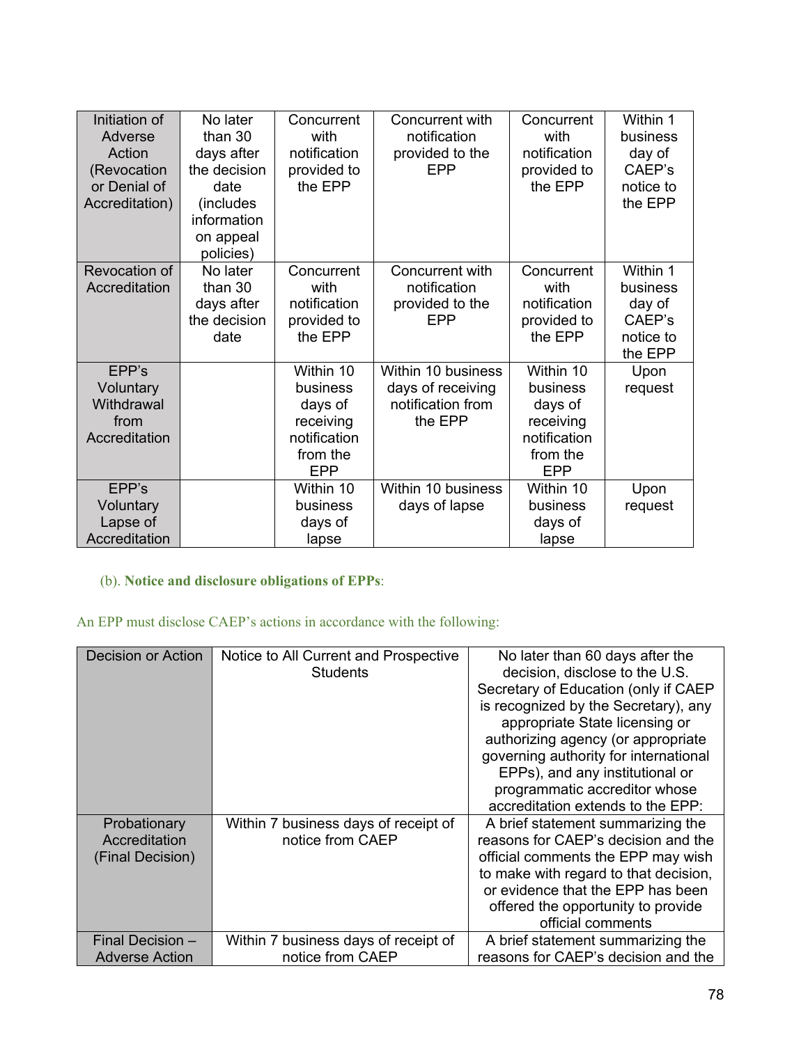| Initiation of Adverse Action (Revocation or Denial of Accreditation) | No later than 30 days after the decision date (includes information on appeal policies) | Concurrent with notification provided to the EPP | Concurrent with notification provided to the EPP | Concurrent with notification provided to the EPP | Within 1 business day of CAEP's notice to the EPP |
|---|---|---|---|---|---|
| Revocation of Accreditation | No later than 30 days after the decision date | Concurrent with notification provided to the EPP | Concurrent with notification provided to the EPP | Concurrent with notification provided to the EPP | Within 1 business day of CAEP's notice to the EPP |
| EPP's Voluntary Withdrawal from Accreditation | | Within 10 business days of receiving notification from the EPP | Within 10 business days of receiving notification from the EPP | Within 10 business days of receiving notification from the EPP | Upon request |
| EPP's Voluntary Lapse of Accreditation | | Within 10 business days of lapse | Within 10 business days of lapse | Within 10 business days of lapse | Upon request |

(b). **Notice and disclosure obligations of EPPs**:

An EPP must disclose CAEP's actions in accordance with the following:

| Decision or Action | Notice to All Current and Prospective Students | No later than 60 days after the decision, disclose to the U.S. Secretary of Education (only if CAEP is recognized by the Secretary), any appropriate State licensing or authorizing agency (or appropriate governing authority for international EPPs), and any institutional or programmatic accreditor whose accreditation extends to the EPP: |
|---|---|---|
| Probationary Accreditation (Final Decision) | Within 7 business days of receipt of notice from CAEP | A brief statement summarizing the reasons for CAEP's decision and the official comments the EPP may wish to make with regard to that decision, or evidence that the EPP has been offered the opportunity to provide official comments |
| Final Decision – Adverse Action | Within 7 business days of receipt of notice from CAEP | A brief statement summarizing the reasons for CAEP's decision and the |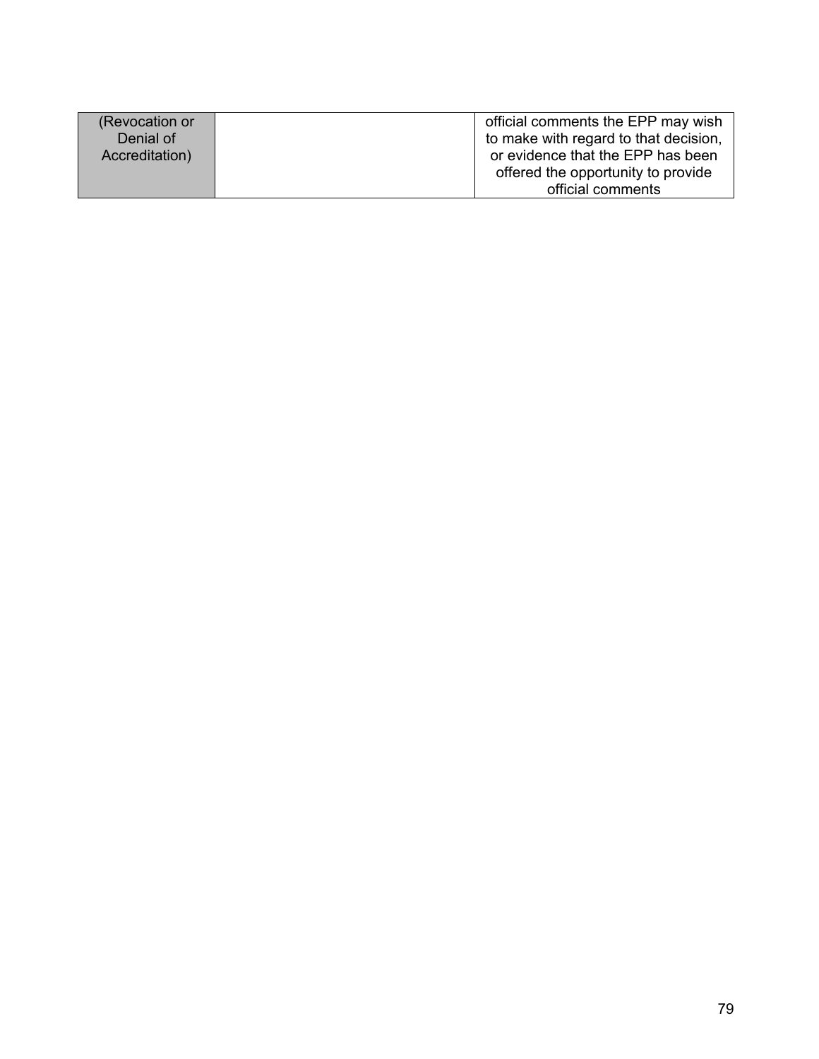| | | |
|---|---|---|
| (Revocation or Denial of Accreditation) | | official comments the EPP may wish to make with regard to that decision, or evidence that the EPP has been offered the opportunity to provide official comments |